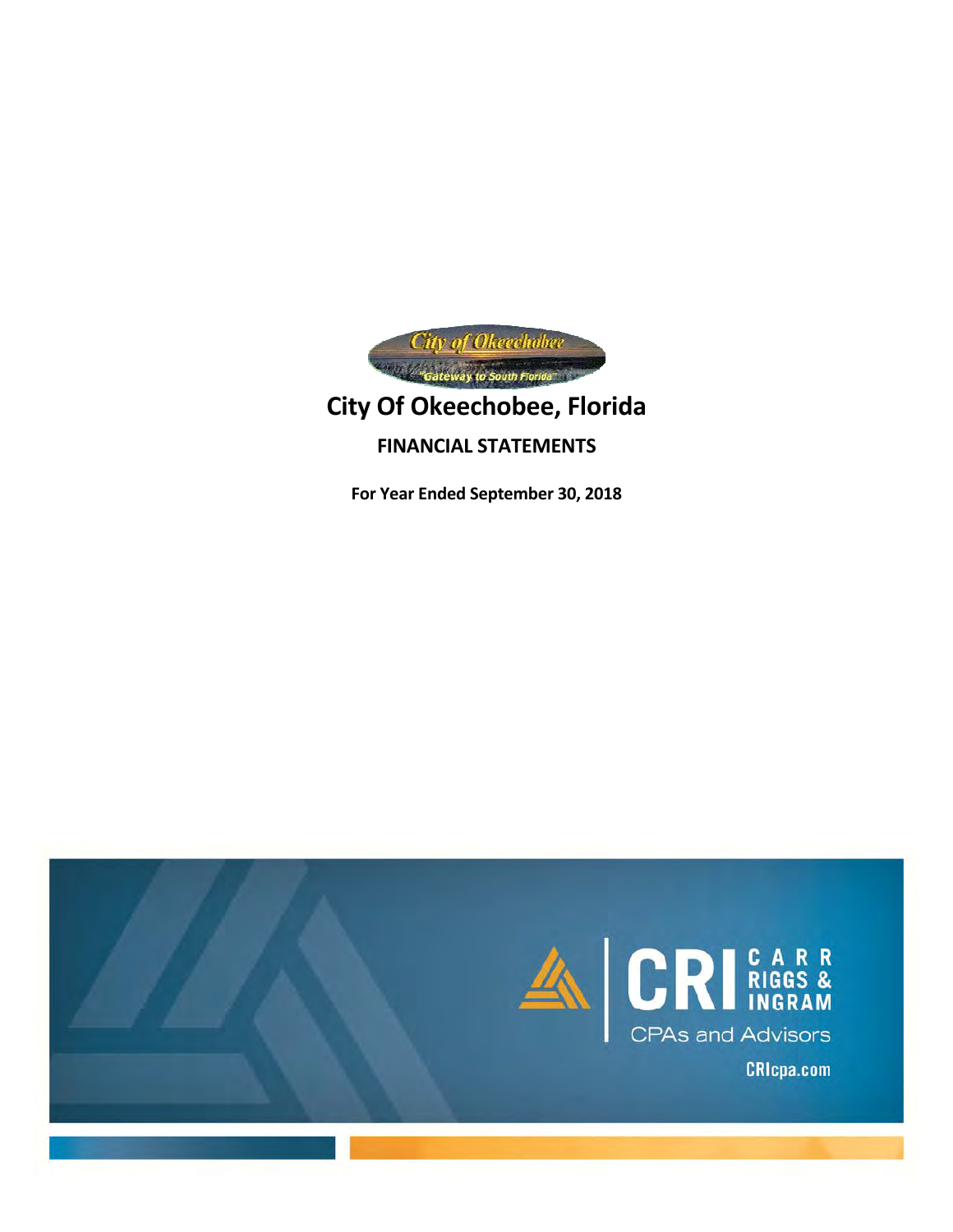City of Okeechobee

"Gateway to South Florida"

# City Of Okeechobee, Florida

## FINANCIAL STATEMENTS

**For Year Ended September 30, 2018**

CRI CARR RIGGS & INGRAM

CPAs and Advisors

CRIcpa.com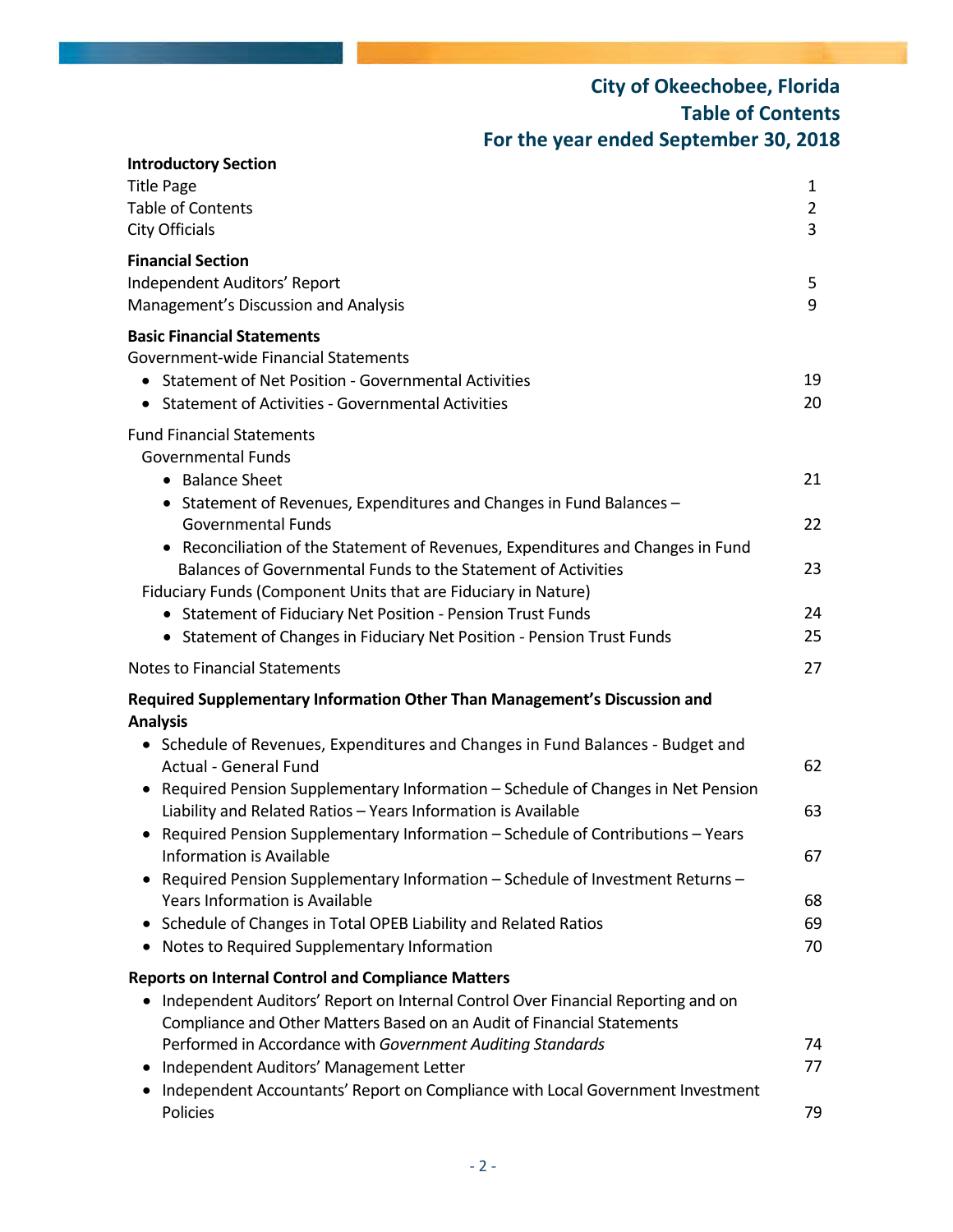# City of Okeechobee, Florida
## Table of Contents
## For the year ended September 30, 2018

| | |
|---|---|
| **Introductory Section** | |
| Title Page | 1 |
| Table of Contents | 2 |
| City Officials | 3 |
| **Financial Section** | |
| Independent Auditors' Report | 5 |
| Management's Discussion and Analysis | 9 |
| **Basic Financial Statements** | |
| Government-wide Financial Statements | |
| • Statement of Net Position - Governmental Activities | 19 |
| • Statement of Activities - Governmental Activities | 20 |
| Fund Financial Statements | |
| Governmental Funds | |
| • Balance Sheet | 21 |
| • Statement of Revenues, Expenditures and Changes in Fund Balances – Governmental Funds | 22 |
| • Reconciliation of the Statement of Revenues, Expenditures and Changes in Fund Balances of Governmental Funds to the Statement of Activities | 23 |
| Fiduciary Funds (Component Units that are Fiduciary in Nature) | |
| • Statement of Fiduciary Net Position - Pension Trust Funds | 24 |
| • Statement of Changes in Fiduciary Net Position - Pension Trust Funds | 25 |
| Notes to Financial Statements | 27 |
| **Required Supplementary Information Other Than Management's Discussion and Analysis** | |
| • Schedule of Revenues, Expenditures and Changes in Fund Balances - Budget and Actual - General Fund | 62 |
| • Required Pension Supplementary Information – Schedule of Changes in Net Pension Liability and Related Ratios – Years Information is Available | 63 |
| • Required Pension Supplementary Information – Schedule of Contributions – Years Information is Available | 67 |
| • Required Pension Supplementary Information – Schedule of Investment Returns – Years Information is Available | 68 |
| • Schedule of Changes in Total OPEB Liability and Related Ratios | 69 |
| • Notes to Required Supplementary Information | 70 |
| **Reports on Internal Control and Compliance Matters** | |
| • Independent Auditors' Report on Internal Control Over Financial Reporting and on Compliance and Other Matters Based on an Audit of Financial Statements Performed in Accordance with *Government Auditing Standards* | 74 |
| • Independent Auditors' Management Letter | 77 |
| • Independent Accountants' Report on Compliance with Local Government Investment Policies | 79 |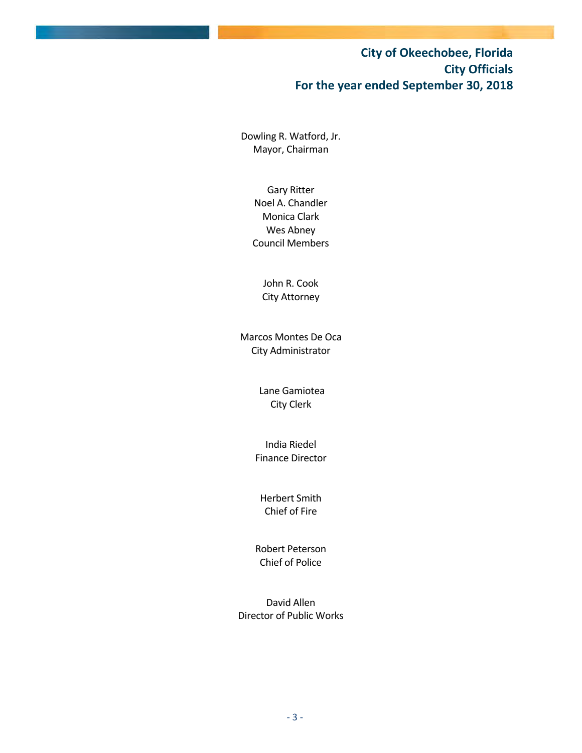# City of Okeechobee, Florida
## City Officials
## For the year ended September 30, 2018

Dowling R. Watford, Jr.
Mayor, Chairman

Gary Ritter
Noel A. Chandler
Monica Clark
Wes Abney
Council Members

John R. Cook
City Attorney

Marcos Montes De Oca
City Administrator

Lane Gamiotea
City Clerk

India Riedel
Finance Director

Herbert Smith
Chief of Fire

Robert Peterson
Chief of Police

David Allen
Director of Public Works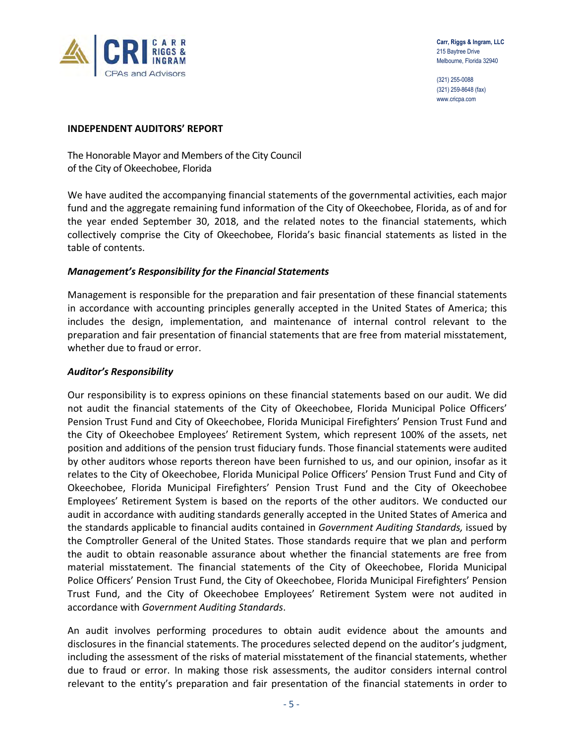Carr, Riggs & Ingram, LLC
215 Baytree Drive
Melbourne, Florida 32940

(321) 255-0088
(321) 259-8648 (fax)
www.cricpa.com

## INDEPENDENT AUDITORS' REPORT

The Honorable Mayor and Members of the City Council
of the City of Okeechobee, Florida

We have audited the accompanying financial statements of the governmental activities, each major fund and the aggregate remaining fund information of the City of Okeechobee, Florida, as of and for the year ended September 30, 2018, and the related notes to the financial statements, which collectively comprise the City of Okeechobee, Florida's basic financial statements as listed in the table of contents.

### *Management's Responsibility for the Financial Statements*

Management is responsible for the preparation and fair presentation of these financial statements in accordance with accounting principles generally accepted in the United States of America; this includes the design, implementation, and maintenance of internal control relevant to the preparation and fair presentation of financial statements that are free from material misstatement, whether due to fraud or error.

### *Auditor's Responsibility*

Our responsibility is to express opinions on these financial statements based on our audit. We did not audit the financial statements of the City of Okeechobee, Florida Municipal Police Officers' Pension Trust Fund and City of Okeechobee, Florida Municipal Firefighters' Pension Trust Fund and the City of Okeechobee Employees' Retirement System, which represent 100% of the assets, net position and additions of the pension trust fiduciary funds. Those financial statements were audited by other auditors whose reports thereon have been furnished to us, and our opinion, insofar as it relates to the City of Okeechobee, Florida Municipal Police Officers' Pension Trust Fund and City of Okeechobee, Florida Municipal Firefighters' Pension Trust Fund and the City of Okeechobee Employees' Retirement System is based on the reports of the other auditors. We conducted our audit in accordance with auditing standards generally accepted in the United States of America and the standards applicable to financial audits contained in *Government Auditing Standards,* issued by the Comptroller General of the United States. Those standards require that we plan and perform the audit to obtain reasonable assurance about whether the financial statements are free from material misstatement. The financial statements of the City of Okeechobee, Florida Municipal Police Officers' Pension Trust Fund, the City of Okeechobee, Florida Municipal Firefighters' Pension Trust Fund, and the City of Okeechobee Employees' Retirement System were not audited in accordance with *Government Auditing Standards*.

An audit involves performing procedures to obtain audit evidence about the amounts and disclosures in the financial statements. The procedures selected depend on the auditor's judgment, including the assessment of the risks of material misstatement of the financial statements, whether due to fraud or error. In making those risk assessments, the auditor considers internal control relevant to the entity's preparation and fair presentation of the financial statements in order to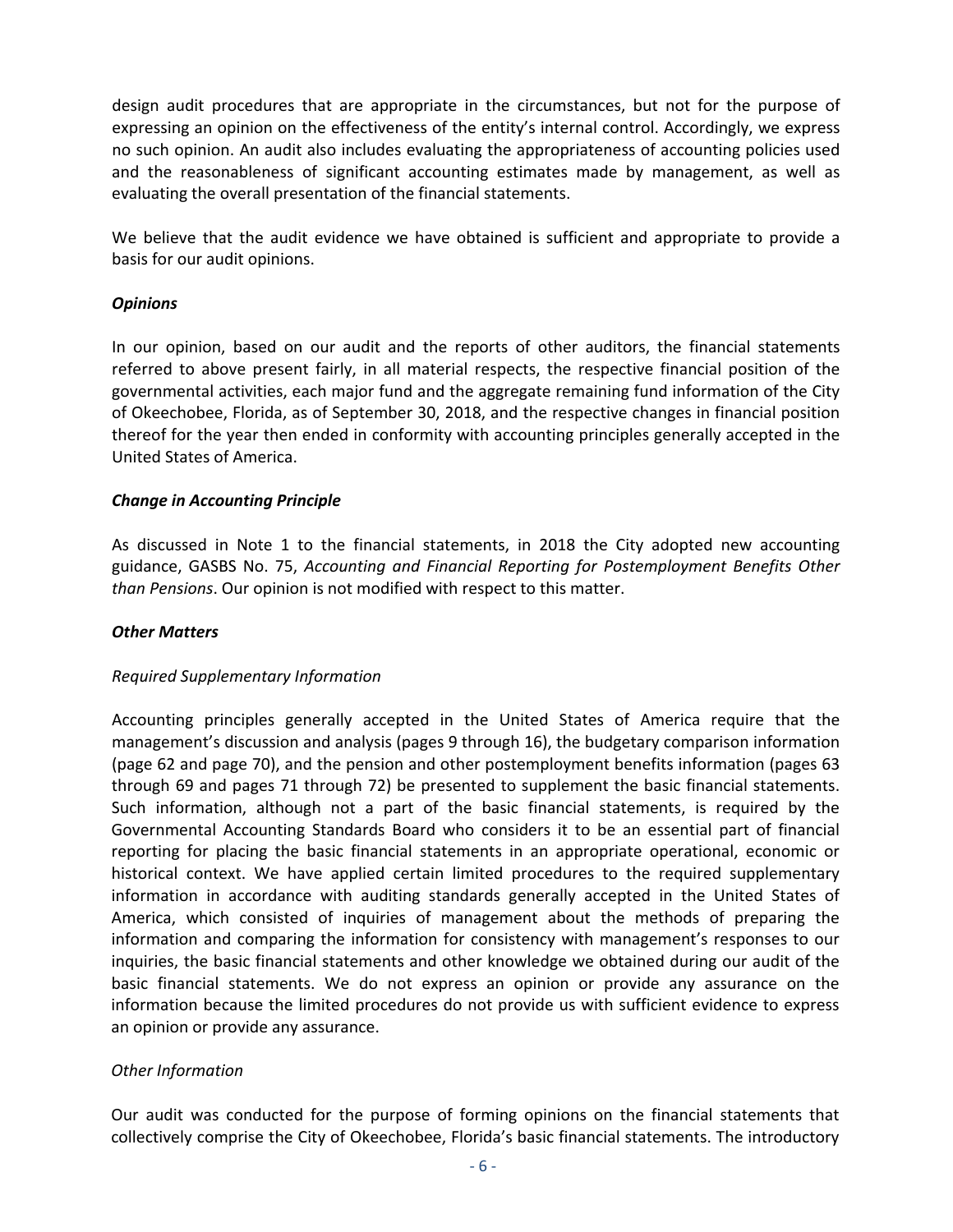design audit procedures that are appropriate in the circumstances, but not for the purpose of expressing an opinion on the effectiveness of the entity's internal control. Accordingly, we express no such opinion. An audit also includes evaluating the appropriateness of accounting policies used and the reasonableness of significant accounting estimates made by management, as well as evaluating the overall presentation of the financial statements.

We believe that the audit evidence we have obtained is sufficient and appropriate to provide a basis for our audit opinions.

***Opinions***

In our opinion, based on our audit and the reports of other auditors, the financial statements referred to above present fairly, in all material respects, the respective financial position of the governmental activities, each major fund and the aggregate remaining fund information of the City of Okeechobee, Florida, as of September 30, 2018, and the respective changes in financial position thereof for the year then ended in conformity with accounting principles generally accepted in the United States of America.

***Change in Accounting Principle***

As discussed in Note 1 to the financial statements, in 2018 the City adopted new accounting guidance, GASBS No. 75, *Accounting and Financial Reporting for Postemployment Benefits Other than Pensions*. Our opinion is not modified with respect to this matter.

***Other Matters***

*Required Supplementary Information*

Accounting principles generally accepted in the United States of America require that the management's discussion and analysis (pages 9 through 16), the budgetary comparison information (page 62 and page 70), and the pension and other postemployment benefits information (pages 63 through 69 and pages 71 through 72) be presented to supplement the basic financial statements. Such information, although not a part of the basic financial statements, is required by the Governmental Accounting Standards Board who considers it to be an essential part of financial reporting for placing the basic financial statements in an appropriate operational, economic or historical context. We have applied certain limited procedures to the required supplementary information in accordance with auditing standards generally accepted in the United States of America, which consisted of inquiries of management about the methods of preparing the information and comparing the information for consistency with management's responses to our inquiries, the basic financial statements and other knowledge we obtained during our audit of the basic financial statements. We do not express an opinion or provide any assurance on the information because the limited procedures do not provide us with sufficient evidence to express an opinion or provide any assurance.

*Other Information*

Our audit was conducted for the purpose of forming opinions on the financial statements that collectively comprise the City of Okeechobee, Florida's basic financial statements. The introductory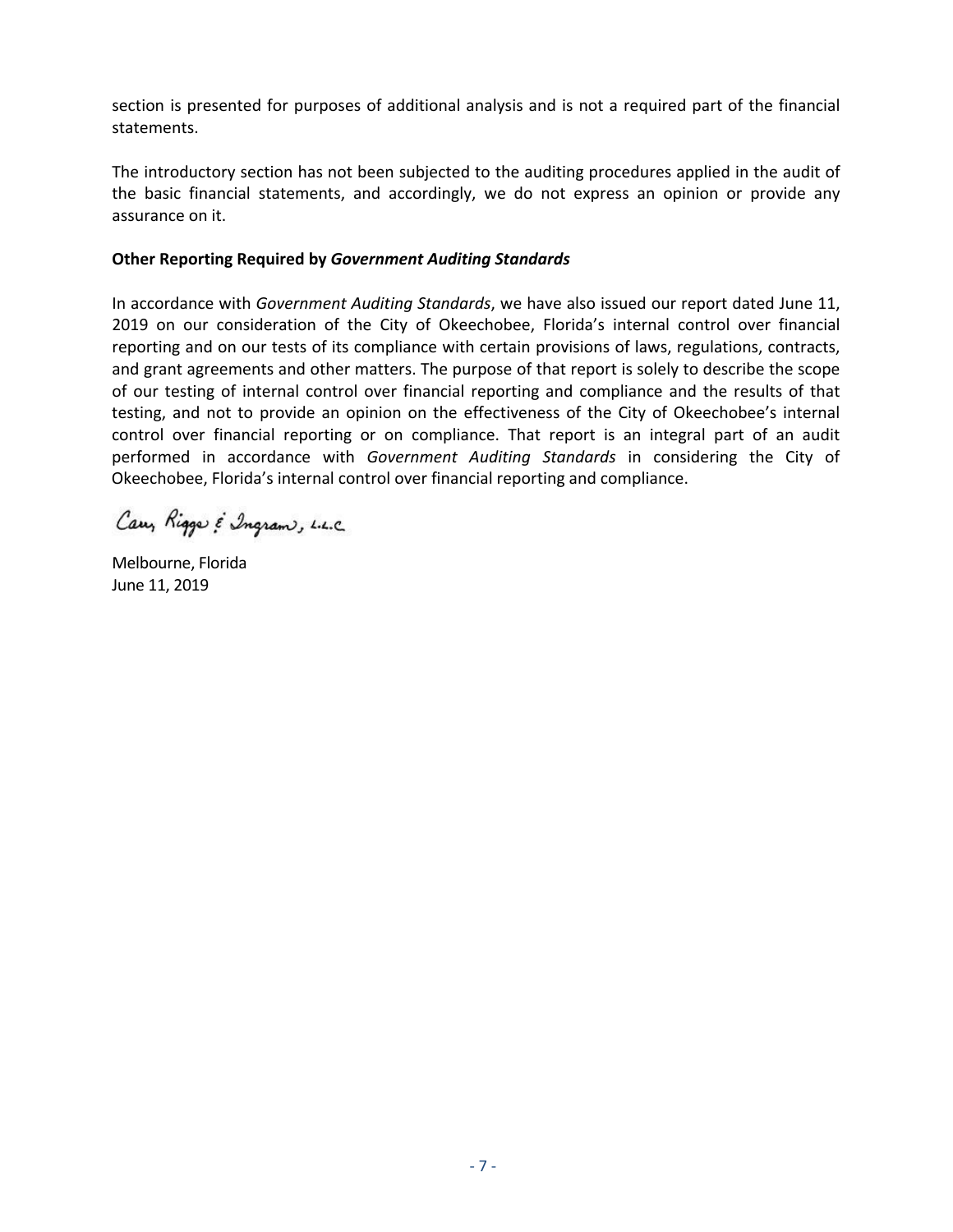section is presented for purposes of additional analysis and is not a required part of the financial statements.

The introductory section has not been subjected to the auditing procedures applied in the audit of the basic financial statements, and accordingly, we do not express an opinion or provide any assurance on it.

**Other Reporting Required by *Government Auditing Standards***

In accordance with *Government Auditing Standards*, we have also issued our report dated June 11, 2019 on our consideration of the City of Okeechobee, Florida's internal control over financial reporting and on our tests of its compliance with certain provisions of laws, regulations, contracts, and grant agreements and other matters. The purpose of that report is solely to describe the scope of our testing of internal control over financial reporting and compliance and the results of that testing, and not to provide an opinion on the effectiveness of the City of Okeechobee's internal control over financial reporting or on compliance. That report is an integral part of an audit performed in accordance with *Government Auditing Standards* in considering the City of Okeechobee, Florida's internal control over financial reporting and compliance.

Carr, Riggs & Ingram, L.L.C.

Melbourne, Florida
June 11, 2019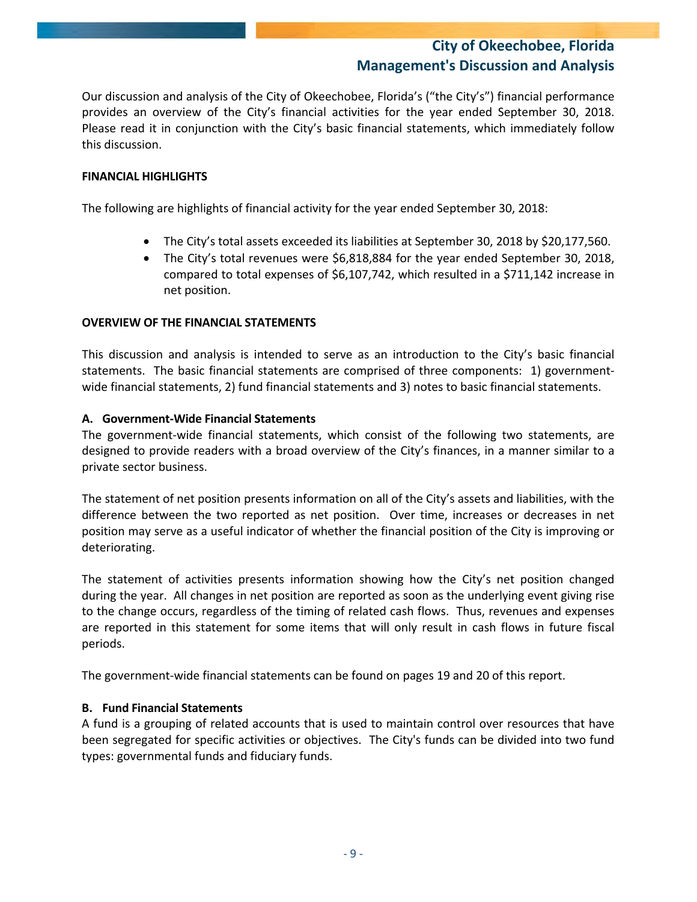# City of Okeechobee, Florida
## Management's Discussion and Analysis

Our discussion and analysis of the City of Okeechobee, Florida's ("the City's") financial performance provides an overview of the City's financial activities for the year ended September 30, 2018. Please read it in conjunction with the City's basic financial statements, which immediately follow this discussion.

**FINANCIAL HIGHLIGHTS**

The following are highlights of financial activity for the year ended September 30, 2018:

- The City's total assets exceeded its liabilities at September 30, 2018 by $20,177,560.
- The City's total revenues were $6,818,884 for the year ended September 30, 2018, compared to total expenses of $6,107,742, which resulted in a $711,142 increase in net position.

**OVERVIEW OF THE FINANCIAL STATEMENTS**

This discussion and analysis is intended to serve as an introduction to the City's basic financial statements. The basic financial statements are comprised of three components: 1) government-wide financial statements, 2) fund financial statements and 3) notes to basic financial statements.

**A. Government-Wide Financial Statements**

The government-wide financial statements, which consist of the following two statements, are designed to provide readers with a broad overview of the City's finances, in a manner similar to a private sector business.

The statement of net position presents information on all of the City's assets and liabilities, with the difference between the two reported as net position. Over time, increases or decreases in net position may serve as a useful indicator of whether the financial position of the City is improving or deteriorating.

The statement of activities presents information showing how the City's net position changed during the year. All changes in net position are reported as soon as the underlying event giving rise to the change occurs, regardless of the timing of related cash flows. Thus, revenues and expenses are reported in this statement for some items that will only result in cash flows in future fiscal periods.

The government-wide financial statements can be found on pages 19 and 20 of this report.

**B. Fund Financial Statements**

A fund is a grouping of related accounts that is used to maintain control over resources that have been segregated for specific activities or objectives. The City's funds can be divided into two fund types: governmental funds and fiduciary funds.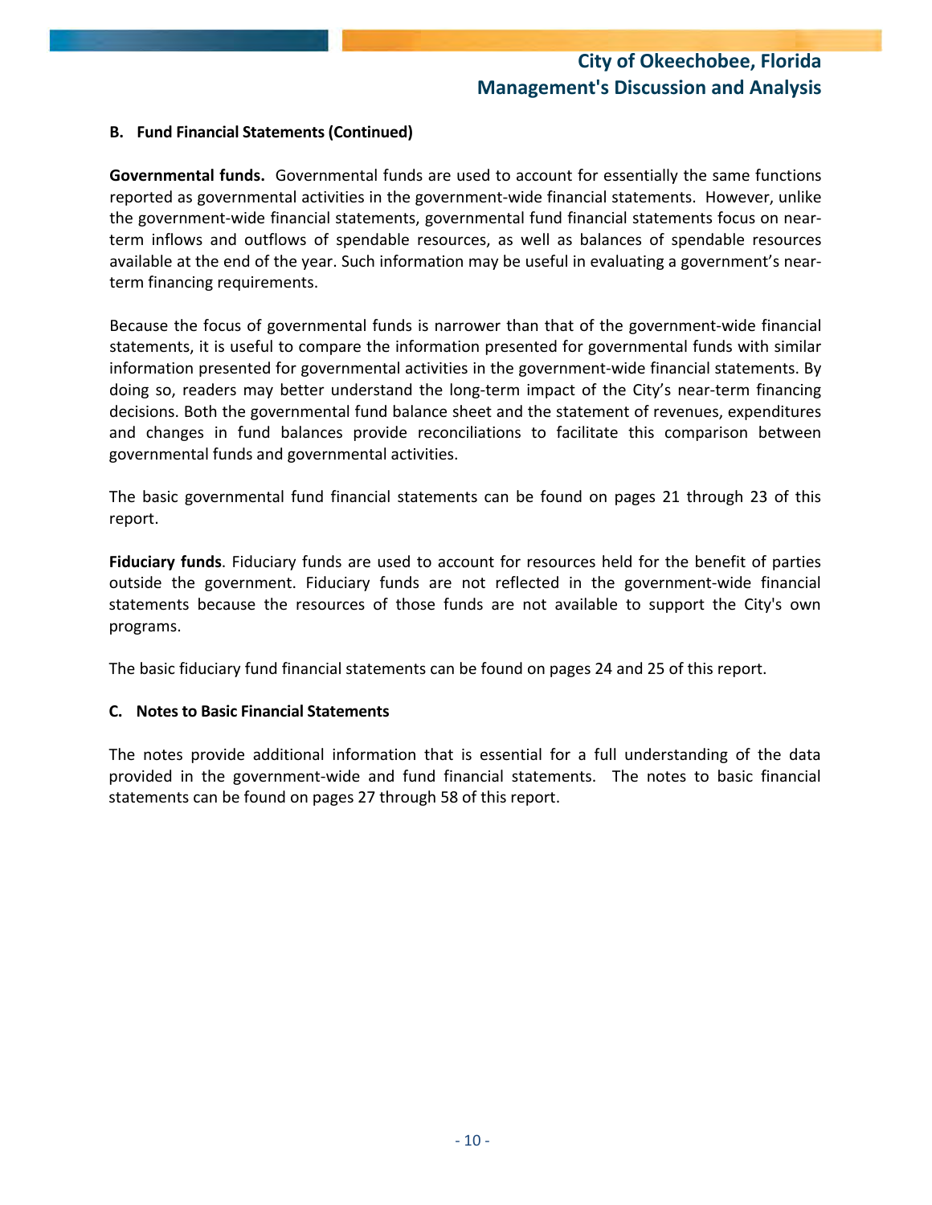### B. Fund Financial Statements (Continued)

**Governmental funds.** Governmental funds are used to account for essentially the same functions reported as governmental activities in the government-wide financial statements. However, unlike the government-wide financial statements, governmental fund financial statements focus on near-term inflows and outflows of spendable resources, as well as balances of spendable resources available at the end of the year. Such information may be useful in evaluating a government's near-term financing requirements.

Because the focus of governmental funds is narrower than that of the government-wide financial statements, it is useful to compare the information presented for governmental funds with similar information presented for governmental activities in the government-wide financial statements. By doing so, readers may better understand the long-term impact of the City's near-term financing decisions. Both the governmental fund balance sheet and the statement of revenues, expenditures and changes in fund balances provide reconciliations to facilitate this comparison between governmental funds and governmental activities.

The basic governmental fund financial statements can be found on pages 21 through 23 of this report.

**Fiduciary funds**. Fiduciary funds are used to account for resources held for the benefit of parties outside the government. Fiduciary funds are not reflected in the government-wide financial statements because the resources of those funds are not available to support the City's own programs.

The basic fiduciary fund financial statements can be found on pages 24 and 25 of this report.

### C. Notes to Basic Financial Statements

The notes provide additional information that is essential for a full understanding of the data provided in the government-wide and fund financial statements. The notes to basic financial statements can be found on pages 27 through 58 of this report.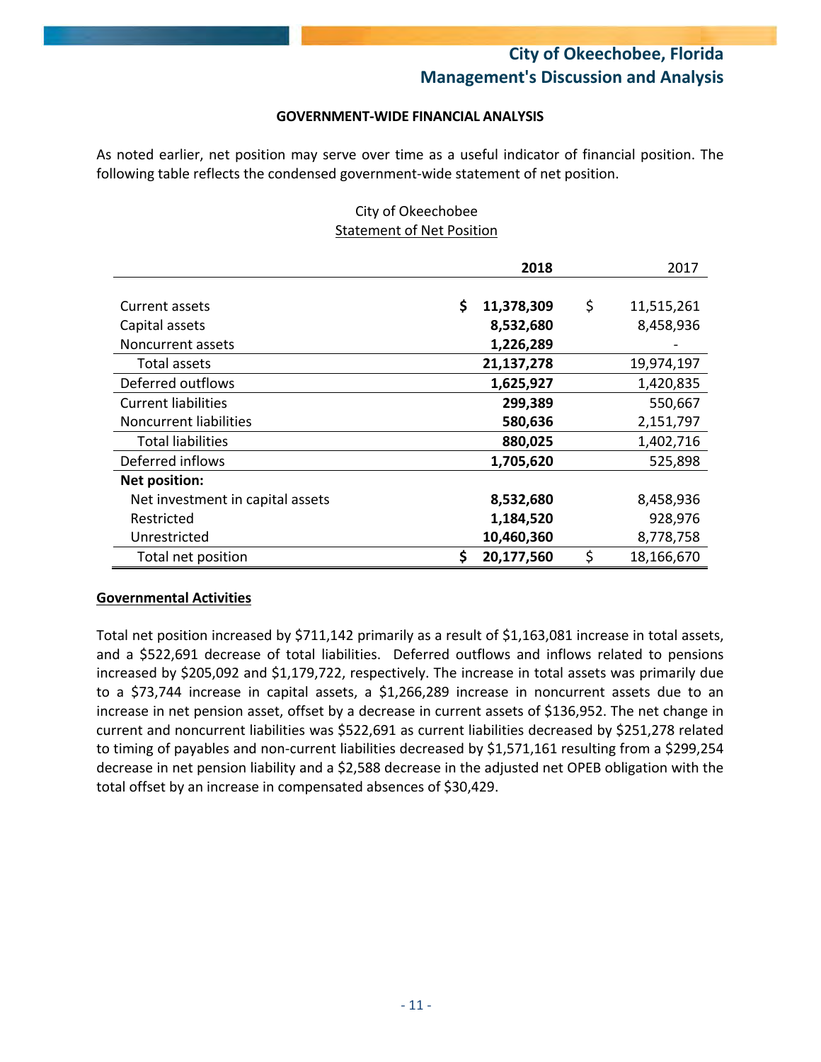### GOVERNMENT-WIDE FINANCIAL ANALYSIS

As noted earlier, net position may serve over time as a useful indicator of financial position. The following table reflects the condensed government-wide statement of net position.

City of Okeechobee
Statement of Net Position

| | 2018 | 2017 |
|---|---|---|
| Current assets | $ 11,378,309 | $ 11,515,261 |
| Capital assets | 8,532,680 | 8,458,936 |
| Noncurrent assets | 1,226,289 | - |
| Total assets | 21,137,278 | 19,974,197 |
| Deferred outflows | 1,625,927 | 1,420,835 |
| Current liabilities | 299,389 | 550,667 |
| Noncurrent liabilities | 580,636 | 2,151,797 |
| Total liabilities | 880,025 | 1,402,716 |
| Deferred inflows | 1,705,620 | 525,898 |
| **Net position:** | | |
| Net investment in capital assets | 8,532,680 | 8,458,936 |
| Restricted | 1,184,520 | 928,976 |
| Unrestricted | 10,460,360 | 8,778,758 |
| Total net position | $ 20,177,560 | $ 18,166,670 |

**Governmental Activities**

Total net position increased by $711,142 primarily as a result of $1,163,081 increase in total assets, and a $522,691 decrease of total liabilities. Deferred outflows and inflows related to pensions increased by $205,092 and $1,179,722, respectively. The increase in total assets was primarily due to a $73,744 increase in capital assets, a $1,266,289 increase in noncurrent assets due to an increase in net pension asset, offset by a decrease in current assets of $136,952. The net change in current and noncurrent liabilities was $522,691 as current liabilities decreased by $251,278 related to timing of payables and non-current liabilities decreased by $1,571,161 resulting from a $299,254 decrease in net pension liability and a $2,588 decrease in the adjusted net OPEB obligation with the total offset by an increase in compensated absences of $30,429.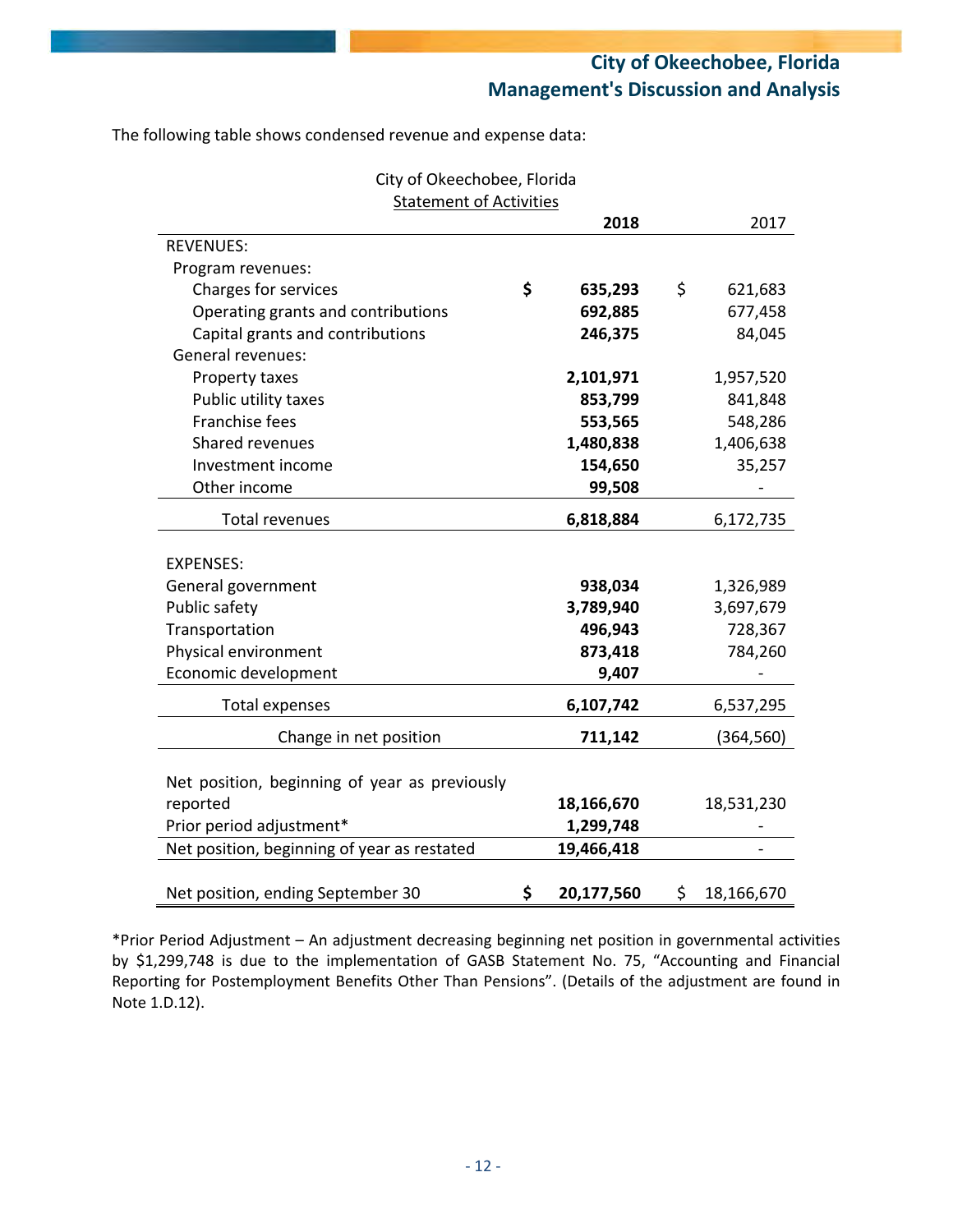The following table shows condensed revenue and expense data:

City of Okeechobee, Florida
Statement of Activities

| | 2018 | 2017 |
|---|---|---|
| REVENUES: | | |
| Program revenues: | | |
| Charges for services | $ 635,293 | $ 621,683 |
| Operating grants and contributions | 692,885 | 677,458 |
| Capital grants and contributions | 246,375 | 84,045 |
| General revenues: | | |
| Property taxes | 2,101,971 | 1,957,520 |
| Public utility taxes | 853,799 | 841,848 |
| Franchise fees | 553,565 | 548,286 |
| Shared revenues | 1,480,838 | 1,406,638 |
| Investment income | 154,650 | 35,257 |
| Other income | 99,508 | - |
| Total revenues | 6,818,884 | 6,172,735 |
| EXPENSES: | | |
| General government | 938,034 | 1,326,989 |
| Public safety | 3,789,940 | 3,697,679 |
| Transportation | 496,943 | 728,367 |
| Physical environment | 873,418 | 784,260 |
| Economic development | 9,407 | - |
| Total expenses | 6,107,742 | 6,537,295 |
| Change in net position | 711,142 | (364,560) |
| Net position, beginning of year as previously reported | 18,166,670 | 18,531,230 |
| Prior period adjustment* | 1,299,748 | - |
| Net position, beginning of year as restated | 19,466,418 | - |
| Net position, ending September 30 | $ 20,177,560 | $ 18,166,670 |

*Prior Period Adjustment – An adjustment decreasing beginning net position in governmental activities by $1,299,748 is due to the implementation of GASB Statement No. 75, "Accounting and Financial Reporting for Postemployment Benefits Other Than Pensions". (Details of the adjustment are found in Note 1.D.12).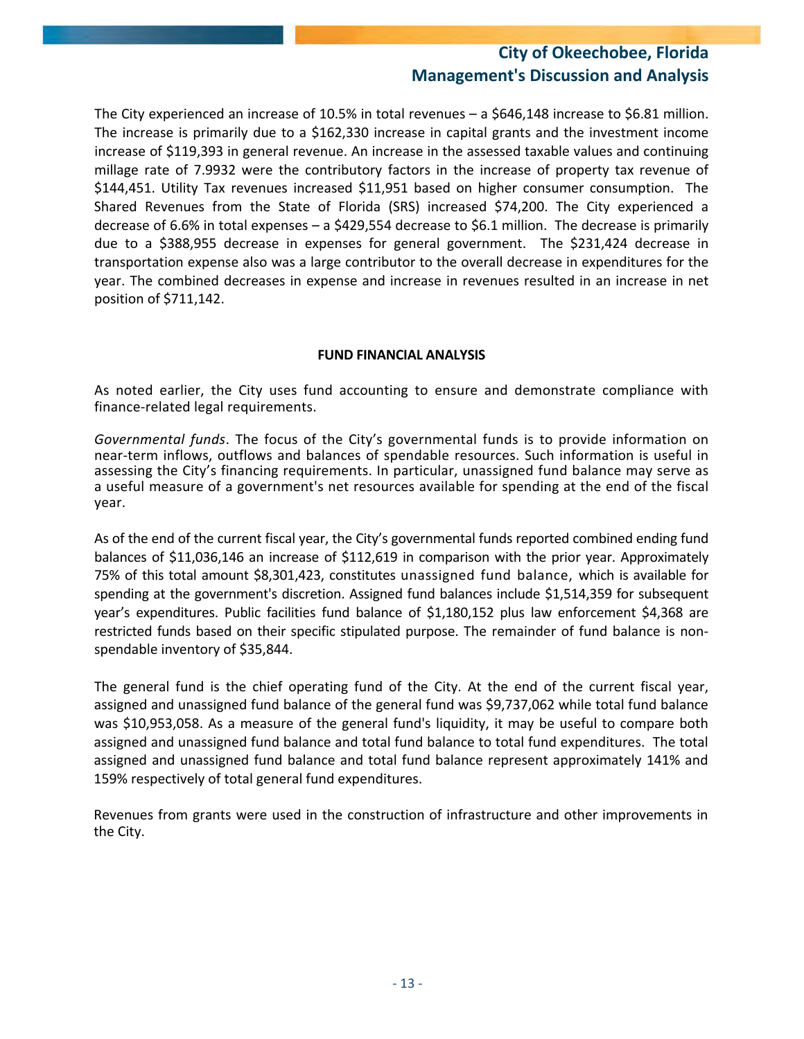The City experienced an increase of 10.5% in total revenues – a $646,148 increase to $6.81 million. The increase is primarily due to a $162,330 increase in capital grants and the investment income increase of $119,393 in general revenue. An increase in the assessed taxable values and continuing millage rate of 7.9932 were the contributory factors in the increase of property tax revenue of $144,451. Utility Tax revenues increased $11,951 based on higher consumer consumption. The Shared Revenues from the State of Florida (SRS) increased $74,200. The City experienced a decrease of 6.6% in total expenses – a $429,554 decrease to $6.1 million. The decrease is primarily due to a $388,955 decrease in expenses for general government. The $231,424 decrease in transportation expense also was a large contributor to the overall decrease in expenditures for the year. The combined decreases in expense and increase in revenues resulted in an increase in net position of $711,142.

## FUND FINANCIAL ANALYSIS

As noted earlier, the City uses fund accounting to ensure and demonstrate compliance with finance-related legal requirements.

*Governmental funds*. The focus of the City's governmental funds is to provide information on near-term inflows, outflows and balances of spendable resources. Such information is useful in assessing the City's financing requirements. In particular, unassigned fund balance may serve as a useful measure of a government's net resources available for spending at the end of the fiscal year.

As of the end of the current fiscal year, the City's governmental funds reported combined ending fund balances of $11,036,146 an increase of $112,619 in comparison with the prior year. Approximately 75% of this total amount $8,301,423, constitutes unassigned fund balance, which is available for spending at the government's discretion. Assigned fund balances include $1,514,359 for subsequent year's expenditures. Public facilities fund balance of $1,180,152 plus law enforcement $4,368 are restricted funds based on their specific stipulated purpose. The remainder of fund balance is non-spendable inventory of $35,844.

The general fund is the chief operating fund of the City. At the end of the current fiscal year, assigned and unassigned fund balance of the general fund was $9,737,062 while total fund balance was $10,953,058. As a measure of the general fund's liquidity, it may be useful to compare both assigned and unassigned fund balance and total fund balance to total fund expenditures. The total assigned and unassigned fund balance and total fund balance represent approximately 141% and 159% respectively of total general fund expenditures.

Revenues from grants were used in the construction of infrastructure and other improvements in the City.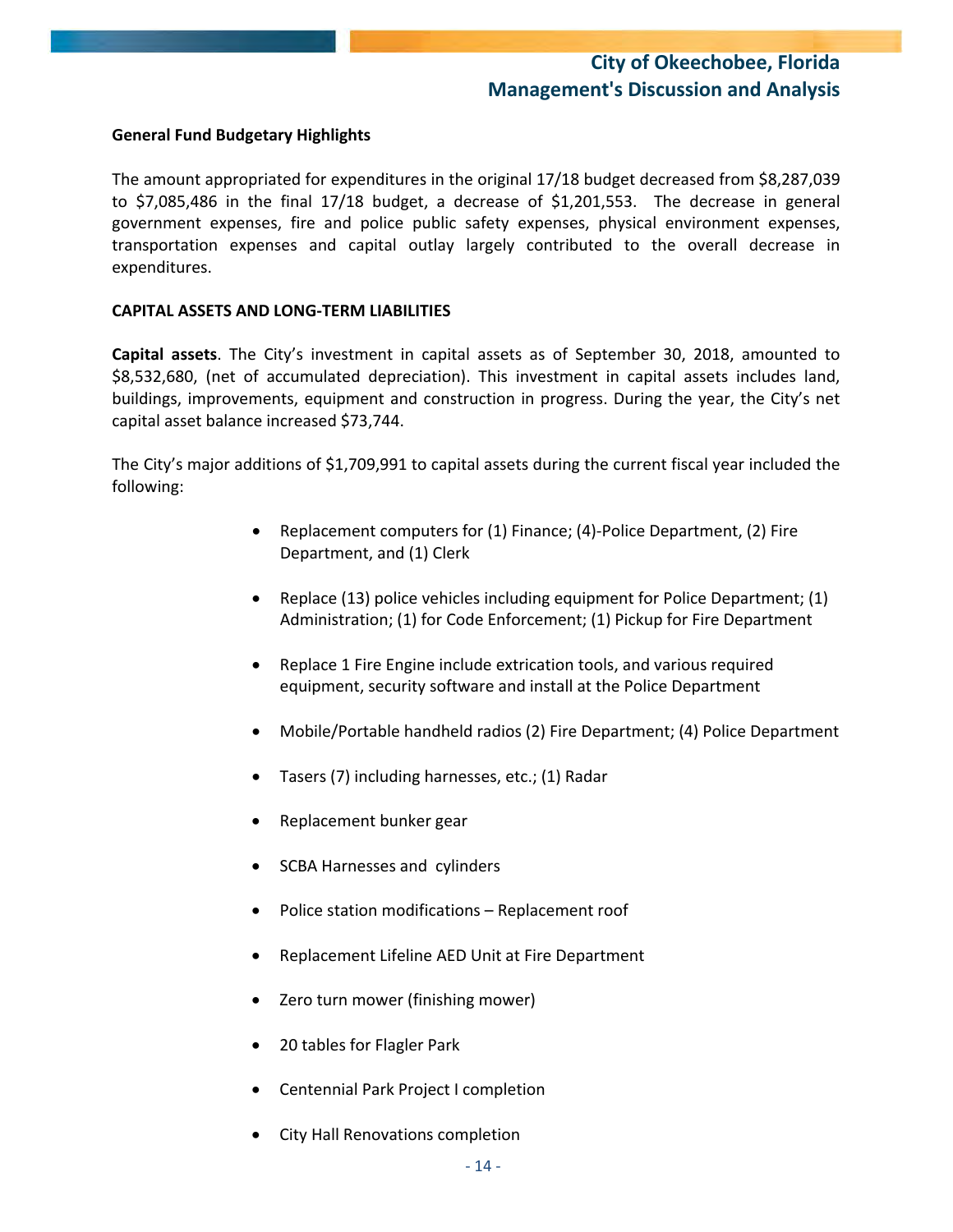**General Fund Budgetary Highlights**

The amount appropriated for expenditures in the original 17/18 budget decreased from $8,287,039 to $7,085,486 in the final 17/18 budget, a decrease of $1,201,553. The decrease in general government expenses, fire and police public safety expenses, physical environment expenses, transportation expenses and capital outlay largely contributed to the overall decrease in expenditures.

**CAPITAL ASSETS AND LONG-TERM LIABILITIES**

**Capital assets**. The City's investment in capital assets as of September 30, 2018, amounted to $8,532,680, (net of accumulated depreciation). This investment in capital assets includes land, buildings, improvements, equipment and construction in progress. During the year, the City's net capital asset balance increased $73,744.

The City's major additions of $1,709,991 to capital assets during the current fiscal year included the following:

- Replacement computers for (1) Finance; (4)-Police Department, (2) Fire Department, and (1) Clerk
- Replace (13) police vehicles including equipment for Police Department; (1) Administration; (1) for Code Enforcement; (1) Pickup for Fire Department
- Replace 1 Fire Engine include extrication tools, and various required equipment, security software and install at the Police Department
- Mobile/Portable handheld radios (2) Fire Department; (4) Police Department
- Tasers (7) including harnesses, etc.; (1) Radar
- Replacement bunker gear
- SCBA Harnesses and cylinders
- Police station modifications – Replacement roof
- Replacement Lifeline AED Unit at Fire Department
- Zero turn mower (finishing mower)
- 20 tables for Flagler Park
- Centennial Park Project I completion
- City Hall Renovations completion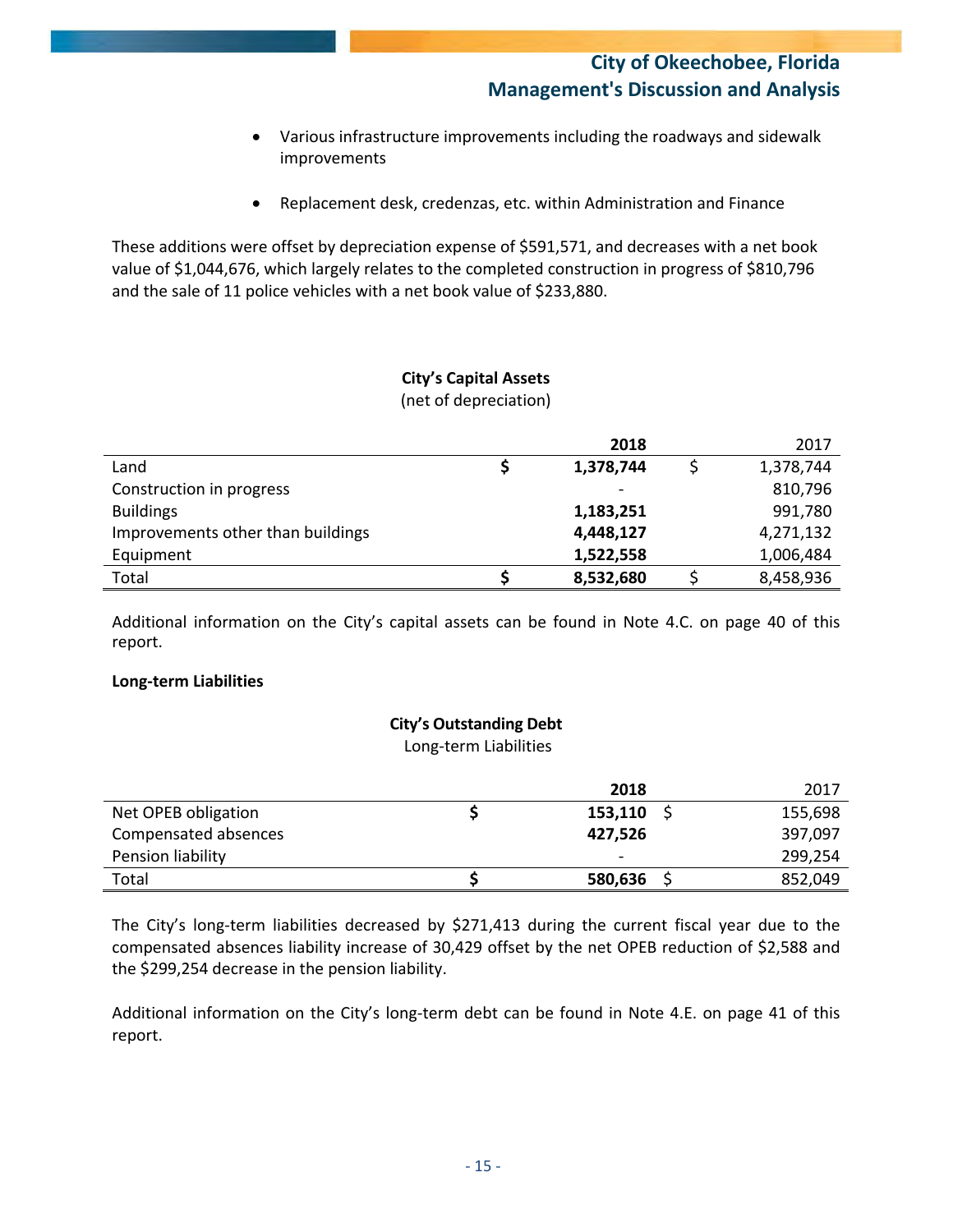- Various infrastructure improvements including the roadways and sidewalk improvements
- Replacement desk, credenzas, etc. within Administration and Finance

These additions were offset by depreciation expense of $591,571, and decreases with a net book value of $1,044,676, which largely relates to the completed construction in progress of $810,796 and the sale of 11 police vehicles with a net book value of $233,880.

**City's Capital Assets**
(net of depreciation)

| | **2018** | 2017 |
|---|---|---|
| Land | **$ 1,378,744** | $ 1,378,744 |
| Construction in progress | **-** | 810,796 |
| Buildings | **1,183,251** | 991,780 |
| Improvements other than buildings | **4,448,127** | 4,271,132 |
| Equipment | **1,522,558** | 1,006,484 |
| Total | **$ 8,532,680** | $ 8,458,936 |

Additional information on the City's capital assets can be found in Note 4.C. on page 40 of this report.

**Long-term Liabilities**

**City's Outstanding Debt**
Long-term Liabilities

| | **2018** | 2017 |
|---|---|---|
| Net OPEB obligation | **$ 153,110** | $ 155,698 |
| Compensated absences | **427,526** | 397,097 |
| Pension liability | **-** | 299,254 |
| Total | **$ 580,636** | $ 852,049 |

The City's long-term liabilities decreased by $271,413 during the current fiscal year due to the compensated absences liability increase of 30,429 offset by the net OPEB reduction of $2,588 and the $299,254 decrease in the pension liability.

Additional information on the City's long-term debt can be found in Note 4.E. on page 41 of this report.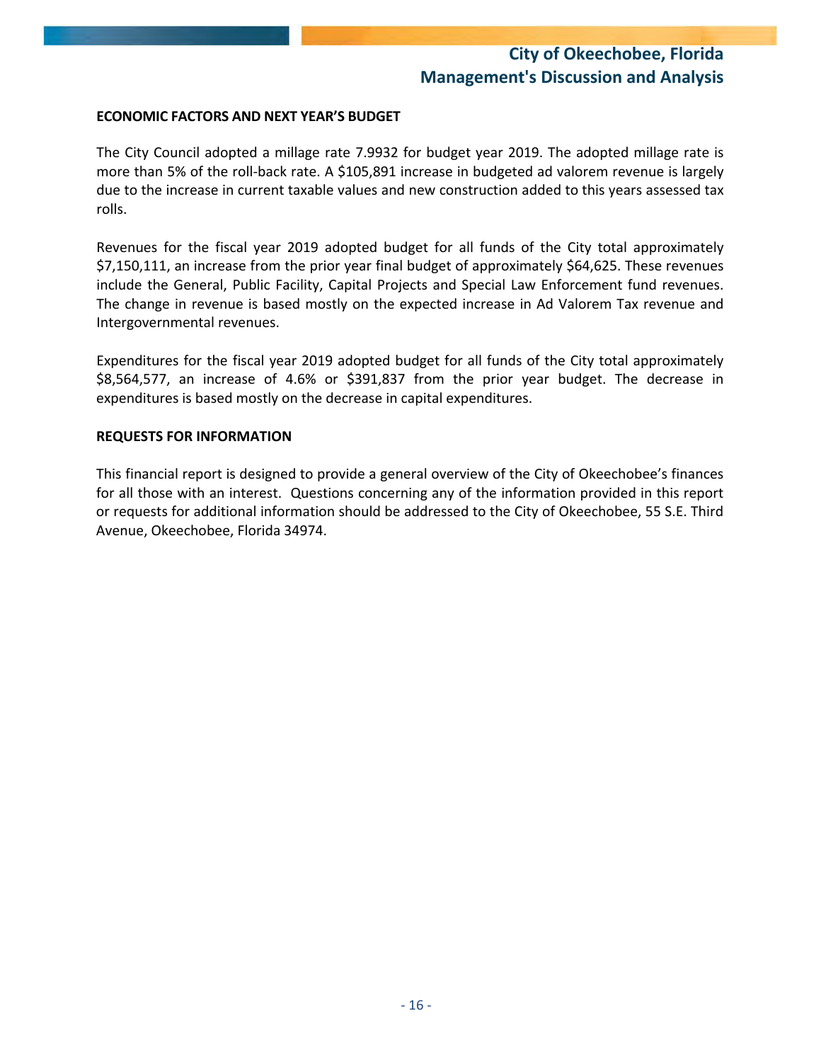## ECONOMIC FACTORS AND NEXT YEAR'S BUDGET

The City Council adopted a millage rate 7.9932 for budget year 2019. The adopted millage rate is more than 5% of the roll-back rate. A $105,891 increase in budgeted ad valorem revenue is largely due to the increase in current taxable values and new construction added to this years assessed tax rolls.

Revenues for the fiscal year 2019 adopted budget for all funds of the City total approximately $7,150,111, an increase from the prior year final budget of approximately $64,625. These revenues include the General, Public Facility, Capital Projects and Special Law Enforcement fund revenues. The change in revenue is based mostly on the expected increase in Ad Valorem Tax revenue and Intergovernmental revenues.

Expenditures for the fiscal year 2019 adopted budget for all funds of the City total approximately $8,564,577, an increase of 4.6% or $391,837 from the prior year budget. The decrease in expenditures is based mostly on the decrease in capital expenditures.

## REQUESTS FOR INFORMATION

This financial report is designed to provide a general overview of the City of Okeechobee's finances for all those with an interest. Questions concerning any of the information provided in this report or requests for additional information should be addressed to the City of Okeechobee, 55 S.E. Third Avenue, Okeechobee, Florida 34974.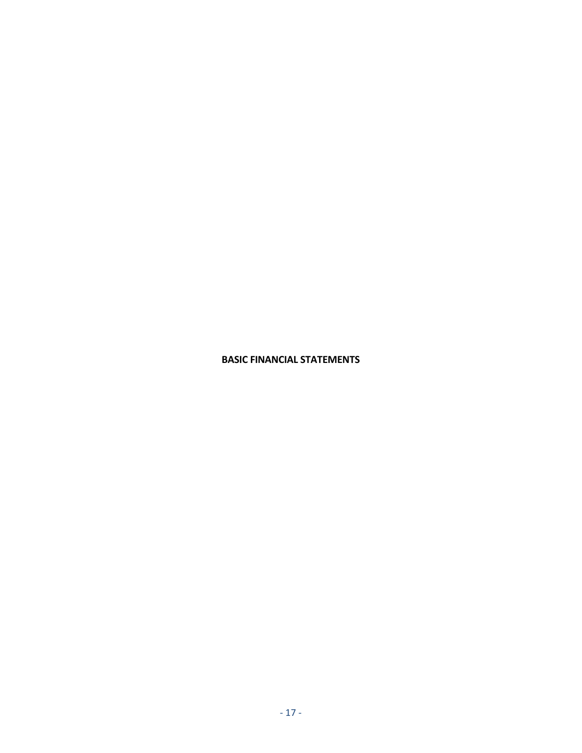**BASIC FINANCIAL STATEMENTS**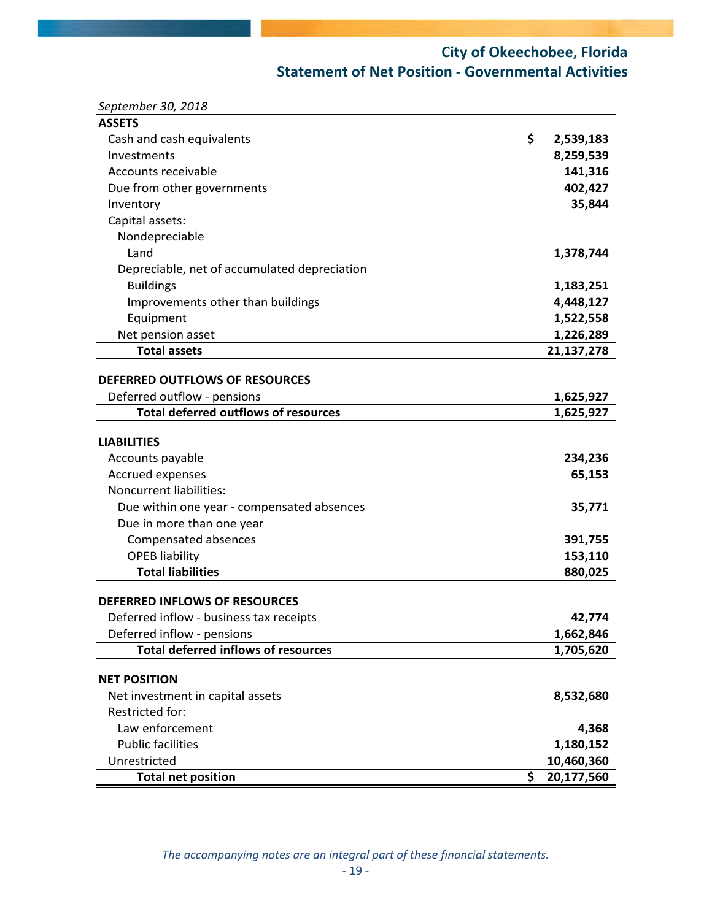# City of Okeechobee, Florida

## Statement of Net Position - Governmental Activities

*September 30, 2018*

| | |
|---|---|
| **ASSETS** | |
| Cash and cash equivalents | $ **2,539,183** |
| Investments | **8,259,539** |
| Accounts receivable | **141,316** |
| Due from other governments | **402,427** |
| Inventory | **35,844** |
| Capital assets: | |
| Nondepreciable | |
| Land | **1,378,744** |
| Depreciable, net of accumulated depreciation | |
| Buildings | **1,183,251** |
| Improvements other than buildings | **4,448,127** |
| Equipment | **1,522,558** |
| Net pension asset | **1,226,289** |
| **Total assets** | **21,137,278** |
| | |
| **DEFERRED OUTFLOWS OF RESOURCES** | |
| Deferred outflow - pensions | **1,625,927** |
| **Total deferred outflows of resources** | **1,625,927** |
| | |
| **LIABILITIES** | |
| Accounts payable | **234,236** |
| Accrued expenses | **65,153** |
| Noncurrent liabilities: | |
| Due within one year - compensated absences | **35,771** |
| Due in more than one year | |
| Compensated absences | **391,755** |
| OPEB liability | **153,110** |
| **Total liabilities** | **880,025** |
| | |
| **DEFERRED INFLOWS OF RESOURCES** | |
| Deferred inflow - business tax receipts | **42,774** |
| Deferred inflow - pensions | **1,662,846** |
| **Total deferred inflows of resources** | **1,705,620** |
| | |
| **NET POSITION** | |
| Net investment in capital assets | **8,532,680** |
| Restricted for: | |
| Law enforcement | **4,368** |
| Public facilities | **1,180,152** |
| Unrestricted | **10,460,360** |
| **Total net position** | **$ 20,177,560** |

*The accompanying notes are an integral part of these financial statements.*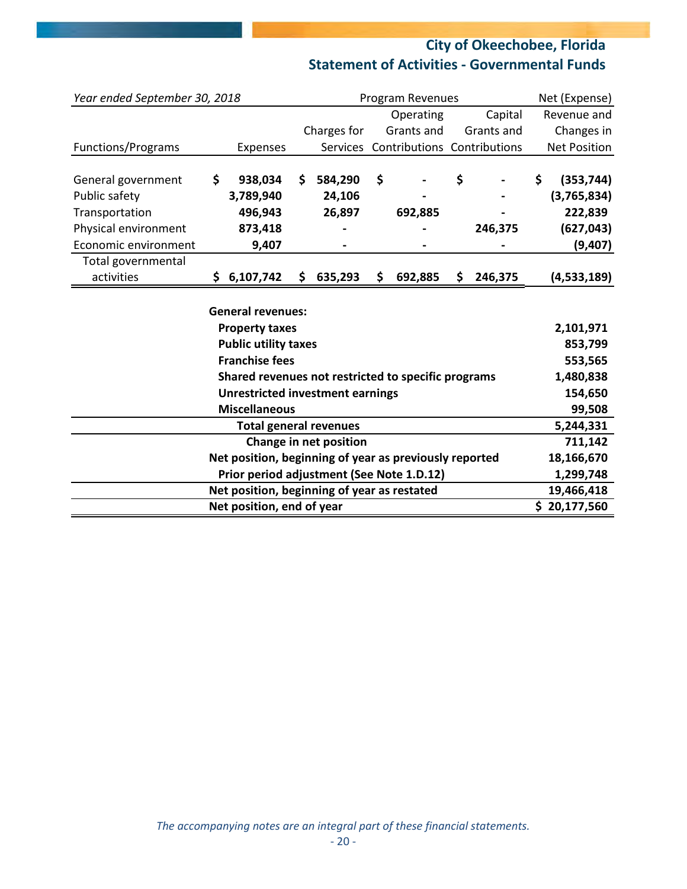# City of Okeechobee, Florida

## Statement of Activities - Governmental Funds

| *Year ended September 30, 2018* | | Program Revenues | | | Net (Expense) |
|---|---|---|---|---|---|
| | | | Operating | Capital | Revenue and |
| | | Charges for | Grants and | Grants and | Changes in |
| Functions/Programs | Expenses | Services | Contributions | Contributions | Net Position |
| General government | **$ 938,034** | **$ 584,290** | **$ -** | **$ -** | **$ (353,744)** |
| Public safety | **3,789,940** | **24,106** | **-** | **-** | **(3,765,834)** |
| Transportation | **496,943** | **26,897** | **692,885** | **-** | **222,839** |
| Physical environment | **873,418** | **-** | **-** | **246,375** | **(627,043)** |
| Economic environment | **9,407** | **-** | **-** | **-** | **(9,407)** |
| Total governmental activities | **$ 6,107,742** | **$ 635,293** | **$ 692,885** | **$ 246,375** | **(4,533,189)** |

| | |
|---|---|
| **General revenues:** | |
| **Property taxes** | **2,101,971** |
| **Public utility taxes** | **853,799** |
| **Franchise fees** | **553,565** |
| **Shared revenues not restricted to specific programs** | **1,480,838** |
| **Unrestricted investment earnings** | **154,650** |
| **Miscellaneous** | **99,508** |
| **Total general revenues** | **5,244,331** |
| **Change in net position** | **711,142** |
| **Net position, beginning of year as previously reported** | **18,166,670** |
| **Prior period adjustment (See Note 1.D.12)** | **1,299,748** |
| **Net position, beginning of year as restated** | **19,466,418** |
| **Net position, end of year** | **$ 20,177,560** |

*The accompanying notes are an integral part of these financial statements.*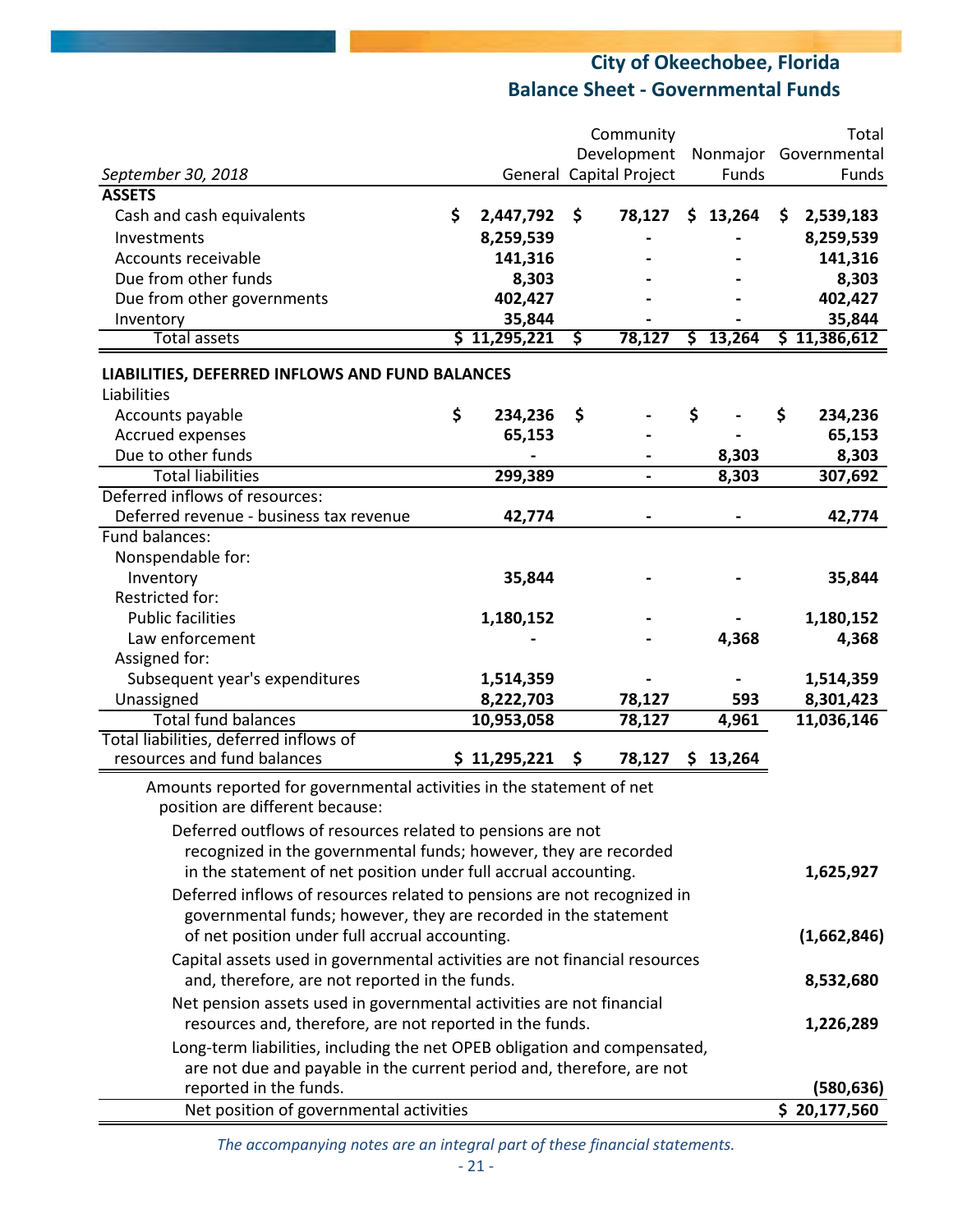# City of Okeechobee, Florida
## Balance Sheet - Governmental Funds

| September 30, 2018 | General | Community Development Capital Project | Nonmajor Funds | Total Governmental Funds |
|---|---|---|---|---|
| **ASSETS** | | | | |
| Cash and cash equivalents | $ 2,447,792 | $ 78,127 | $ 13,264 | $ 2,539,183 |
| Investments | 8,259,539 | - | - | 8,259,539 |
| Accounts receivable | 141,316 | - | - | 141,316 |
| Due from other funds | 8,303 | - | - | 8,303 |
| Due from other governments | 402,427 | - | - | 402,427 |
| Inventory | 35,844 | - | - | 35,844 |
| Total assets | $ 11,295,221 | $ 78,127 | $ 13,264 | $ 11,386,612 |
| **LIABILITIES, DEFERRED INFLOWS AND FUND BALANCES** | | | | |
| Liabilities | | | | |
| Accounts payable | $ 234,236 | $ - | $ - | $ 234,236 |
| Accrued expenses | 65,153 | - | - | 65,153 |
| Due to other funds | - | - | 8,303 | 8,303 |
| Total liabilities | 299,389 | - | 8,303 | 307,692 |
| Deferred inflows of resources: | | | | |
| Deferred revenue - business tax revenue | 42,774 | - | - | 42,774 |
| Fund balances: | | | | |
| Nonspendable for: | | | | |
| Inventory | 35,844 | - | - | 35,844 |
| Restricted for: | | | | |
| Public facilities | 1,180,152 | - | - | 1,180,152 |
| Law enforcement | - | - | 4,368 | 4,368 |
| Assigned for: | | | | |
| Subsequent year's expenditures | 1,514,359 | - | - | 1,514,359 |
| Unassigned | 8,222,703 | 78,127 | 593 | 8,301,423 |
| Total fund balances | 10,953,058 | 78,127 | 4,961 | 11,036,146 |
| Total liabilities, deferred inflows of resources and fund balances | $ 11,295,221 | $ 78,127 | $ 13,264 | |
| Amounts reported for governmental activities in the statement of net position are different because: | | | | |
| Deferred outflows of resources related to pensions are not recognized in the governmental funds; however, they are recorded in the statement of net position under full accrual accounting. | | | | 1,625,927 |
| Deferred inflows of resources related to pensions are not recognized in governmental funds; however, they are recorded in the statement of net position under full accrual accounting. | | | | (1,662,846) |
| Capital assets used in governmental activities are not financial resources and, therefore, are not reported in the funds. | | | | 8,532,680 |
| Net pension assets used in governmental activities are not financial resources and, therefore, are not reported in the funds. | | | | 1,226,289 |
| Long-term liabilities, including the net OPEB obligation and compensated, are not due and payable in the current period and, therefore, are not reported in the funds. | | | | (580,636) |
| Net position of governmental activities | | | | $ 20,177,560 |

*The accompanying notes are an integral part of these financial statements.*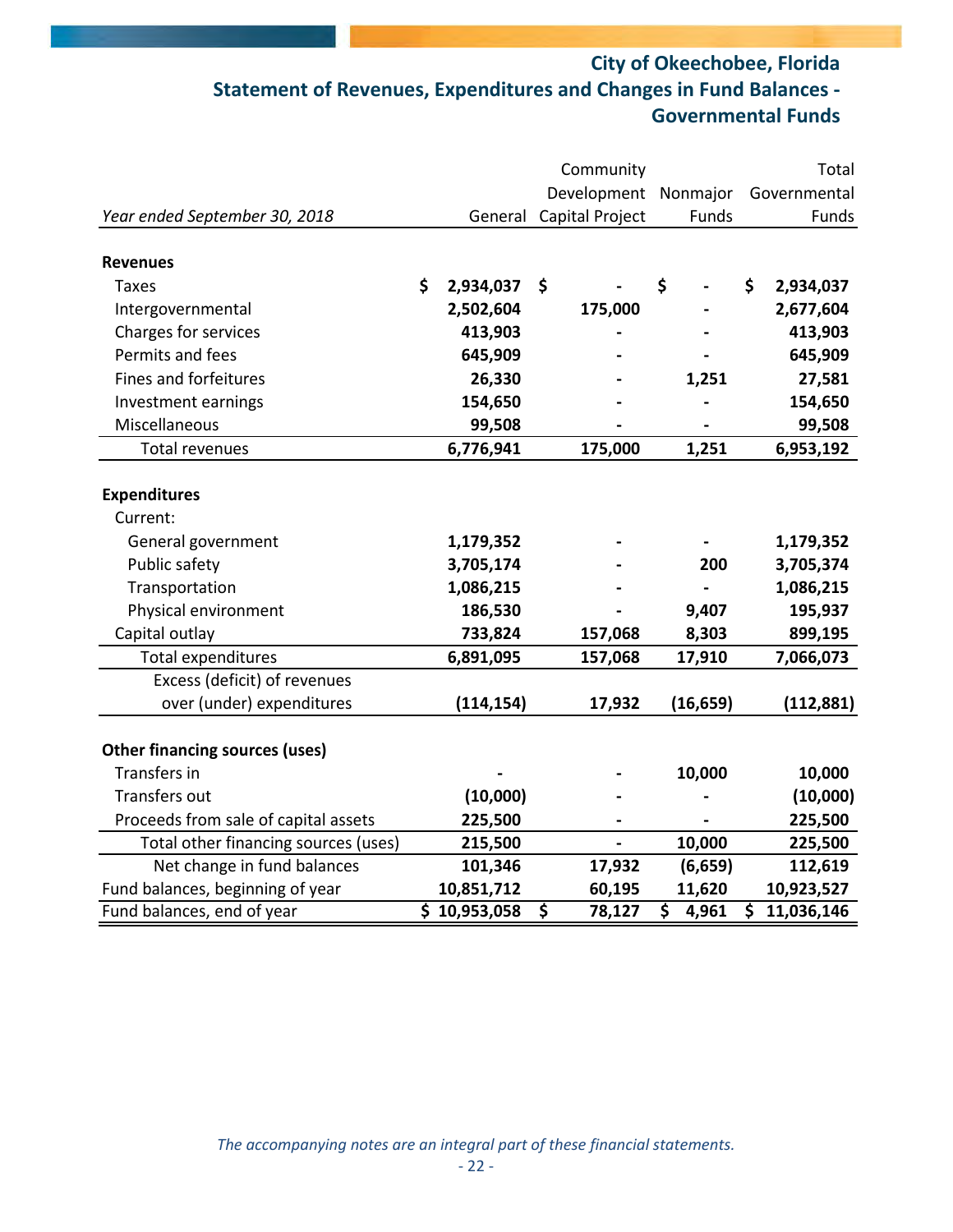# City of Okeechobee, Florida
## Statement of Revenues, Expenditures and Changes in Fund Balances - Governmental Funds

| *Year ended September 30, 2018* | General | Community Development Capital Project | Nonmajor Funds | Total Governmental Funds |
|---|---|---|---|---|
| **Revenues** | | | | |
| Taxes | $ 2,934,037 | $ - | $ - | $ 2,934,037 |
| Intergovernmental | 2,502,604 | 175,000 | - | 2,677,604 |
| Charges for services | 413,903 | - | - | 413,903 |
| Permits and fees | 645,909 | - | - | 645,909 |
| Fines and forfeitures | 26,330 | - | 1,251 | 27,581 |
| Investment earnings | 154,650 | - | - | 154,650 |
| Miscellaneous | 99,508 | - | - | 99,508 |
| Total revenues | 6,776,941 | 175,000 | 1,251 | 6,953,192 |
| **Expenditures** | | | | |
| Current: | | | | |
| General government | 1,179,352 | - | - | 1,179,352 |
| Public safety | 3,705,174 | - | 200 | 3,705,374 |
| Transportation | 1,086,215 | - | - | 1,086,215 |
| Physical environment | 186,530 | - | 9,407 | 195,937 |
| Capital outlay | 733,824 | 157,068 | 8,303 | 899,195 |
| Total expenditures | 6,891,095 | 157,068 | 17,910 | 7,066,073 |
| Excess (deficit) of revenues over (under) expenditures | (114,154) | 17,932 | (16,659) | (112,881) |
| **Other financing sources (uses)** | | | | |
| Transfers in | - | - | 10,000 | 10,000 |
| Transfers out | (10,000) | - | - | (10,000) |
| Proceeds from sale of capital assets | 225,500 | - | - | 225,500 |
| Total other financing sources (uses) | 215,500 | - | 10,000 | 225,500 |
| Net change in fund balances | 101,346 | 17,932 | (6,659) | 112,619 |
| Fund balances, beginning of year | 10,851,712 | 60,195 | 11,620 | 10,923,527 |
| Fund balances, end of year | $ 10,953,058 | $ 78,127 | $ 4,961 | $ 11,036,146 |

*The accompanying notes are an integral part of these financial statements.*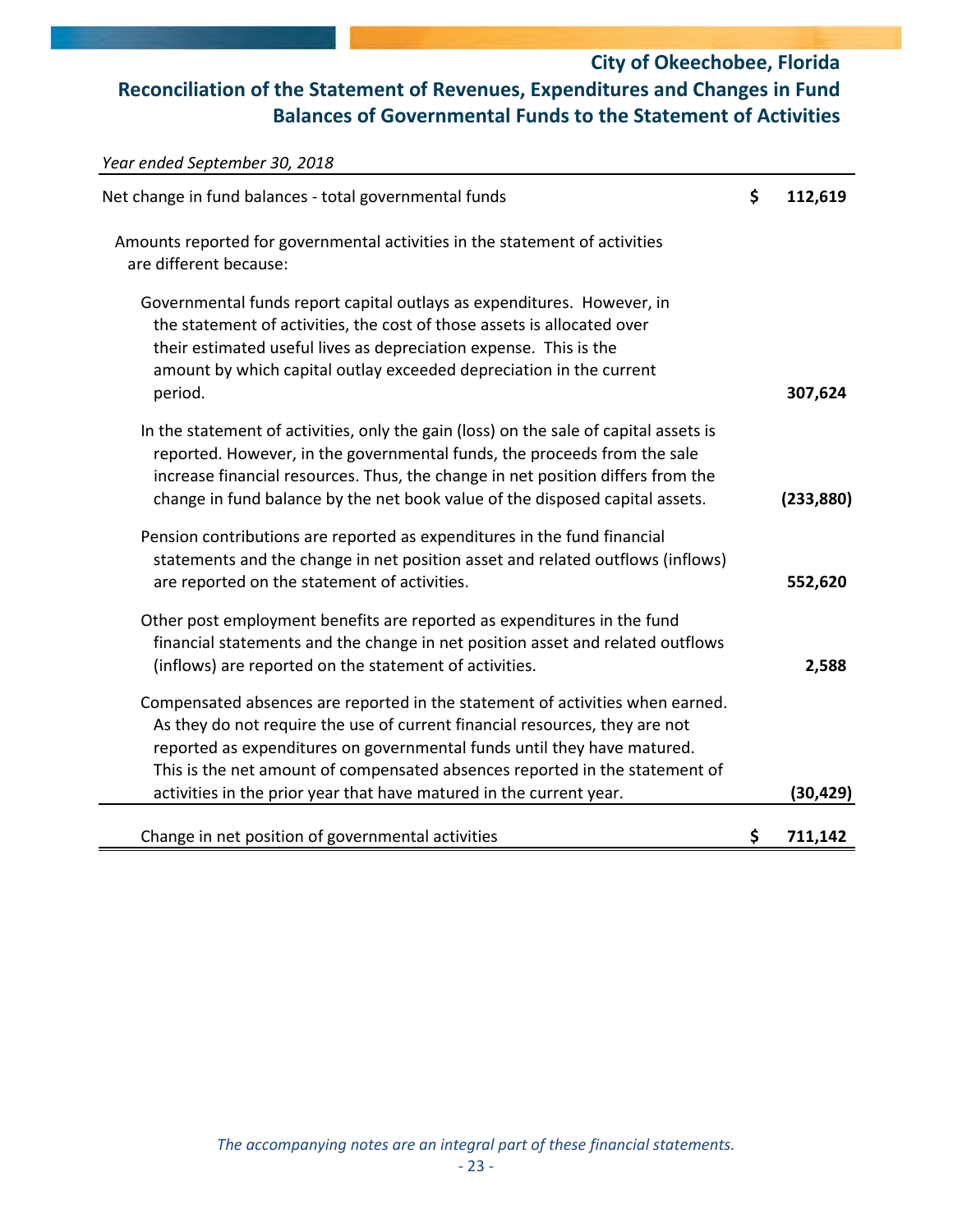# City of Okeechobee, Florida

## Reconciliation of the Statement of Revenues, Expenditures and Changes in Fund Balances of Governmental Funds to the Statement of Activities

*Year ended September 30, 2018*

| | | |
|---|---|---|
| Net change in fund balances - total governmental funds | $ | 112,619 |
| Amounts reported for governmental activities in the statement of activities are different because: | | |
| Governmental funds report capital outlays as expenditures. However, in the statement of activities, the cost of those assets is allocated over their estimated useful lives as depreciation expense. This is the amount by which capital outlay exceeded depreciation in the current period. | | 307,624 |
| In the statement of activities, only the gain (loss) on the sale of capital assets is reported. However, in the governmental funds, the proceeds from the sale increase financial resources. Thus, the change in net position differs from the change in fund balance by the net book value of the disposed capital assets. | | (233,880) |
| Pension contributions are reported as expenditures in the fund financial statements and the change in net position asset and related outflows (inflows) are reported on the statement of activities. | | 552,620 |
| Other post employment benefits are reported as expenditures in the fund financial statements and the change in net position asset and related outflows (inflows) are reported on the statement of activities. | | 2,588 |
| Compensated absences are reported in the statement of activities when earned. As they do not require the use of current financial resources, they are not reported as expenditures on governmental funds until they have matured. This is the net amount of compensated absences reported in the statement of activities in the prior year that have matured in the current year. | | (30,429) |
| Change in net position of governmental activities | $ | 711,142 |

*The accompanying notes are an integral part of these financial statements.*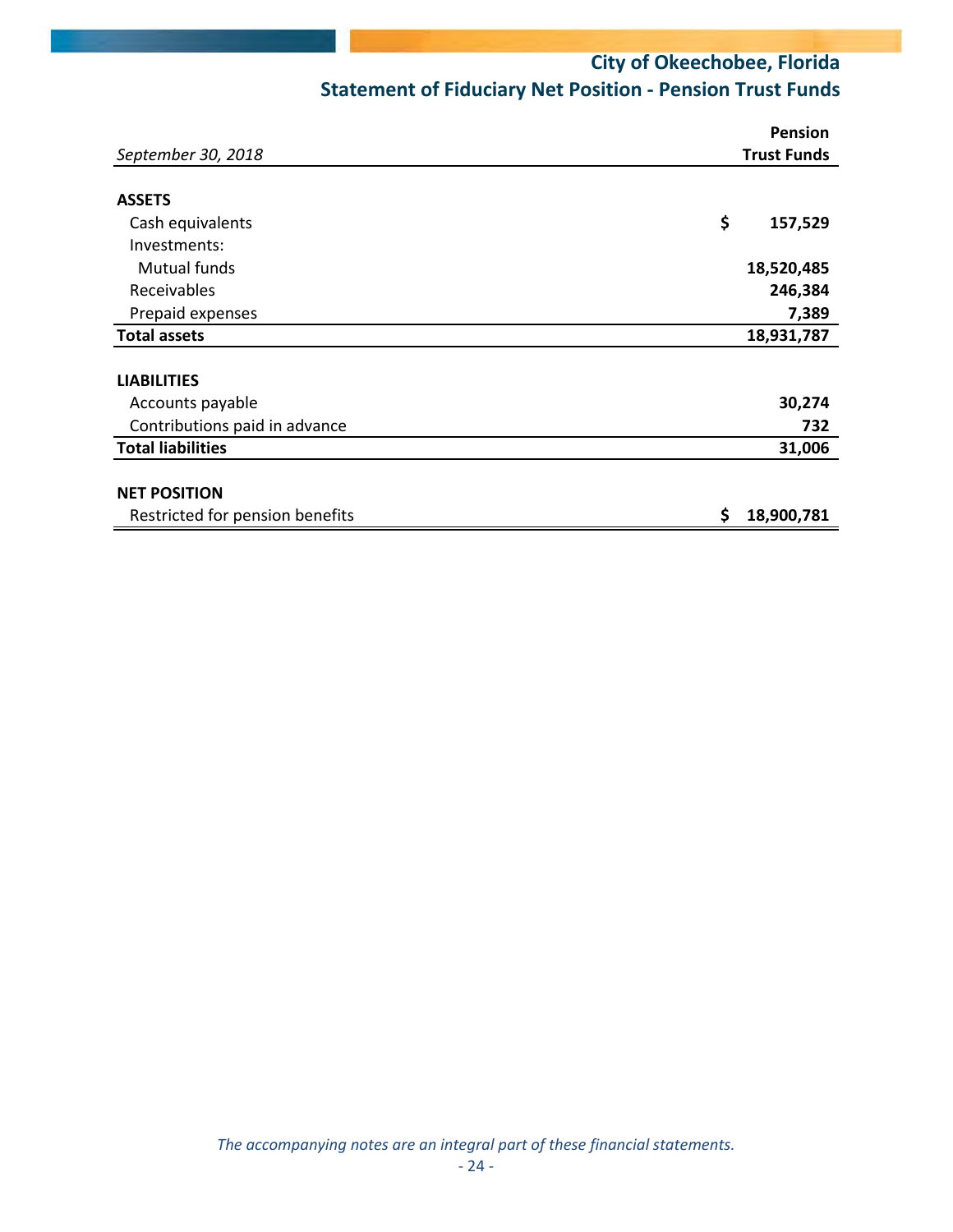# City of Okeechobee, Florida

## Statement of Fiduciary Net Position - Pension Trust Funds

| *September 30, 2018* | Pension Trust Funds |
|---|---|
| **ASSETS** | |
| Cash equivalents | $ 157,529 |
| Investments: | |
| Mutual funds | 18,520,485 |
| Receivables | 246,384 |
| Prepaid expenses | 7,389 |
| **Total assets** | **18,931,787** |
| **LIABILITIES** | |
| Accounts payable | 30,274 |
| Contributions paid in advance | 732 |
| **Total liabilities** | **31,006** |
| **NET POSITION** | |
| Restricted for pension benefits | $ 18,900,781 |

*The accompanying notes are an integral part of these financial statements.*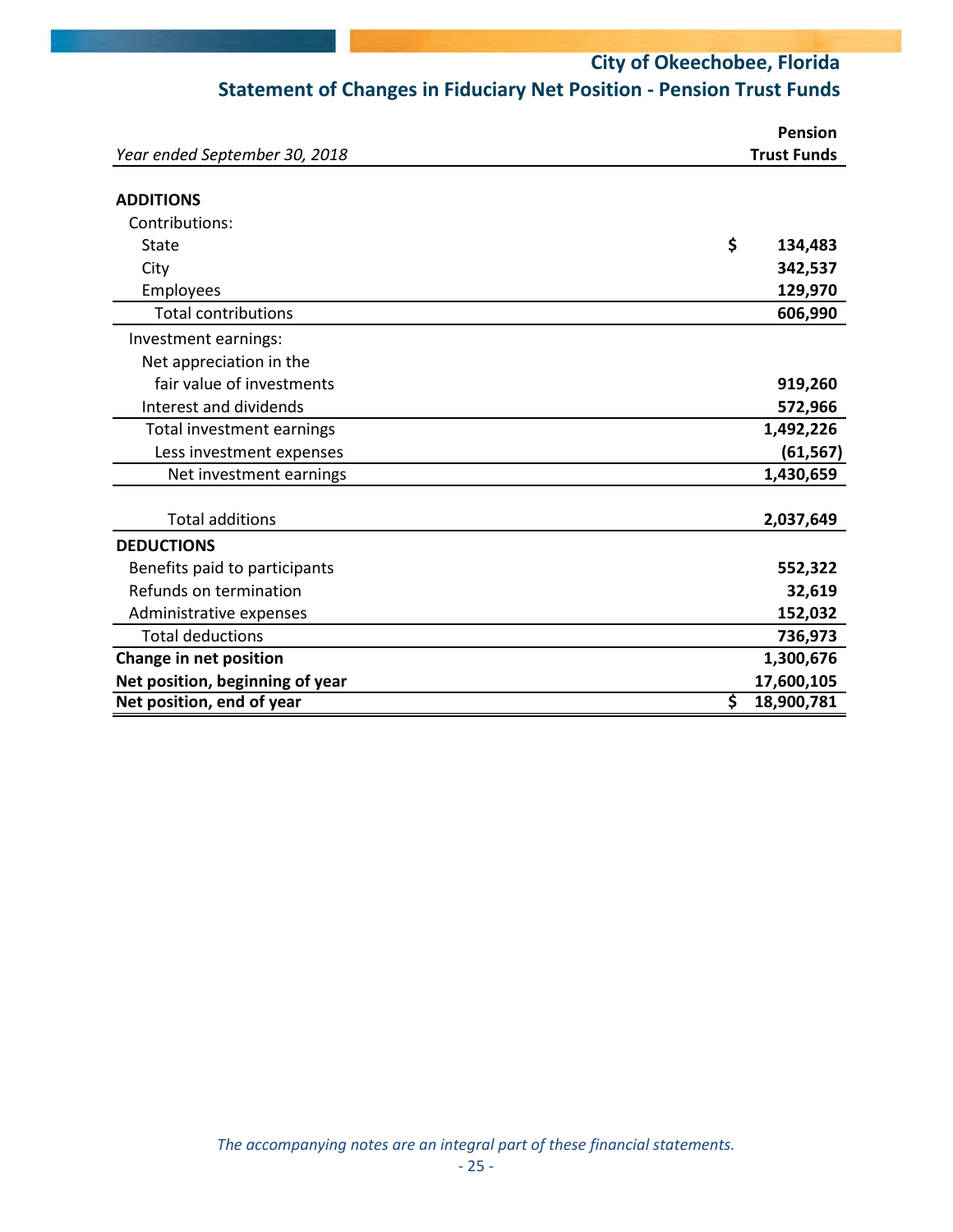# City of Okeechobee, Florida

## Statement of Changes in Fiduciary Net Position - Pension Trust Funds

| *Year ended September 30, 2018* | Pension Trust Funds |
|---|---|
| **ADDITIONS** | |
| Contributions: | |
| State | $ 134,483 |
| City | 342,537 |
| Employees | 129,970 |
| Total contributions | 606,990 |
| Investment earnings: | |
| Net appreciation in the fair value of investments | 919,260 |
| Interest and dividends | 572,966 |
| Total investment earnings | 1,492,226 |
| Less investment expenses | (61,567) |
| Net investment earnings | 1,430,659 |
| Total additions | 2,037,649 |
| **DEDUCTIONS** | |
| Benefits paid to participants | 552,322 |
| Refunds on termination | 32,619 |
| Administrative expenses | 152,032 |
| Total deductions | 736,973 |
| **Change in net position** | 1,300,676 |
| **Net position, beginning of year** | 17,600,105 |
| **Net position, end of year** | $ 18,900,781 |

*The accompanying notes are an integral part of these financial statements.*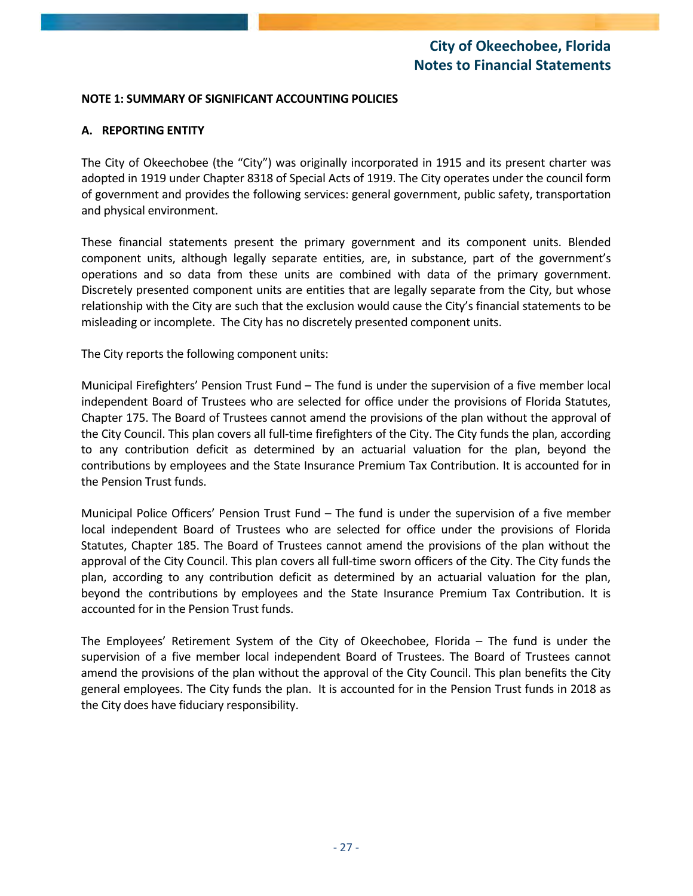### NOTE 1: SUMMARY OF SIGNIFICANT ACCOUNTING POLICIES

#### A. REPORTING ENTITY

The City of Okeechobee (the "City") was originally incorporated in 1915 and its present charter was adopted in 1919 under Chapter 8318 of Special Acts of 1919. The City operates under the council form of government and provides the following services: general government, public safety, transportation and physical environment.

These financial statements present the primary government and its component units. Blended component units, although legally separate entities, are, in substance, part of the government's operations and so data from these units are combined with data of the primary government. Discretely presented component units are entities that are legally separate from the City, but whose relationship with the City are such that the exclusion would cause the City's financial statements to be misleading or incomplete. The City has no discretely presented component units.

The City reports the following component units:

Municipal Firefighters' Pension Trust Fund – The fund is under the supervision of a five member local independent Board of Trustees who are selected for office under the provisions of Florida Statutes, Chapter 175. The Board of Trustees cannot amend the provisions of the plan without the approval of the City Council. This plan covers all full-time firefighters of the City. The City funds the plan, according to any contribution deficit as determined by an actuarial valuation for the plan, beyond the contributions by employees and the State Insurance Premium Tax Contribution. It is accounted for in the Pension Trust funds.

Municipal Police Officers' Pension Trust Fund – The fund is under the supervision of a five member local independent Board of Trustees who are selected for office under the provisions of Florida Statutes, Chapter 185. The Board of Trustees cannot amend the provisions of the plan without the approval of the City Council. This plan covers all full-time sworn officers of the City. The City funds the plan, according to any contribution deficit as determined by an actuarial valuation for the plan, beyond the contributions by employees and the State Insurance Premium Tax Contribution. It is accounted for in the Pension Trust funds.

The Employees' Retirement System of the City of Okeechobee, Florida – The fund is under the supervision of a five member local independent Board of Trustees. The Board of Trustees cannot amend the provisions of the plan without the approval of the City Council. This plan benefits the City general employees. The City funds the plan. It is accounted for in the Pension Trust funds in 2018 as the City does have fiduciary responsibility.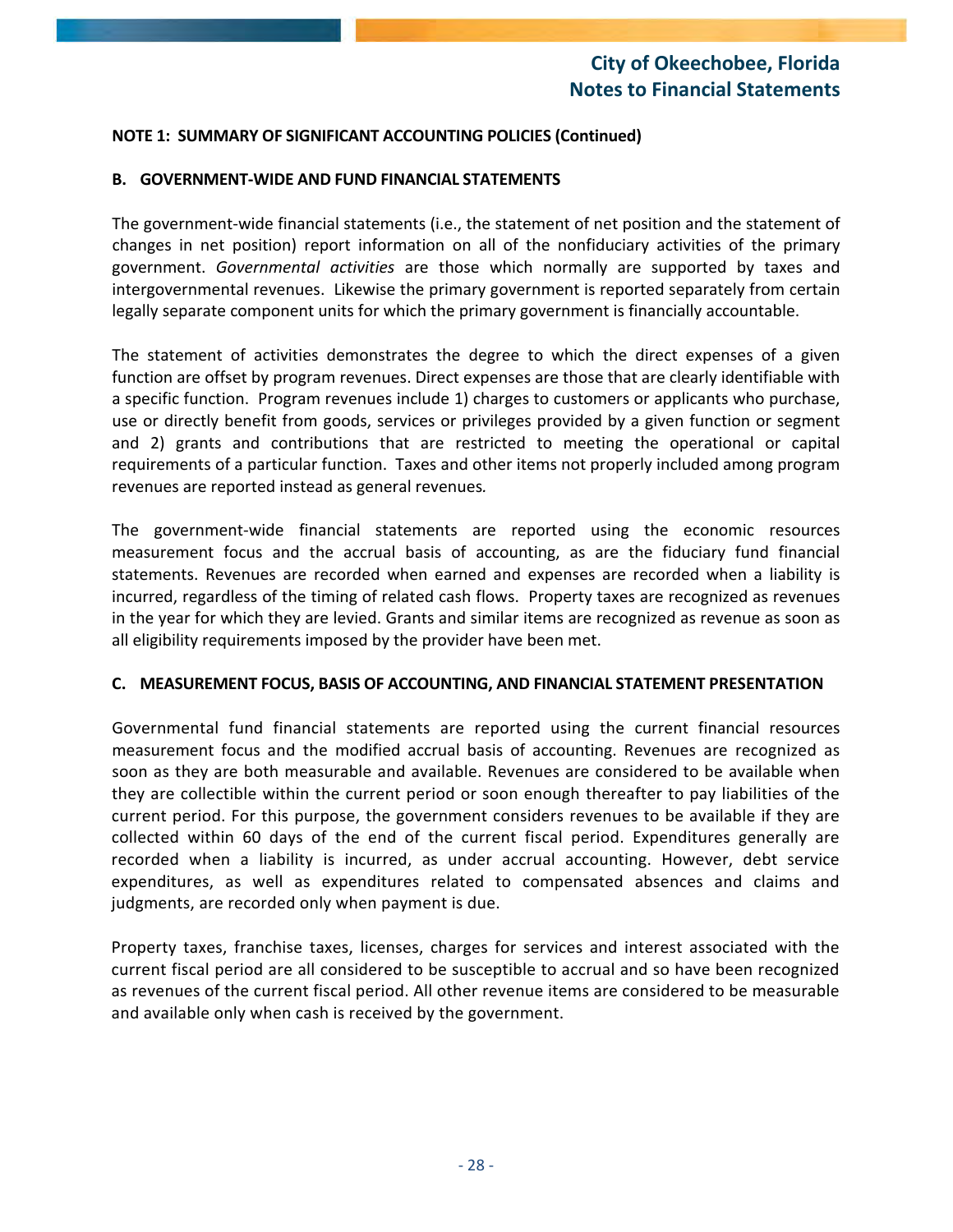**NOTE 1: SUMMARY OF SIGNIFICANT ACCOUNTING POLICIES (Continued)**

**B. GOVERNMENT-WIDE AND FUND FINANCIAL STATEMENTS**

The government-wide financial statements (i.e., the statement of net position and the statement of changes in net position) report information on all of the nonfiduciary activities of the primary government. *Governmental activities* are those which normally are supported by taxes and intergovernmental revenues. Likewise the primary government is reported separately from certain legally separate component units for which the primary government is financially accountable.

The statement of activities demonstrates the degree to which the direct expenses of a given function are offset by program revenues. Direct expenses are those that are clearly identifiable with a specific function. Program revenues include 1) charges to customers or applicants who purchase, use or directly benefit from goods, services or privileges provided by a given function or segment and 2) grants and contributions that are restricted to meeting the operational or capital requirements of a particular function. Taxes and other items not properly included among program revenues are reported instead as general revenues.

The government-wide financial statements are reported using the economic resources measurement focus and the accrual basis of accounting, as are the fiduciary fund financial statements. Revenues are recorded when earned and expenses are recorded when a liability is incurred, regardless of the timing of related cash flows. Property taxes are recognized as revenues in the year for which they are levied. Grants and similar items are recognized as revenue as soon as all eligibility requirements imposed by the provider have been met.

**C. MEASUREMENT FOCUS, BASIS OF ACCOUNTING, AND FINANCIAL STATEMENT PRESENTATION**

Governmental fund financial statements are reported using the current financial resources measurement focus and the modified accrual basis of accounting. Revenues are recognized as soon as they are both measurable and available. Revenues are considered to be available when they are collectible within the current period or soon enough thereafter to pay liabilities of the current period. For this purpose, the government considers revenues to be available if they are collected within 60 days of the end of the current fiscal period. Expenditures generally are recorded when a liability is incurred, as under accrual accounting. However, debt service expenditures, as well as expenditures related to compensated absences and claims and judgments, are recorded only when payment is due.

Property taxes, franchise taxes, licenses, charges for services and interest associated with the current fiscal period are all considered to be susceptible to accrual and so have been recognized as revenues of the current fiscal period. All other revenue items are considered to be measurable and available only when cash is received by the government.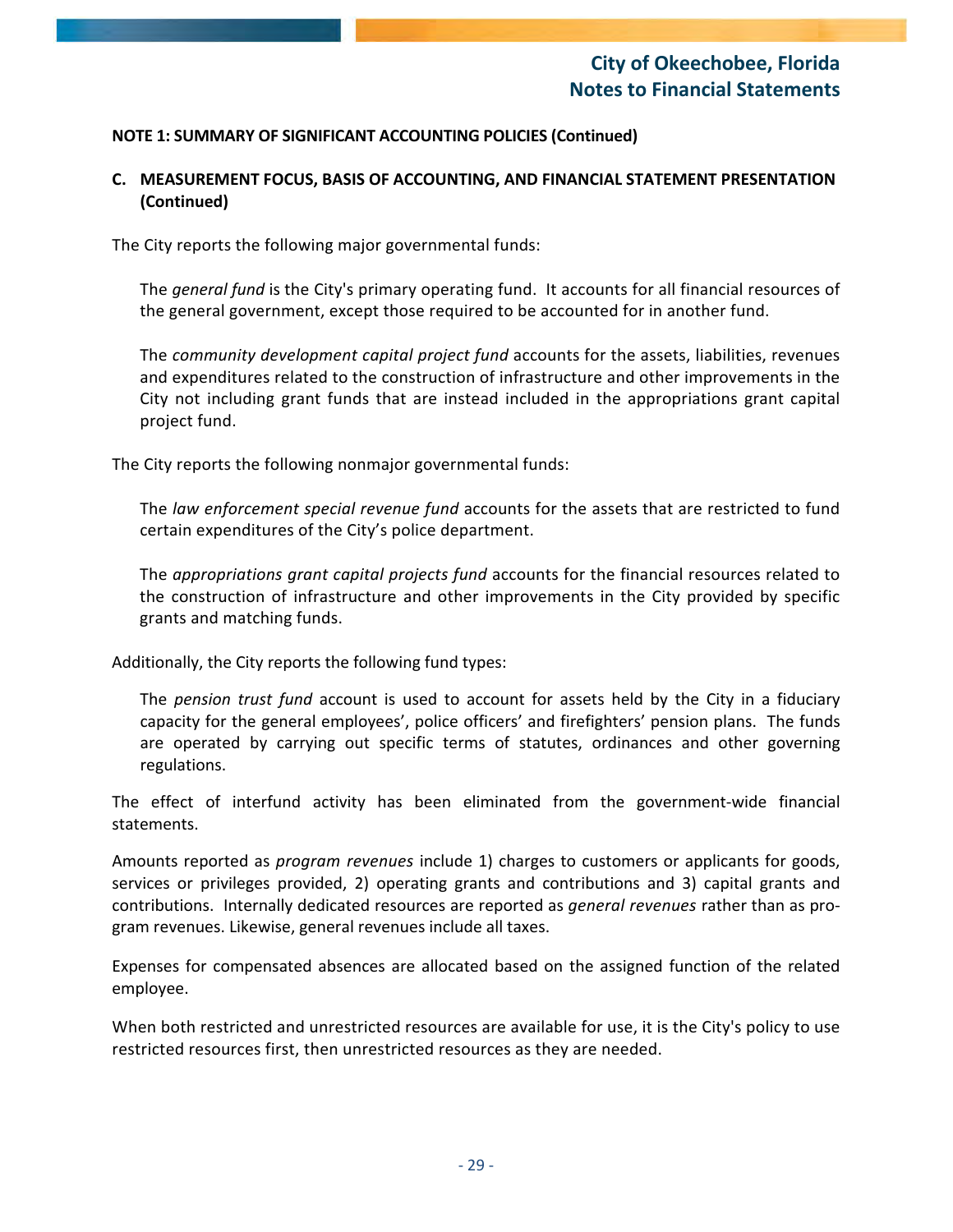**NOTE 1: SUMMARY OF SIGNIFICANT ACCOUNTING POLICIES (Continued)**

**C. MEASUREMENT FOCUS, BASIS OF ACCOUNTING, AND FINANCIAL STATEMENT PRESENTATION (Continued)**

The City reports the following major governmental funds:

The *general fund* is the City's primary operating fund. It accounts for all financial resources of the general government, except those required to be accounted for in another fund.

The *community development capital project fund* accounts for the assets, liabilities, revenues and expenditures related to the construction of infrastructure and other improvements in the City not including grant funds that are instead included in the appropriations grant capital project fund.

The City reports the following nonmajor governmental funds:

The *law enforcement special revenue fund* accounts for the assets that are restricted to fund certain expenditures of the City's police department.

The *appropriations grant capital projects fund* accounts for the financial resources related to the construction of infrastructure and other improvements in the City provided by specific grants and matching funds.

Additionally, the City reports the following fund types:

The *pension trust fund* account is used to account for assets held by the City in a fiduciary capacity for the general employees', police officers' and firefighters' pension plans. The funds are operated by carrying out specific terms of statutes, ordinances and other governing regulations.

The effect of interfund activity has been eliminated from the government-wide financial statements.

Amounts reported as *program revenues* include 1) charges to customers or applicants for goods, services or privileges provided, 2) operating grants and contributions and 3) capital grants and contributions. Internally dedicated resources are reported as *general revenues* rather than as program revenues. Likewise, general revenues include all taxes.

Expenses for compensated absences are allocated based on the assigned function of the related employee.

When both restricted and unrestricted resources are available for use, it is the City's policy to use restricted resources first, then unrestricted resources as they are needed.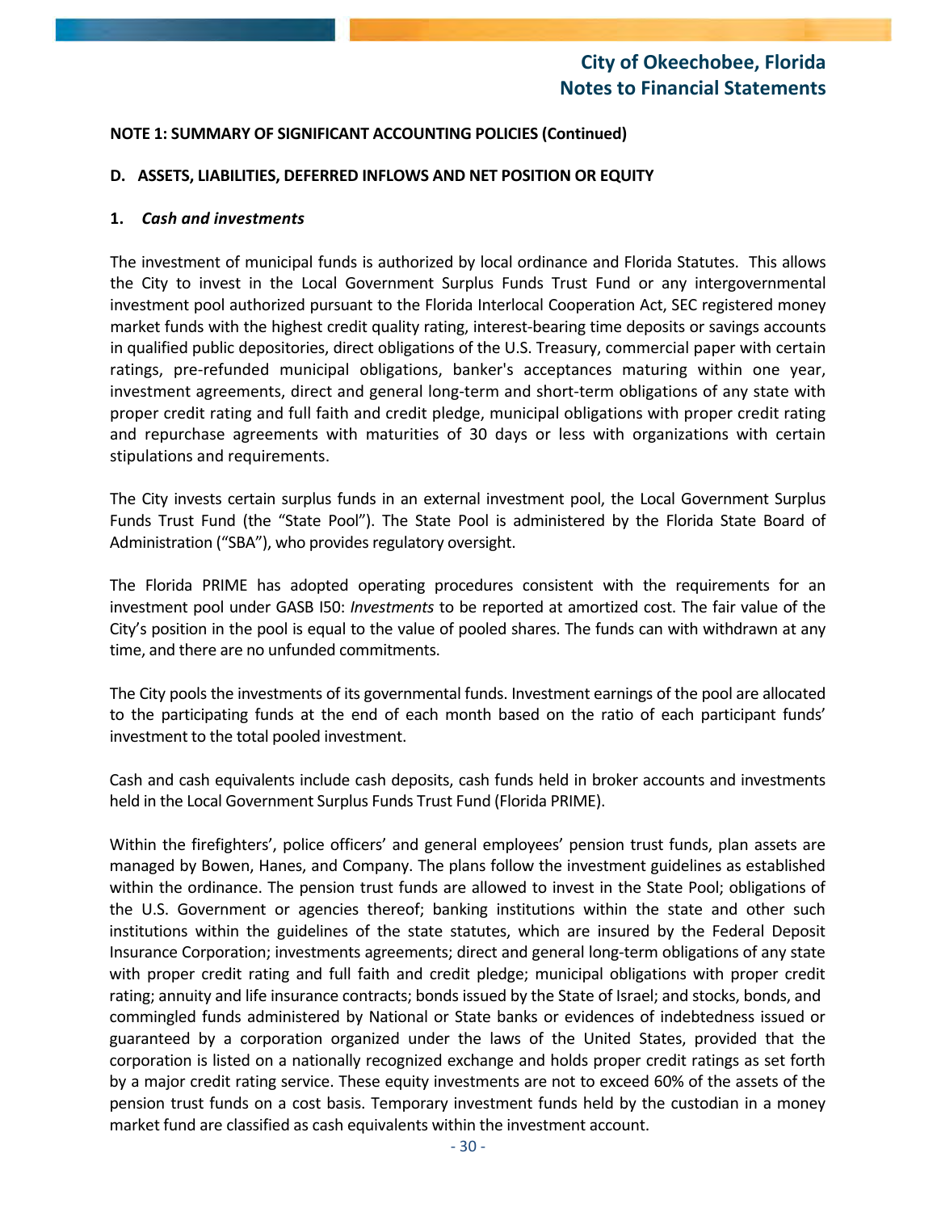**NOTE 1: SUMMARY OF SIGNIFICANT ACCOUNTING POLICIES (Continued)**

**D. ASSETS, LIABILITIES, DEFERRED INFLOWS AND NET POSITION OR EQUITY**

**1. *Cash and investments***

The investment of municipal funds is authorized by local ordinance and Florida Statutes. This allows the City to invest in the Local Government Surplus Funds Trust Fund or any intergovernmental investment pool authorized pursuant to the Florida Interlocal Cooperation Act, SEC registered money market funds with the highest credit quality rating, interest-bearing time deposits or savings accounts in qualified public depositories, direct obligations of the U.S. Treasury, commercial paper with certain ratings, pre-refunded municipal obligations, banker's acceptances maturing within one year, investment agreements, direct and general long-term and short-term obligations of any state with proper credit rating and full faith and credit pledge, municipal obligations with proper credit rating and repurchase agreements with maturities of 30 days or less with organizations with certain stipulations and requirements.

The City invests certain surplus funds in an external investment pool, the Local Government Surplus Funds Trust Fund (the "State Pool"). The State Pool is administered by the Florida State Board of Administration ("SBA"), who provides regulatory oversight.

The Florida PRIME has adopted operating procedures consistent with the requirements for an investment pool under GASB I50: *Investments* to be reported at amortized cost. The fair value of the City's position in the pool is equal to the value of pooled shares. The funds can with withdrawn at any time, and there are no unfunded commitments.

The City pools the investments of its governmental funds. Investment earnings of the pool are allocated to the participating funds at the end of each month based on the ratio of each participant funds' investment to the total pooled investment.

Cash and cash equivalents include cash deposits, cash funds held in broker accounts and investments held in the Local Government Surplus Funds Trust Fund (Florida PRIME).

Within the firefighters', police officers' and general employees' pension trust funds, plan assets are managed by Bowen, Hanes, and Company. The plans follow the investment guidelines as established within the ordinance. The pension trust funds are allowed to invest in the State Pool; obligations of the U.S. Government or agencies thereof; banking institutions within the state and other such institutions within the guidelines of the state statutes, which are insured by the Federal Deposit Insurance Corporation; investments agreements; direct and general long-term obligations of any state with proper credit rating and full faith and credit pledge; municipal obligations with proper credit rating; annuity and life insurance contracts; bonds issued by the State of Israel; and stocks, bonds, and commingled funds administered by National or State banks or evidences of indebtedness issued or guaranteed by a corporation organized under the laws of the United States, provided that the corporation is listed on a nationally recognized exchange and holds proper credit ratings as set forth by a major credit rating service. These equity investments are not to exceed 60% of the assets of the pension trust funds on a cost basis. Temporary investment funds held by the custodian in a money market fund are classified as cash equivalents within the investment account.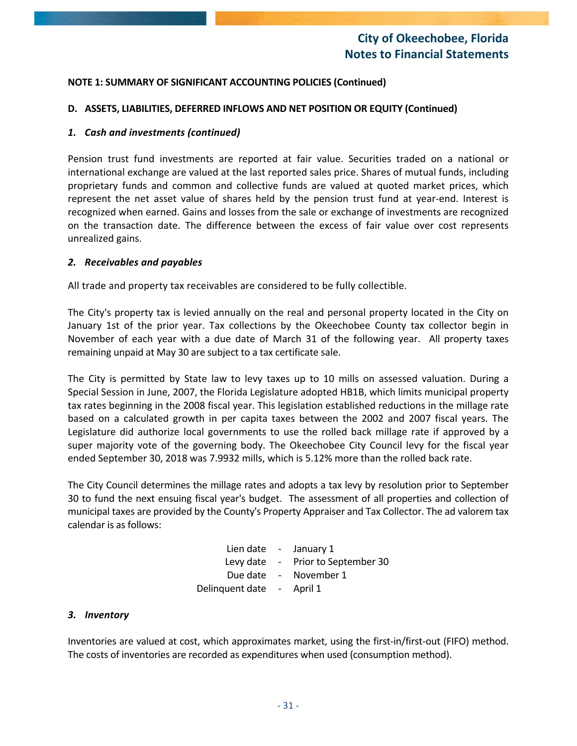**NOTE 1: SUMMARY OF SIGNIFICANT ACCOUNTING POLICIES (Continued)**

**D. ASSETS, LIABILITIES, DEFERRED INFLOWS AND NET POSITION OR EQUITY (Continued)**

***1. Cash and investments (continued)***

Pension trust fund investments are reported at fair value. Securities traded on a national or international exchange are valued at the last reported sales price. Shares of mutual funds, including proprietary funds and common and collective funds are valued at quoted market prices, which represent the net asset value of shares held by the pension trust fund at year-end. Interest is recognized when earned. Gains and losses from the sale or exchange of investments are recognized on the transaction date. The difference between the excess of fair value over cost represents unrealized gains.

***2. Receivables and payables***

All trade and property tax receivables are considered to be fully collectible.

The City's property tax is levied annually on the real and personal property located in the City on January 1st of the prior year. Tax collections by the Okeechobee County tax collector begin in November of each year with a due date of March 31 of the following year. All property taxes remaining unpaid at May 30 are subject to a tax certificate sale.

The City is permitted by State law to levy taxes up to 10 mills on assessed valuation. During a Special Session in June, 2007, the Florida Legislature adopted HB1B, which limits municipal property tax rates beginning in the 2008 fiscal year. This legislation established reductions in the millage rate based on a calculated growth in per capita taxes between the 2002 and 2007 fiscal years. The Legislature did authorize local governments to use the rolled back millage rate if approved by a super majority vote of the governing body. The Okeechobee City Council levy for the fiscal year ended September 30, 2018 was 7.9932 mills, which is 5.12% more than the rolled back rate.

The City Council determines the millage rates and adopts a tax levy by resolution prior to September 30 to fund the next ensuing fiscal year's budget. The assessment of all properties and collection of municipal taxes are provided by the County's Property Appraiser and Tax Collector. The ad valorem tax calendar is as follows:

| | | |
|---|---|---|
| Lien date | - | January 1 |
| Levy date | - | Prior to September 30 |
| Due date | - | November 1 |
| Delinquent date | - | April 1 |

***3. Inventory***

Inventories are valued at cost, which approximates market, using the first-in/first-out (FIFO) method. The costs of inventories are recorded as expenditures when used (consumption method).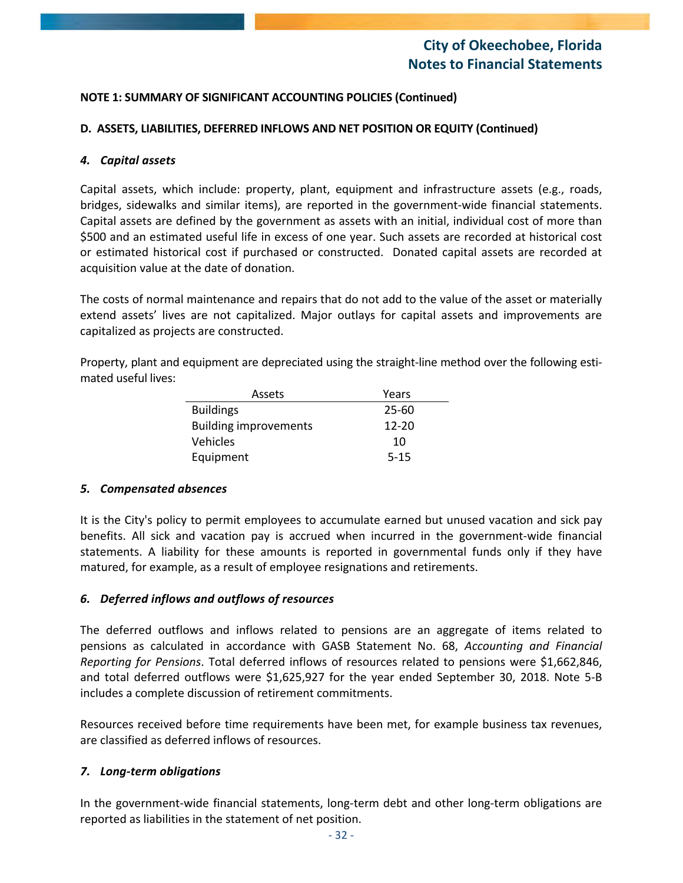**NOTE 1: SUMMARY OF SIGNIFICANT ACCOUNTING POLICIES (Continued)**

**D. ASSETS, LIABILITIES, DEFERRED INFLOWS AND NET POSITION OR EQUITY (Continued)**

***4. Capital assets***

Capital assets, which include: property, plant, equipment and infrastructure assets (e.g., roads, bridges, sidewalks and similar items), are reported in the government-wide financial statements. Capital assets are defined by the government as assets with an initial, individual cost of more than $500 and an estimated useful life in excess of one year. Such assets are recorded at historical cost or estimated historical cost if purchased or constructed. Donated capital assets are recorded at acquisition value at the date of donation.

The costs of normal maintenance and repairs that do not add to the value of the asset or materially extend assets' lives are not capitalized. Major outlays for capital assets and improvements are capitalized as projects are constructed.

Property, plant and equipment are depreciated using the straight-line method over the following estimated useful lives:

| Assets | Years |
|---|---|
| Buildings | 25-60 |
| Building improvements | 12-20 |
| Vehicles | 10 |
| Equipment | 5-15 |

***5. Compensated absences***

It is the City's policy to permit employees to accumulate earned but unused vacation and sick pay benefits. All sick and vacation pay is accrued when incurred in the government-wide financial statements. A liability for these amounts is reported in governmental funds only if they have matured, for example, as a result of employee resignations and retirements.

***6. Deferred inflows and outflows of resources***

The deferred outflows and inflows related to pensions are an aggregate of items related to pensions as calculated in accordance with GASB Statement No. 68, *Accounting and Financial Reporting for Pensions*. Total deferred inflows of resources related to pensions were $1,662,846, and total deferred outflows were $1,625,927 for the year ended September 30, 2018. Note 5-B includes a complete discussion of retirement commitments.

Resources received before time requirements have been met, for example business tax revenues, are classified as deferred inflows of resources.

***7. Long-term obligations***

In the government-wide financial statements, long-term debt and other long-term obligations are reported as liabilities in the statement of net position.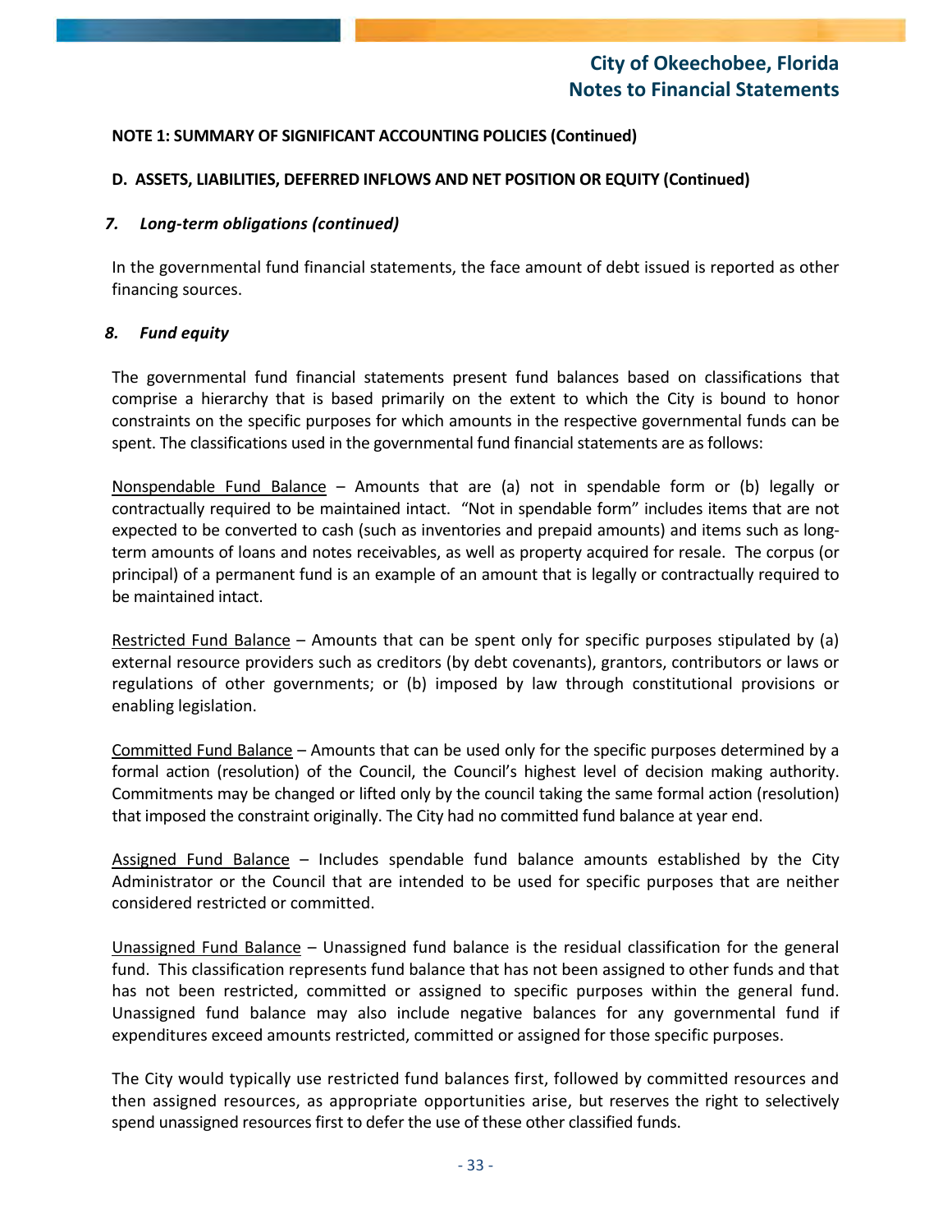**NOTE 1: SUMMARY OF SIGNIFICANT ACCOUNTING POLICIES (Continued)**

**D. ASSETS, LIABILITIES, DEFERRED INFLOWS AND NET POSITION OR EQUITY (Continued)**

***7. Long-term obligations (continued)***

In the governmental fund financial statements, the face amount of debt issued is reported as other financing sources.

***8. Fund equity***

The governmental fund financial statements present fund balances based on classifications that comprise a hierarchy that is based primarily on the extent to which the City is bound to honor constraints on the specific purposes for which amounts in the respective governmental funds can be spent. The classifications used in the governmental fund financial statements are as follows:

<u>Nonspendable Fund Balance</u> – Amounts that are (a) not in spendable form or (b) legally or contractually required to be maintained intact. "Not in spendable form" includes items that are not expected to be converted to cash (such as inventories and prepaid amounts) and items such as long-term amounts of loans and notes receivables, as well as property acquired for resale. The corpus (or principal) of a permanent fund is an example of an amount that is legally or contractually required to be maintained intact.

<u>Restricted Fund Balance</u> – Amounts that can be spent only for specific purposes stipulated by (a) external resource providers such as creditors (by debt covenants), grantors, contributors or laws or regulations of other governments; or (b) imposed by law through constitutional provisions or enabling legislation.

<u>Committed Fund Balance</u> – Amounts that can be used only for the specific purposes determined by a formal action (resolution) of the Council, the Council's highest level of decision making authority. Commitments may be changed or lifted only by the council taking the same formal action (resolution) that imposed the constraint originally. The City had no committed fund balance at year end.

<u>Assigned Fund Balance</u> – Includes spendable fund balance amounts established by the City Administrator or the Council that are intended to be used for specific purposes that are neither considered restricted or committed.

<u>Unassigned Fund Balance</u> – Unassigned fund balance is the residual classification for the general fund. This classification represents fund balance that has not been assigned to other funds and that has not been restricted, committed or assigned to specific purposes within the general fund. Unassigned fund balance may also include negative balances for any governmental fund if expenditures exceed amounts restricted, committed or assigned for those specific purposes.

The City would typically use restricted fund balances first, followed by committed resources and then assigned resources, as appropriate opportunities arise, but reserves the right to selectively spend unassigned resources first to defer the use of these other classified funds.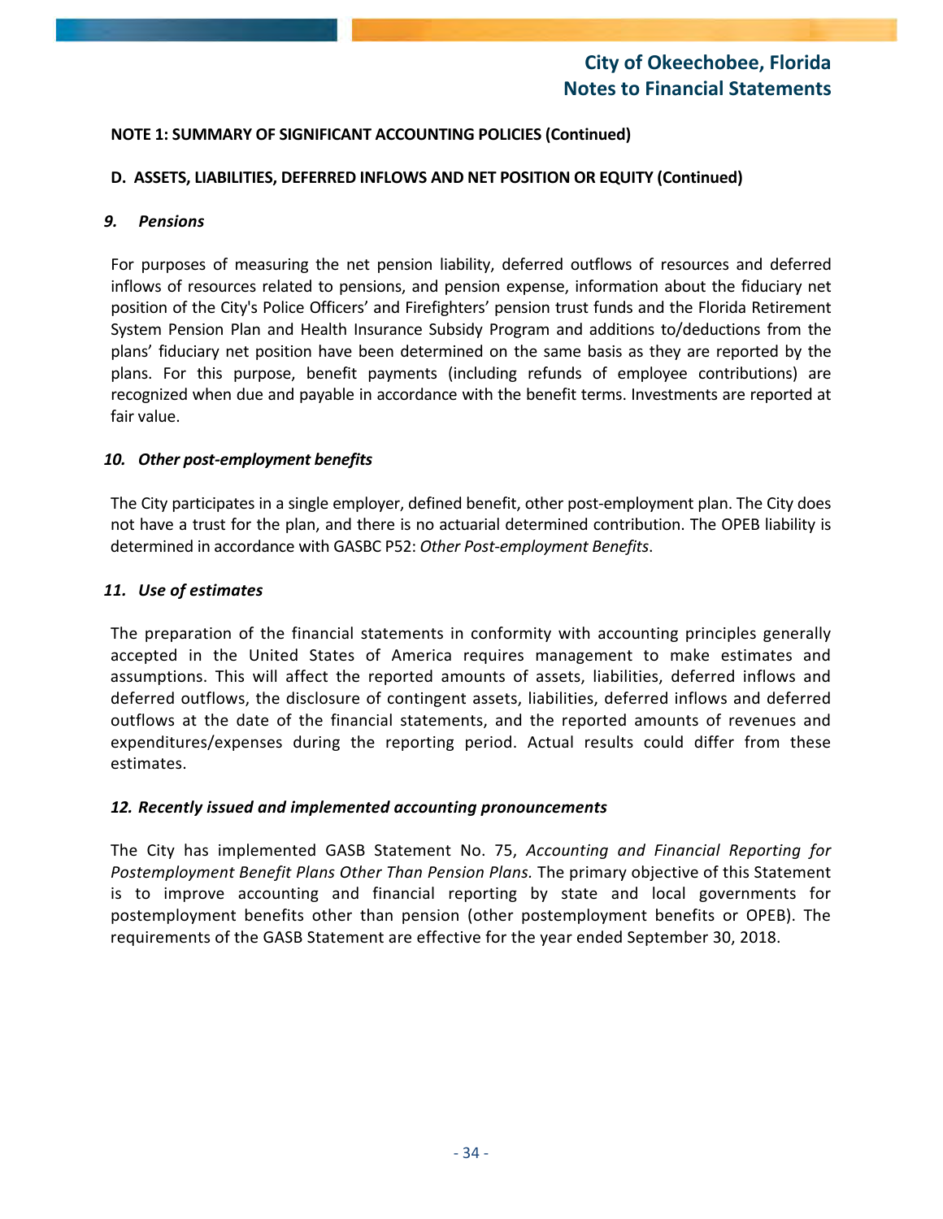**NOTE 1: SUMMARY OF SIGNIFICANT ACCOUNTING POLICIES (Continued)**

**D. ASSETS, LIABILITIES, DEFERRED INFLOWS AND NET POSITION OR EQUITY (Continued)**

***9. Pensions***

For purposes of measuring the net pension liability, deferred outflows of resources and deferred inflows of resources related to pensions, and pension expense, information about the fiduciary net position of the City's Police Officers' and Firefighters' pension trust funds and the Florida Retirement System Pension Plan and Health Insurance Subsidy Program and additions to/deductions from the plans' fiduciary net position have been determined on the same basis as they are reported by the plans. For this purpose, benefit payments (including refunds of employee contributions) are recognized when due and payable in accordance with the benefit terms. Investments are reported at fair value.

***10. Other post-employment benefits***

The City participates in a single employer, defined benefit, other post-employment plan. The City does not have a trust for the plan, and there is no actuarial determined contribution. The OPEB liability is determined in accordance with GASBC P52: *Other Post-employment Benefits*.

***11. Use of estimates***

The preparation of the financial statements in conformity with accounting principles generally accepted in the United States of America requires management to make estimates and assumptions. This will affect the reported amounts of assets, liabilities, deferred inflows and deferred outflows, the disclosure of contingent assets, liabilities, deferred inflows and deferred outflows at the date of the financial statements, and the reported amounts of revenues and expenditures/expenses during the reporting period. Actual results could differ from these estimates.

***12. Recently issued and implemented accounting pronouncements***

The City has implemented GASB Statement No. 75, *Accounting and Financial Reporting for Postemployment Benefit Plans Other Than Pension Plans.* The primary objective of this Statement is to improve accounting and financial reporting by state and local governments for postemployment benefits other than pension (other postemployment benefits or OPEB). The requirements of the GASB Statement are effective for the year ended September 30, 2018.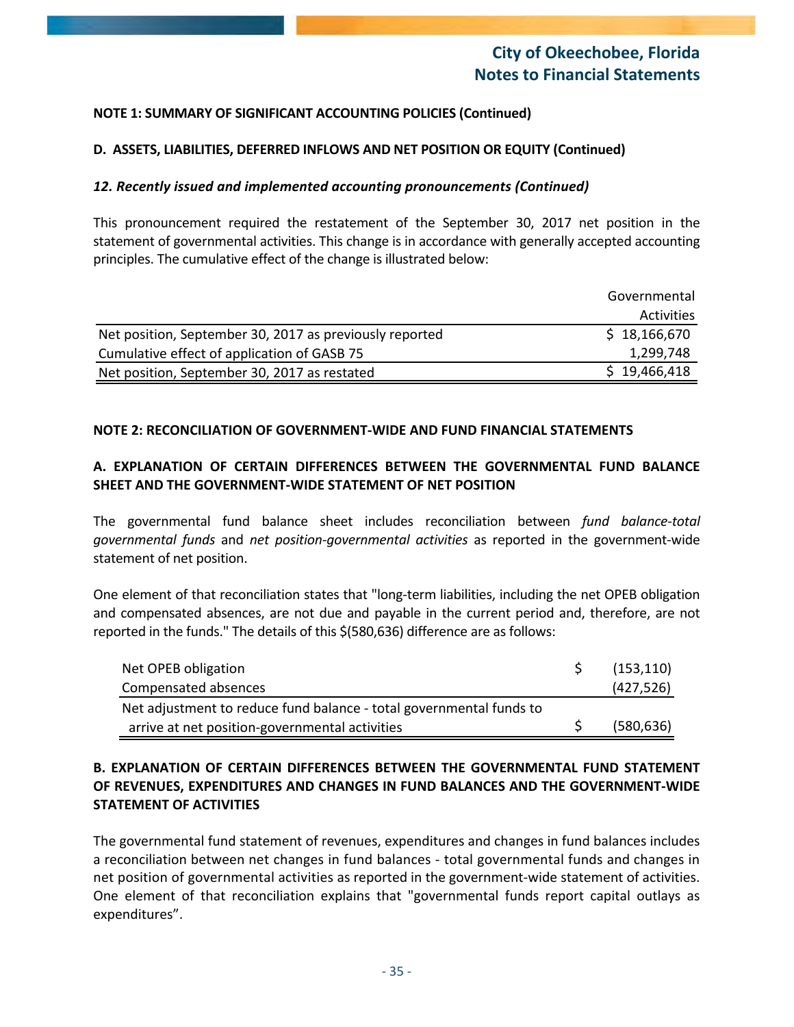**NOTE 1: SUMMARY OF SIGNIFICANT ACCOUNTING POLICIES (Continued)**

**D. ASSETS, LIABILITIES, DEFERRED INFLOWS AND NET POSITION OR EQUITY (Continued)**

***12. Recently issued and implemented accounting pronouncements (Continued)***

This pronouncement required the restatement of the September 30, 2017 net position in the statement of governmental activities. This change is in accordance with generally accepted accounting principles. The cumulative effect of the change is illustrated below:

| | Governmental Activities |
|---|---|
| Net position, September 30, 2017 as previously reported | $ 18,166,670 |
| Cumulative effect of application of GASB 75 | 1,299,748 |
| Net position, September 30, 2017 as restated | $ 19,466,418 |

**NOTE 2: RECONCILIATION OF GOVERNMENT-WIDE AND FUND FINANCIAL STATEMENTS**

**A. EXPLANATION OF CERTAIN DIFFERENCES BETWEEN THE GOVERNMENTAL FUND BALANCE SHEET AND THE GOVERNMENT-WIDE STATEMENT OF NET POSITION**

The governmental fund balance sheet includes reconciliation between *fund balance-total governmental funds* and *net position-governmental activities* as reported in the government-wide statement of net position.

One element of that reconciliation states that "long-term liabilities, including the net OPEB obligation and compensated absences, are not due and payable in the current period and, therefore, are not reported in the funds." The details of this $(580,636) difference are as follows:

| | |
|---|---|
| Net OPEB obligation | $ (153,110) |
| Compensated absences | (427,526) |
| Net adjustment to reduce fund balance - total governmental funds to arrive at net position-governmental activities | $ (580,636) |

**B. EXPLANATION OF CERTAIN DIFFERENCES BETWEEN THE GOVERNMENTAL FUND STATEMENT OF REVENUES, EXPENDITURES AND CHANGES IN FUND BALANCES AND THE GOVERNMENT-WIDE STATEMENT OF ACTIVITIES**

The governmental fund statement of revenues, expenditures and changes in fund balances includes a reconciliation between net changes in fund balances - total governmental funds and changes in net position of governmental activities as reported in the government-wide statement of activities. One element of that reconciliation explains that "governmental funds report capital outlays as expenditures".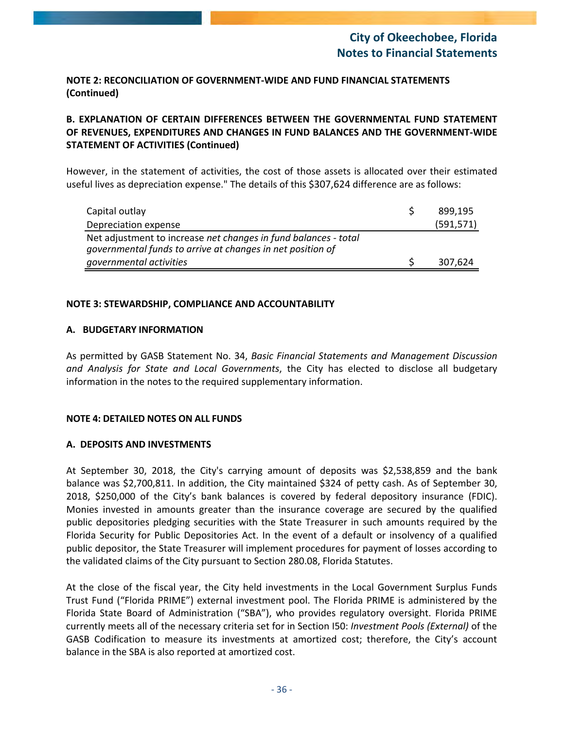**NOTE 2: RECONCILIATION OF GOVERNMENT-WIDE AND FUND FINANCIAL STATEMENTS (Continued)**

**B. EXPLANATION OF CERTAIN DIFFERENCES BETWEEN THE GOVERNMENTAL FUND STATEMENT OF REVENUES, EXPENDITURES AND CHANGES IN FUND BALANCES AND THE GOVERNMENT-WIDE STATEMENT OF ACTIVITIES (Continued)**

However, in the statement of activities, the cost of those assets is allocated over their estimated useful lives as depreciation expense." The details of this $307,624 difference are as follows:

| | | |
|---|---|---|
| Capital outlay | $ | 899,195 |
| Depreciation expense | | (591,571) |
| Net adjustment to increase *net changes in fund balances - total governmental funds to arrive at changes in net position of governmental activities* | $ | 307,624 |

**NOTE 3: STEWARDSHIP, COMPLIANCE AND ACCOUNTABILITY**

**A. BUDGETARY INFORMATION**

As permitted by GASB Statement No. 34, *Basic Financial Statements and Management Discussion and Analysis for State and Local Governments*, the City has elected to disclose all budgetary information in the notes to the required supplementary information.

**NOTE 4: DETAILED NOTES ON ALL FUNDS**

**A. DEPOSITS AND INVESTMENTS**

At September 30, 2018, the City's carrying amount of deposits was $2,538,859 and the bank balance was $2,700,811. In addition, the City maintained $324 of petty cash. As of September 30, 2018, $250,000 of the City's bank balances is covered by federal depository insurance (FDIC). Monies invested in amounts greater than the insurance coverage are secured by the qualified public depositories pledging securities with the State Treasurer in such amounts required by the Florida Security for Public Depositories Act. In the event of a default or insolvency of a qualified public depositor, the State Treasurer will implement procedures for payment of losses according to the validated claims of the City pursuant to Section 280.08, Florida Statutes.

At the close of the fiscal year, the City held investments in the Local Government Surplus Funds Trust Fund ("Florida PRIME") external investment pool. The Florida PRIME is administered by the Florida State Board of Administration ("SBA"), who provides regulatory oversight. Florida PRIME currently meets all of the necessary criteria set for in Section I50: *Investment Pools (External)* of the GASB Codification to measure its investments at amortized cost; therefore, the City's account balance in the SBA is also reported at amortized cost.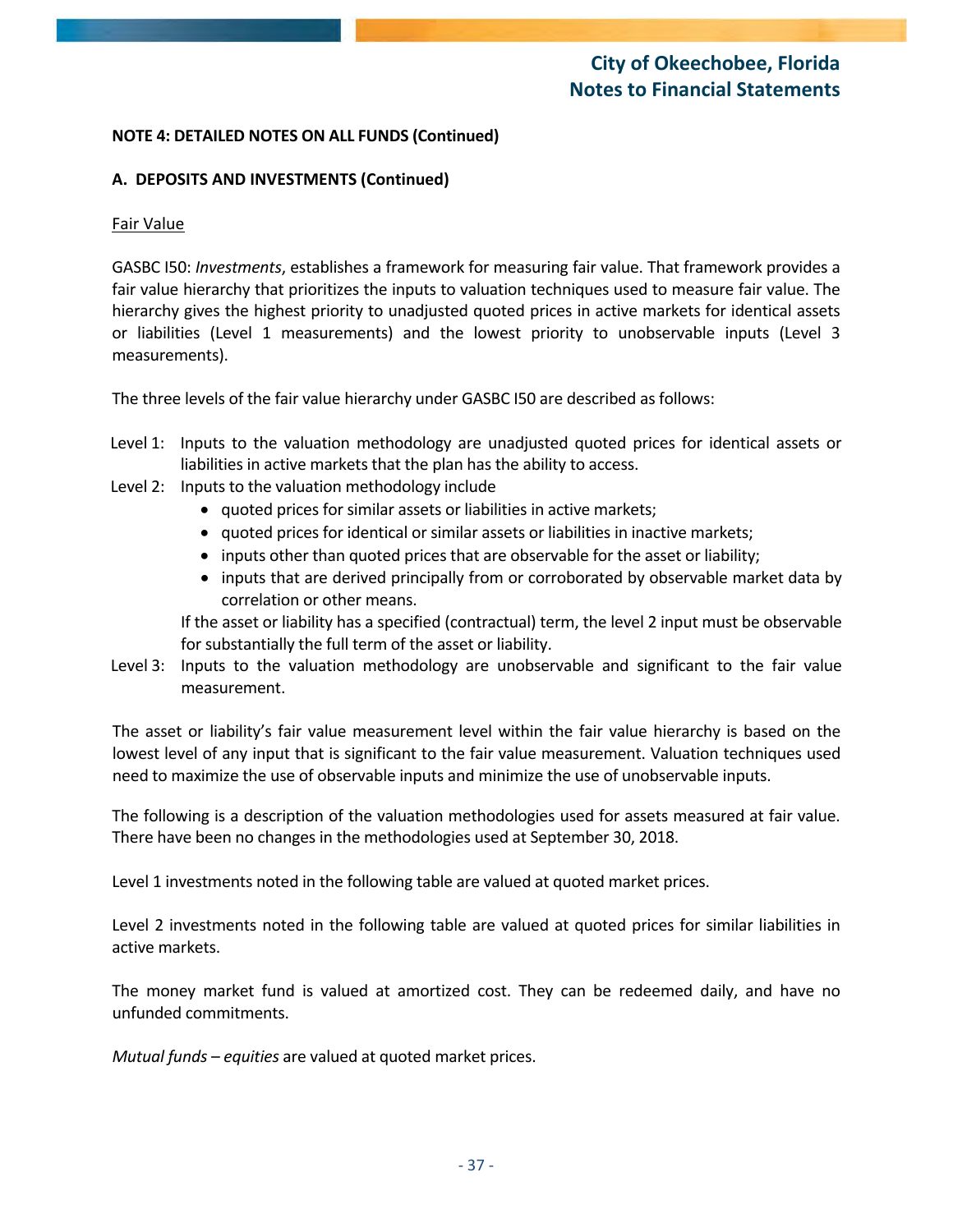**NOTE 4: DETAILED NOTES ON ALL FUNDS (Continued)**

**A. DEPOSITS AND INVESTMENTS (Continued)**

Fair Value

GASBC I50: *Investments*, establishes a framework for measuring fair value. That framework provides a fair value hierarchy that prioritizes the inputs to valuation techniques used to measure fair value. The hierarchy gives the highest priority to unadjusted quoted prices in active markets for identical assets or liabilities (Level 1 measurements) and the lowest priority to unobservable inputs (Level 3 measurements).

The three levels of the fair value hierarchy under GASBC I50 are described as follows:

Level 1: Inputs to the valuation methodology are unadjusted quoted prices for identical assets or liabilities in active markets that the plan has the ability to access.

Level 2: Inputs to the valuation methodology include

- quoted prices for similar assets or liabilities in active markets;
- quoted prices for identical or similar assets or liabilities in inactive markets;
- inputs other than quoted prices that are observable for the asset or liability;
- inputs that are derived principally from or corroborated by observable market data by correlation or other means.

If the asset or liability has a specified (contractual) term, the level 2 input must be observable for substantially the full term of the asset or liability.

Level 3: Inputs to the valuation methodology are unobservable and significant to the fair value measurement.

The asset or liability's fair value measurement level within the fair value hierarchy is based on the lowest level of any input that is significant to the fair value measurement. Valuation techniques used need to maximize the use of observable inputs and minimize the use of unobservable inputs.

The following is a description of the valuation methodologies used for assets measured at fair value. There have been no changes in the methodologies used at September 30, 2018.

Level 1 investments noted in the following table are valued at quoted market prices.

Level 2 investments noted in the following table are valued at quoted prices for similar liabilities in active markets.

The money market fund is valued at amortized cost. They can be redeemed daily, and have no unfunded commitments.

*Mutual funds – equities* are valued at quoted market prices.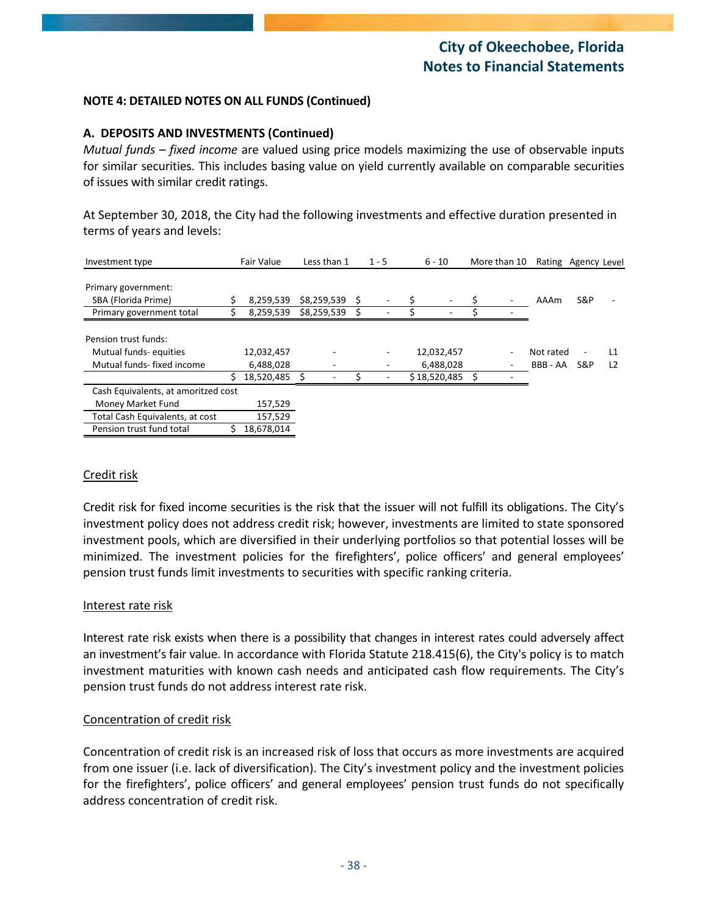## NOTE 4: DETAILED NOTES ON ALL FUNDS (Continued)

### A. DEPOSITS AND INVESTMENTS (Continued)

*Mutual funds – fixed income* are valued using price models maximizing the use of observable inputs for similar securities. This includes basing value on yield currently available on comparable securities of issues with similar credit ratings.

At September 30, 2018, the City had the following investments and effective duration presented in terms of years and levels:

| Investment type | Fair Value | Less than 1 | 1 - 5 | 6 - 10 | More than 10 | Rating | Agency | Level |
|---|---|---|---|---|---|---|---|---|
| Primary government: | | | | | | | | |
| SBA (Florida Prime) | $ 8,259,539 | $8,259,539 | $ - | $ - | $ - | AAAm | S&P | - |
| Primary government total | $ 8,259,539 | $8,259,539 | $ - | $ - | $ - | | | |
| Pension trust funds: | | | | | | | | |
| Mutual funds- equities | 12,032,457 | - | - | 12,032,457 | - | Not rated | - | L1 |
| Mutual funds- fixed income | 6,488,028 | - | - | 6,488,028 | - | BBB - AA | S&P | L2 |
| | $ 18,520,485 | $ - | $ - | $ 18,520,485 | $ - | | | |
| Cash Equivalents, at amoritzed cost | | | | | | | | |
| Money Market Fund | 157,529 | | | | | | | |
| Total Cash Equivalents, at cost | 157,529 | | | | | | | |
| Pension trust fund total | $ 18,678,014 | | | | | | | |

#### Credit risk

Credit risk for fixed income securities is the risk that the issuer will not fulfill its obligations. The City's investment policy does not address credit risk; however, investments are limited to state sponsored investment pools, which are diversified in their underlying portfolios so that potential losses will be minimized. The investment policies for the firefighters', police officers' and general employees' pension trust funds limit investments to securities with specific ranking criteria.

#### Interest rate risk

Interest rate risk exists when there is a possibility that changes in interest rates could adversely affect an investment's fair value. In accordance with Florida Statute 218.415(6), the City's policy is to match investment maturities with known cash needs and anticipated cash flow requirements. The City's pension trust funds do not address interest rate risk.

#### Concentration of credit risk

Concentration of credit risk is an increased risk of loss that occurs as more investments are acquired from one issuer (i.e. lack of diversification). The City's investment policy and the investment policies for the firefighters', police officers' and general employees' pension trust funds do not specifically address concentration of credit risk.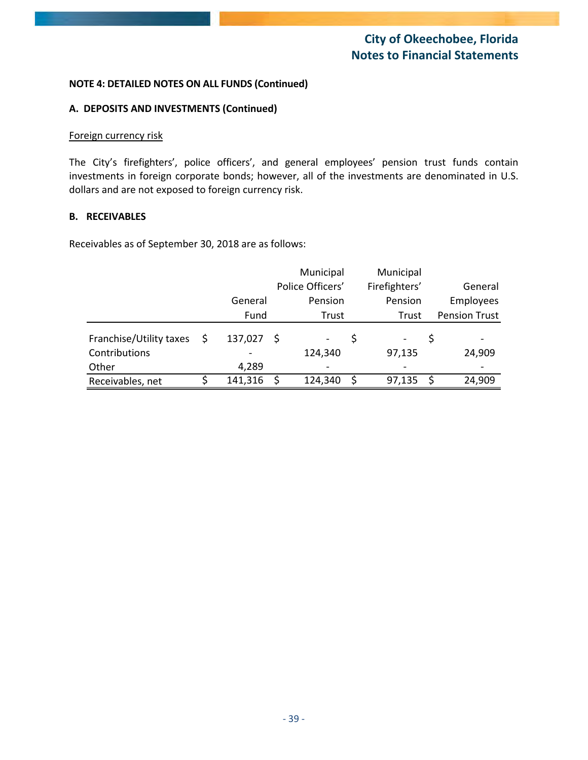**NOTE 4: DETAILED NOTES ON ALL FUNDS (Continued)**

**A. DEPOSITS AND INVESTMENTS (Continued)**

Foreign currency risk

The City's firefighters', police officers', and general employees' pension trust funds contain investments in foreign corporate bonds; however, all of the investments are denominated in U.S. dollars and are not exposed to foreign currency risk.

**B. RECEIVABLES**

Receivables as of September 30, 2018 are as follows:

| | General Fund | Municipal Police Officers' Pension Trust | Municipal Firefighters' Pension Trust | General Employees Pension Trust |
|---|---|---|---|---|
| Franchise/Utility taxes | $ 137,027 | $ - | $ - | $ - |
| Contributions | - | 124,340 | 97,135 | 24,909 |
| Other | 4,289 | - | - | - |
| Receivables, net | $ 141,316 | $ 124,340 | $ 97,135 | $ 24,909 |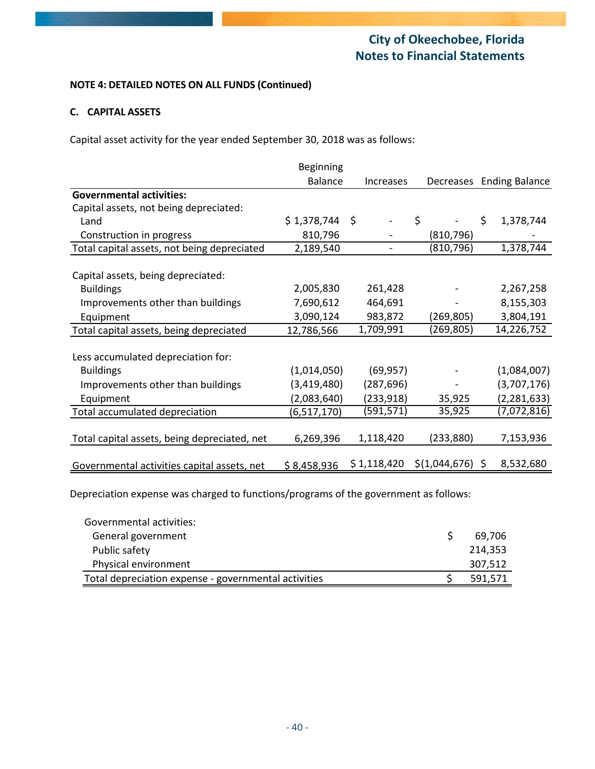**NOTE 4: DETAILED NOTES ON ALL FUNDS (Continued)**

**C. CAPITAL ASSETS**

Capital asset activity for the year ended September 30, 2018 was as follows:

| | Beginning Balance | Increases | Decreases | Ending Balance |
|---|---|---|---|---|
| **Governmental activities:** | | | | |
| Capital assets, not being depreciated: | | | | |
| Land | $ 1,378,744 | $ - | $ - | $ 1,378,744 |
| Construction in progress | 810,796 | - | (810,796) | - |
| Total capital assets, not being depreciated | 2,189,540 | - | (810,796) | 1,378,744 |
| Capital assets, being depreciated: | | | | |
| Buildings | 2,005,830 | 261,428 | - | 2,267,258 |
| Improvements other than buildings | 7,690,612 | 464,691 | - | 8,155,303 |
| Equipment | 3,090,124 | 983,872 | (269,805) | 3,804,191 |
| Total capital assets, being depreciated | 12,786,566 | 1,709,991 | (269,805) | 14,226,752 |
| Less accumulated depreciation for: | | | | |
| Buildings | (1,014,050) | (69,957) | - | (1,084,007) |
| Improvements other than buildings | (3,419,480) | (287,696) | - | (3,707,176) |
| Equipment | (2,083,640) | (233,918) | 35,925 | (2,281,633) |
| Total accumulated depreciation | (6,517,170) | (591,571) | 35,925 | (7,072,816) |
| Total capital assets, being depreciated, net | 6,269,396 | 1,118,420 | (233,880) | 7,153,936 |
| Governmental activities capital assets, net | $ 8,458,936 | $ 1,118,420 | $(1,044,676) | $ 8,532,680 |

Depreciation expense was charged to functions/programs of the government as follows:

| | |
|---|---|
| Governmental activities: | |
| General government | $ 69,706 |
| Public safety | 214,353 |
| Physical environment | 307,512 |
| Total depreciation expense - governmental activities | $ 591,571 |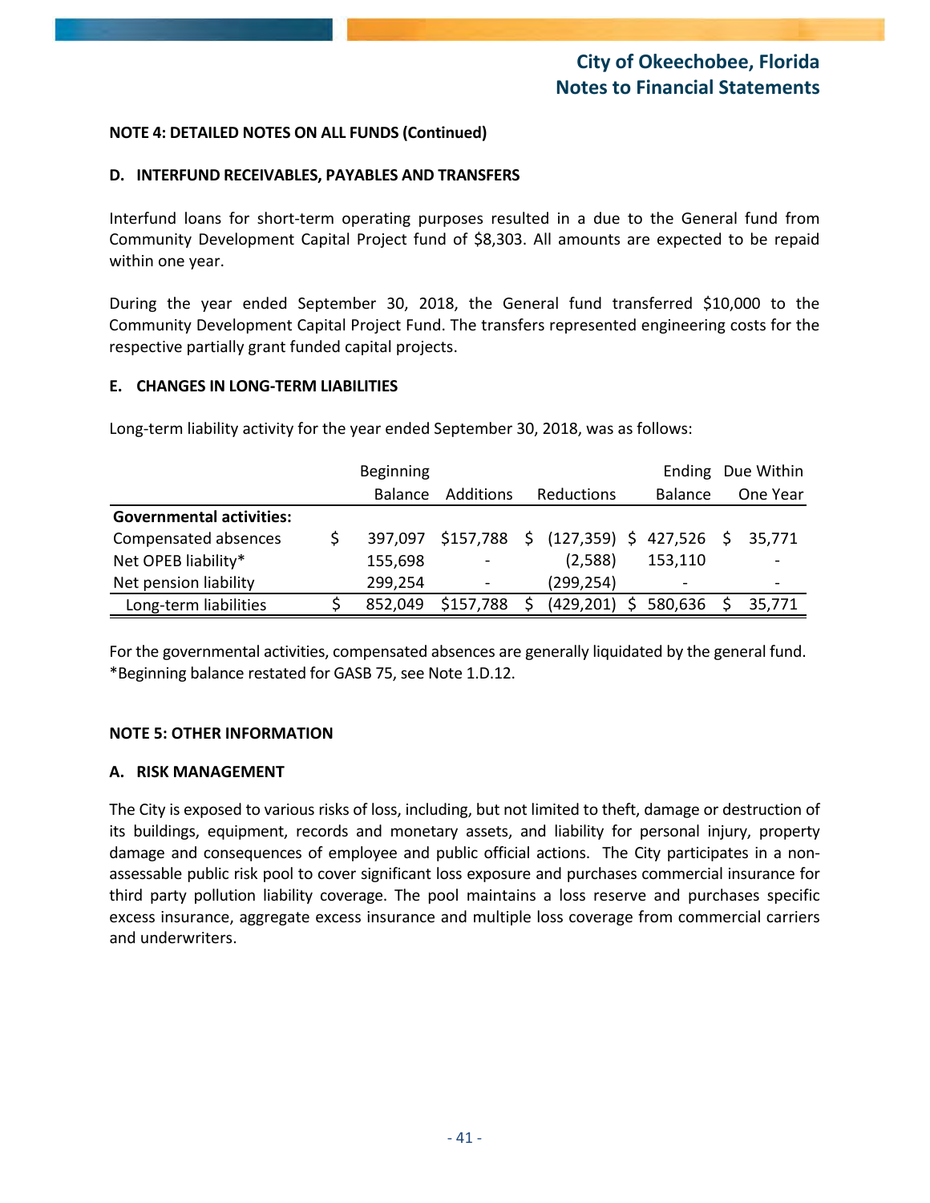**NOTE 4: DETAILED NOTES ON ALL FUNDS (Continued)**

**D. INTERFUND RECEIVABLES, PAYABLES AND TRANSFERS**

Interfund loans for short-term operating purposes resulted in a due to the General fund from Community Development Capital Project fund of $8,303. All amounts are expected to be repaid within one year.

During the year ended September 30, 2018, the General fund transferred $10,000 to the Community Development Capital Project Fund. The transfers represented engineering costs for the respective partially grant funded capital projects.

**E. CHANGES IN LONG-TERM LIABILITIES**

Long-term liability activity for the year ended September 30, 2018, was as follows:

| | Beginning Balance | Additions | Reductions | Ending Balance | Due Within One Year |
|---|---|---|---|---|---|
| **Governmental activities:** | | | | | |
| Compensated absences | $ 397,097 | $157,788 | $ (127,359) | $ 427,526 | $ 35,771 |
| Net OPEB liability* | 155,698 | - | (2,588) | 153,110 | - |
| Net pension liability | 299,254 | - | (299,254) | - | - |
| Long-term liabilities | $ 852,049 | $157,788 | $ (429,201) | $ 580,636 | $ 35,771 |

For the governmental activities, compensated absences are generally liquidated by the general fund.
*Beginning balance restated for GASB 75, see Note 1.D.12.

**NOTE 5: OTHER INFORMATION**

**A. RISK MANAGEMENT**

The City is exposed to various risks of loss, including, but not limited to theft, damage or destruction of its buildings, equipment, records and monetary assets, and liability for personal injury, property damage and consequences of employee and public official actions. The City participates in a non-assessable public risk pool to cover significant loss exposure and purchases commercial insurance for third party pollution liability coverage. The pool maintains a loss reserve and purchases specific excess insurance, aggregate excess insurance and multiple loss coverage from commercial carriers and underwriters.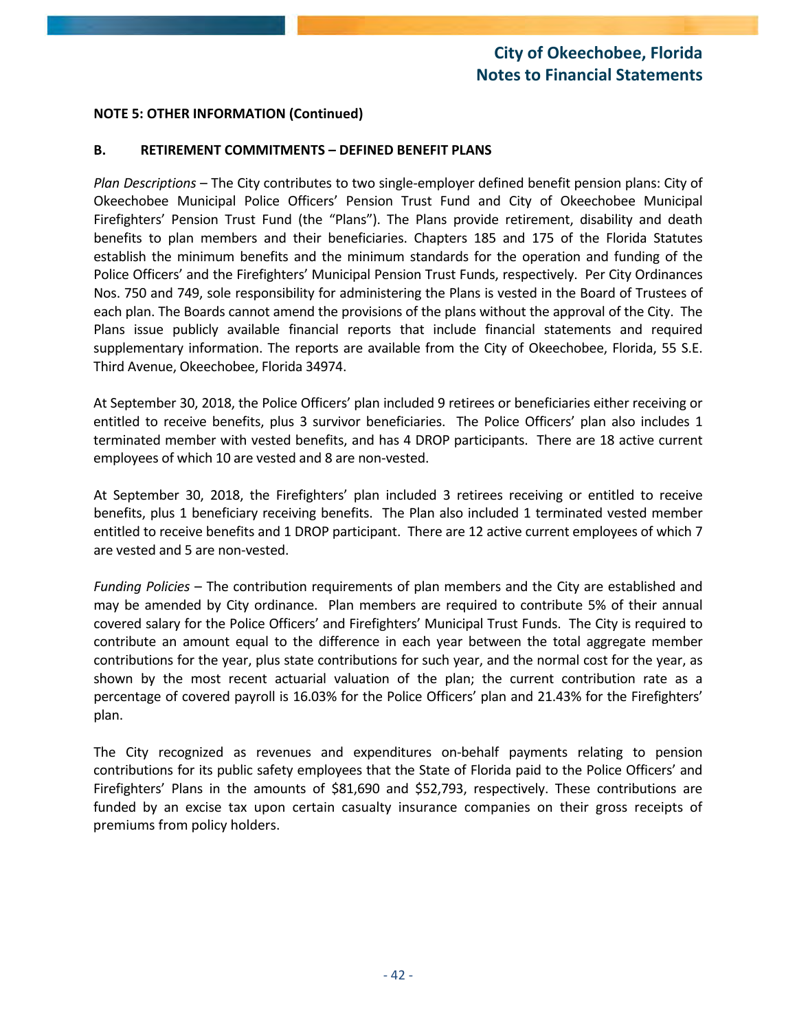**NOTE 5: OTHER INFORMATION (Continued)**

**B. RETIREMENT COMMITMENTS – DEFINED BENEFIT PLANS**

*Plan Descriptions* – The City contributes to two single-employer defined benefit pension plans: City of Okeechobee Municipal Police Officers' Pension Trust Fund and City of Okeechobee Municipal Firefighters' Pension Trust Fund (the "Plans"). The Plans provide retirement, disability and death benefits to plan members and their beneficiaries. Chapters 185 and 175 of the Florida Statutes establish the minimum benefits and the minimum standards for the operation and funding of the Police Officers' and the Firefighters' Municipal Pension Trust Funds, respectively. Per City Ordinances Nos. 750 and 749, sole responsibility for administering the Plans is vested in the Board of Trustees of each plan. The Boards cannot amend the provisions of the plans without the approval of the City. The Plans issue publicly available financial reports that include financial statements and required supplementary information. The reports are available from the City of Okeechobee, Florida, 55 S.E. Third Avenue, Okeechobee, Florida 34974.

At September 30, 2018, the Police Officers' plan included 9 retirees or beneficiaries either receiving or entitled to receive benefits, plus 3 survivor beneficiaries. The Police Officers' plan also includes 1 terminated member with vested benefits, and has 4 DROP participants. There are 18 active current employees of which 10 are vested and 8 are non-vested.

At September 30, 2018, the Firefighters' plan included 3 retirees receiving or entitled to receive benefits, plus 1 beneficiary receiving benefits. The Plan also included 1 terminated vested member entitled to receive benefits and 1 DROP participant. There are 12 active current employees of which 7 are vested and 5 are non-vested.

*Funding Policies* – The contribution requirements of plan members and the City are established and may be amended by City ordinance. Plan members are required to contribute 5% of their annual covered salary for the Police Officers' and Firefighters' Municipal Trust Funds. The City is required to contribute an amount equal to the difference in each year between the total aggregate member contributions for the year, plus state contributions for such year, and the normal cost for the year, as shown by the most recent actuarial valuation of the plan; the current contribution rate as a percentage of covered payroll is 16.03% for the Police Officers' plan and 21.43% for the Firefighters' plan.

The City recognized as revenues and expenditures on-behalf payments relating to pension contributions for its public safety employees that the State of Florida paid to the Police Officers' and Firefighters' Plans in the amounts of $81,690 and $52,793, respectively. These contributions are funded by an excise tax upon certain casualty insurance companies on their gross receipts of premiums from policy holders.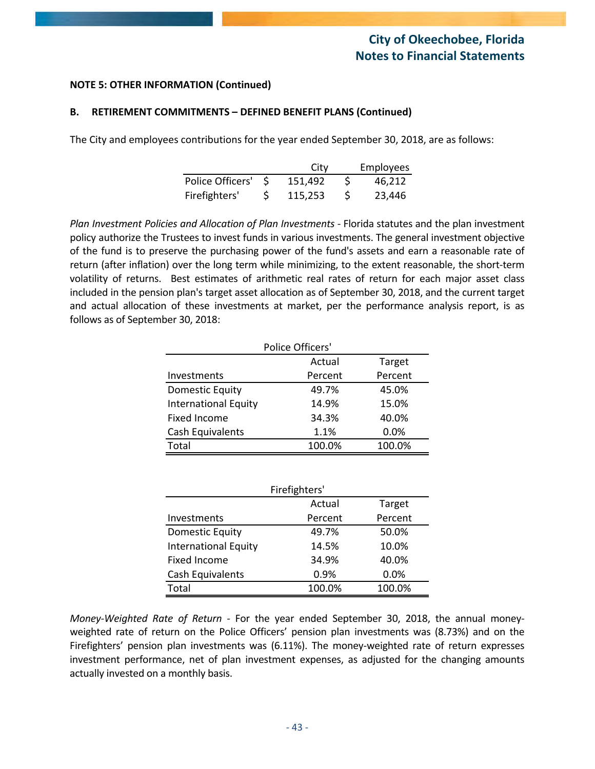**NOTE 5: OTHER INFORMATION (Continued)**

**B. RETIREMENT COMMITMENTS – DEFINED BENEFIT PLANS (Continued)**

The City and employees contributions for the year ended September 30, 2018, are as follows:

| | City | Employees |
|---|---|---|
| Police Officers' | $ 151,492 | $ 46,212 |
| Firefighters' | $ 115,253 | $ 23,446 |

*Plan Investment Policies and Allocation of Plan Investments* - Florida statutes and the plan investment policy authorize the Trustees to invest funds in various investments. The general investment objective of the fund is to preserve the purchasing power of the fund's assets and earn a reasonable rate of return (after inflation) over the long term while minimizing, to the extent reasonable, the short-term volatility of returns. Best estimates of arithmetic real rates of return for each major asset class included in the pension plan's target asset allocation as of September 30, 2018, and the current target and actual allocation of these investments at market, per the performance analysis report, is as follows as of September 30, 2018:

| Police Officers' | | |
|---|---|---|
| Investments | Actual Percent | Target Percent |
| Domestic Equity | 49.7% | 45.0% |
| International Equity | 14.9% | 15.0% |
| Fixed Income | 34.3% | 40.0% |
| Cash Equivalents | 1.1% | 0.0% |
| Total | 100.0% | 100.0% |

| Firefighters' | | |
|---|---|---|
| Investments | Actual Percent | Target Percent |
| Domestic Equity | 49.7% | 50.0% |
| International Equity | 14.5% | 10.0% |
| Fixed Income | 34.9% | 40.0% |
| Cash Equivalents | 0.9% | 0.0% |
| Total | 100.0% | 100.0% |

*Money-Weighted Rate of Return* - For the year ended September 30, 2018, the annual money-weighted rate of return on the Police Officers' pension plan investments was (8.73%) and on the Firefighters' pension plan investments was (6.11%). The money-weighted rate of return expresses investment performance, net of plan investment expenses, as adjusted for the changing amounts actually invested on a monthly basis.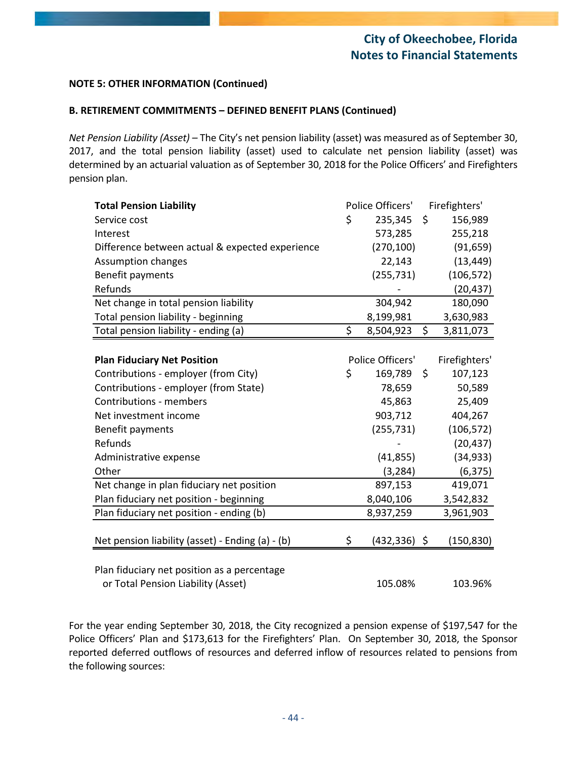**NOTE 5: OTHER INFORMATION (Continued)**

**B. RETIREMENT COMMITMENTS – DEFINED BENEFIT PLANS (Continued)**

*Net Pension Liability (Asset)* – The City's net pension liability (asset) was measured as of September 30, 2017, and the total pension liability (asset) used to calculate net pension liability (asset) was determined by an actuarial valuation as of September 30, 2018 for the Police Officers' and Firefighters pension plan.

| **Total Pension Liability** | Police Officers' | Firefighters' |
|---|---|---|
| Service cost | $ 235,345 | $ 156,989 |
| Interest | 573,285 | 255,218 |
| Difference between actual & expected experience | (270,100) | (91,659) |
| Assumption changes | 22,143 | (13,449) |
| Benefit payments | (255,731) | (106,572) |
| Refunds | - | (20,437) |
| Net change in total pension liability | 304,942 | 180,090 |
| Total pension liability - beginning | 8,199,981 | 3,630,983 |
| Total pension liability - ending (a) | $ 8,504,923 | $ 3,811,073 |

| **Plan Fiduciary Net Position** | Police Officers' | Firefighters' |
|---|---|---|
| Contributions - employer (from City) | $ 169,789 | $ 107,123 |
| Contributions - employer (from State) | 78,659 | 50,589 |
| Contributions - members | 45,863 | 25,409 |
| Net investment income | 903,712 | 404,267 |
| Benefit payments | (255,731) | (106,572) |
| Refunds | - | (20,437) |
| Administrative expense | (41,855) | (34,933) |
| Other | (3,284) | (6,375) |
| Net change in plan fiduciary net position | 897,153 | 419,071 |
| Plan fiduciary net position - beginning | 8,040,106 | 3,542,832 |
| Plan fiduciary net position - ending (b) | 8,937,259 | 3,961,903 |
| Net pension liability (asset) - Ending (a) - (b) | $ (432,336) | $ (150,830) |
| Plan fiduciary net position as a percentage or Total Pension Liability (Asset) | 105.08% | 103.96% |

For the year ending September 30, 2018, the City recognized a pension expense of $197,547 for the Police Officers' Plan and $173,613 for the Firefighters' Plan. On September 30, 2018, the Sponsor reported deferred outflows of resources and deferred inflow of resources related to pensions from the following sources: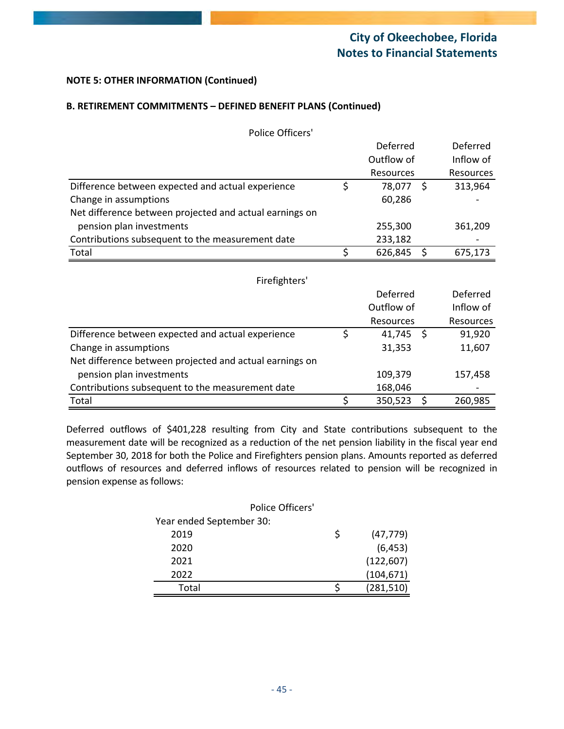**NOTE 5: OTHER INFORMATION (Continued)**

**B. RETIREMENT COMMITMENTS – DEFINED BENEFIT PLANS (Continued)**

Police Officers'

| | Deferred Outflow of Resources | Deferred Inflow of Resources |
|---|---|---|
| Difference between expected and actual experience | $ 78,077 | $ 313,964 |
| Change in assumptions | 60,286 | - |
| Net difference between projected and actual earnings on pension plan investments | 255,300 | 361,209 |
| Contributions subsequent to the measurement date | 233,182 | - |
| Total | $ 626,845 | $ 675,173 |

Firefighters'

| | Deferred Outflow of Resources | Deferred Inflow of Resources |
|---|---|---|
| Difference between expected and actual experience | $ 41,745 | $ 91,920 |
| Change in assumptions | 31,353 | 11,607 |
| Net difference between projected and actual earnings on pension plan investments | 109,379 | 157,458 |
| Contributions subsequent to the measurement date | 168,046 | - |
| Total | $ 350,523 | $ 260,985 |

Deferred outflows of $401,228 resulting from City and State contributions subsequent to the measurement date will be recognized as a reduction of the net pension liability in the fiscal year end September 30, 2018 for both the Police and Firefighters pension plans. Amounts reported as deferred outflows of resources and deferred inflows of resources related to pension will be recognized in pension expense as follows:

Police Officers'

| Year ended September 30: | |
|---|---|
| 2019 | $ (47,779) |
| 2020 | (6,453) |
| 2021 | (122,607) |
| 2022 | (104,671) |
| Total | $ (281,510) |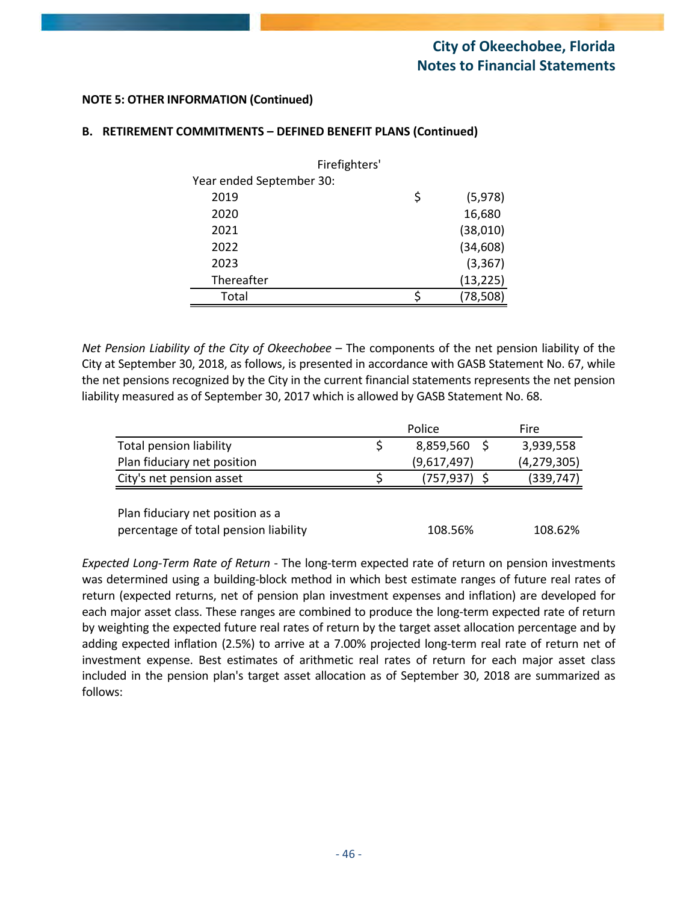**NOTE 5: OTHER INFORMATION (Continued)**

**B. RETIREMENT COMMITMENTS – DEFINED BENEFIT PLANS (Continued)**

| Firefighters' | |
|---|---|
| Year ended September 30: | |
| 2019 | $ (5,978) |
| 2020 | 16,680 |
| 2021 | (38,010) |
| 2022 | (34,608) |
| 2023 | (3,367) |
| Thereafter | (13,225) |
| Total | $ (78,508) |

*Net Pension Liability of the City of Okeechobee* – The components of the net pension liability of the City at September 30, 2018, as follows, is presented in accordance with GASB Statement No. 67, while the net pensions recognized by the City in the current financial statements represents the net pension liability measured as of September 30, 2017 which is allowed by GASB Statement No. 68.

| | Police | Fire |
|---|---|---|
| Total pension liability | $ 8,859,560 | $ 3,939,558 |
| Plan fiduciary net position | (9,617,497) | (4,279,305) |
| City's net pension asset | $ (757,937) | $ (339,747) |
| | | |
| Plan fiduciary net position as a percentage of total pension liability | 108.56% | 108.62% |

*Expected Long-Term Rate of Return* - The long-term expected rate of return on pension investments was determined using a building-block method in which best estimate ranges of future real rates of return (expected returns, net of pension plan investment expenses and inflation) are developed for each major asset class. These ranges are combined to produce the long-term expected rate of return by weighting the expected future real rates of return by the target asset allocation percentage and by adding expected inflation (2.5%) to arrive at a 7.00% projected long-term real rate of return net of investment expense. Best estimates of arithmetic real rates of return for each major asset class included in the pension plan's target asset allocation as of September 30, 2018 are summarized as follows: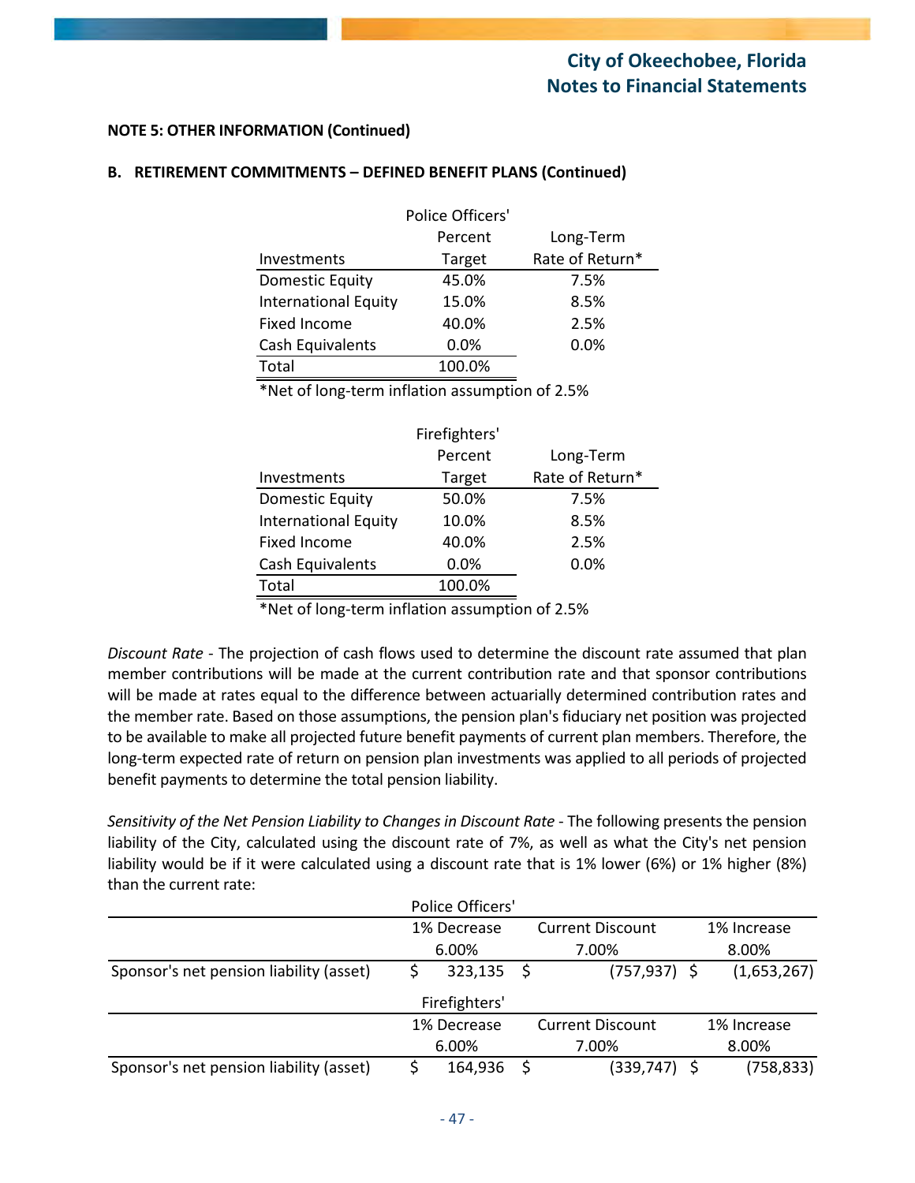**NOTE 5: OTHER INFORMATION (Continued)**

**B. RETIREMENT COMMITMENTS – DEFINED BENEFIT PLANS (Continued)**

| Investments | Police Officers' Percent Target | Long-Term Rate of Return* |
|---|---|---|
| Domestic Equity | 45.0% | 7.5% |
| International Equity | 15.0% | 8.5% |
| Fixed Income | 40.0% | 2.5% |
| Cash Equivalents | 0.0% | 0.0% |
| Total | 100.0% | |

*Net of long-term inflation assumption of 2.5%

| Investments | Firefighters' Percent Target | Long-Term Rate of Return* |
|---|---|---|
| Domestic Equity | 50.0% | 7.5% |
| International Equity | 10.0% | 8.5% |
| Fixed Income | 40.0% | 2.5% |
| Cash Equivalents | 0.0% | 0.0% |
| Total | 100.0% | |

*Net of long-term inflation assumption of 2.5%

*Discount Rate* - The projection of cash flows used to determine the discount rate assumed that plan member contributions will be made at the current contribution rate and that sponsor contributions will be made at rates equal to the difference between actuarially determined contribution rates and the member rate. Based on those assumptions, the pension plan's fiduciary net position was projected to be available to make all projected future benefit payments of current plan members. Therefore, the long-term expected rate of return on pension plan investments was applied to all periods of projected benefit payments to determine the total pension liability.

*Sensitivity of the Net Pension Liability to Changes in Discount Rate* - The following presents the pension liability of the City, calculated using the discount rate of 7%, as well as what the City's net pension liability would be if it were calculated using a discount rate that is 1% lower (6%) or 1% higher (8%) than the current rate:

| Police Officers' | 1% Decrease 6.00% | Current Discount 7.00% | 1% Increase 8.00% |
|---|---|---|---|
| Sponsor's net pension liability (asset) | $ 323,135 | $ (757,937) | $ (1,653,267) |

| Firefighters' | 1% Decrease 6.00% | Current Discount 7.00% | 1% Increase 8.00% |
|---|---|---|---|
| Sponsor's net pension liability (asset) | $ 164,936 | $ (339,747) | $ (758,833) |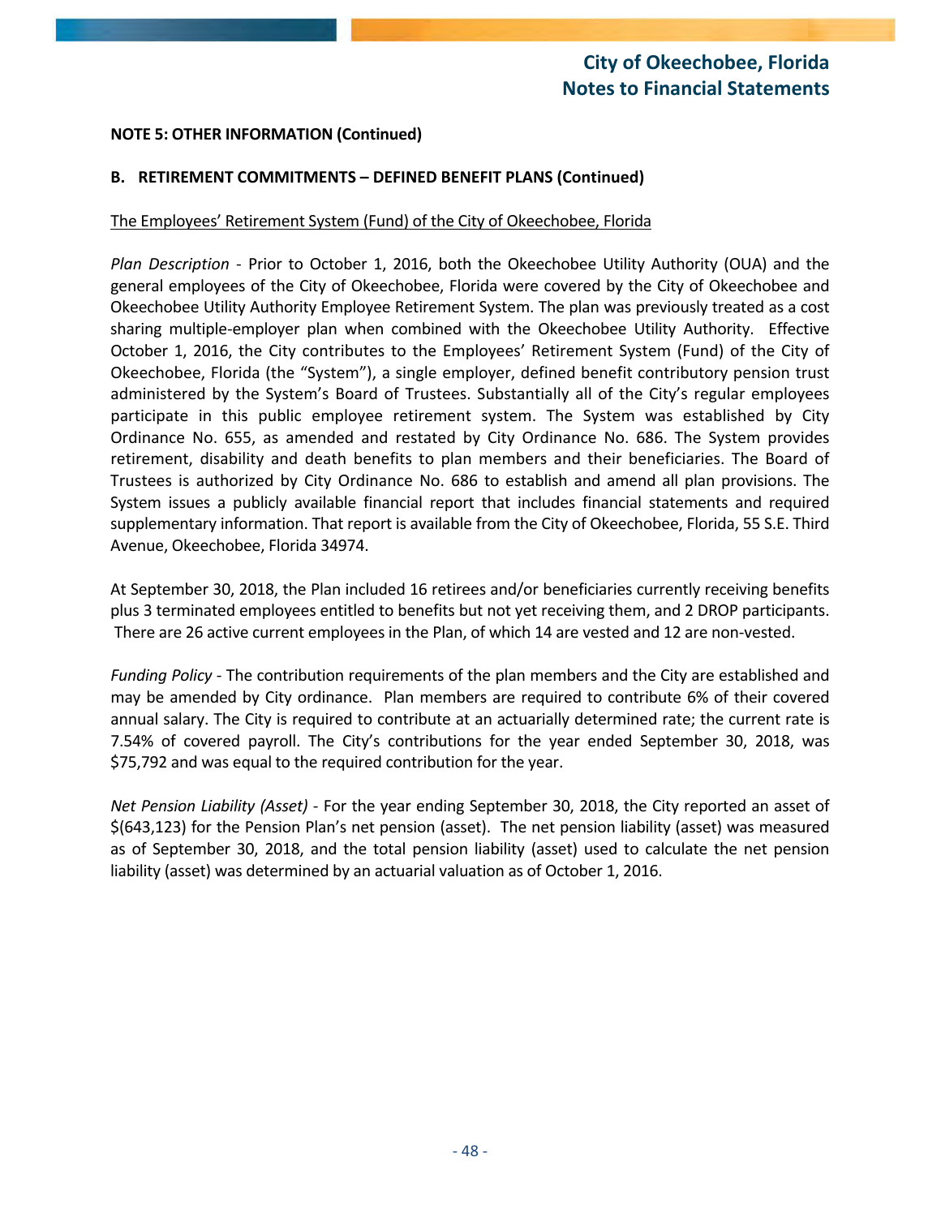**NOTE 5: OTHER INFORMATION (Continued)**

**B. RETIREMENT COMMITMENTS – DEFINED BENEFIT PLANS (Continued)**

The Employees' Retirement System (Fund) of the City of Okeechobee, Florida

*Plan Description* - Prior to October 1, 2016, both the Okeechobee Utility Authority (OUA) and the general employees of the City of Okeechobee, Florida were covered by the City of Okeechobee and Okeechobee Utility Authority Employee Retirement System. The plan was previously treated as a cost sharing multiple-employer plan when combined with the Okeechobee Utility Authority. Effective October 1, 2016, the City contributes to the Employees' Retirement System (Fund) of the City of Okeechobee, Florida (the "System"), a single employer, defined benefit contributory pension trust administered by the System's Board of Trustees. Substantially all of the City's regular employees participate in this public employee retirement system. The System was established by City Ordinance No. 655, as amended and restated by City Ordinance No. 686. The System provides retirement, disability and death benefits to plan members and their beneficiaries. The Board of Trustees is authorized by City Ordinance No. 686 to establish and amend all plan provisions. The System issues a publicly available financial report that includes financial statements and required supplementary information. That report is available from the City of Okeechobee, Florida, 55 S.E. Third Avenue, Okeechobee, Florida 34974.

At September 30, 2018, the Plan included 16 retirees and/or beneficiaries currently receiving benefits plus 3 terminated employees entitled to benefits but not yet receiving them, and 2 DROP participants. There are 26 active current employees in the Plan, of which 14 are vested and 12 are non-vested.

*Funding Policy* - The contribution requirements of the plan members and the City are established and may be amended by City ordinance. Plan members are required to contribute 6% of their covered annual salary. The City is required to contribute at an actuarially determined rate; the current rate is 7.54% of covered payroll. The City's contributions for the year ended September 30, 2018, was $75,792 and was equal to the required contribution for the year.

*Net Pension Liability (Asset)* - For the year ending September 30, 2018, the City reported an asset of $(643,123) for the Pension Plan's net pension (asset). The net pension liability (asset) was measured as of September 30, 2018, and the total pension liability (asset) used to calculate the net pension liability (asset) was determined by an actuarial valuation as of October 1, 2016.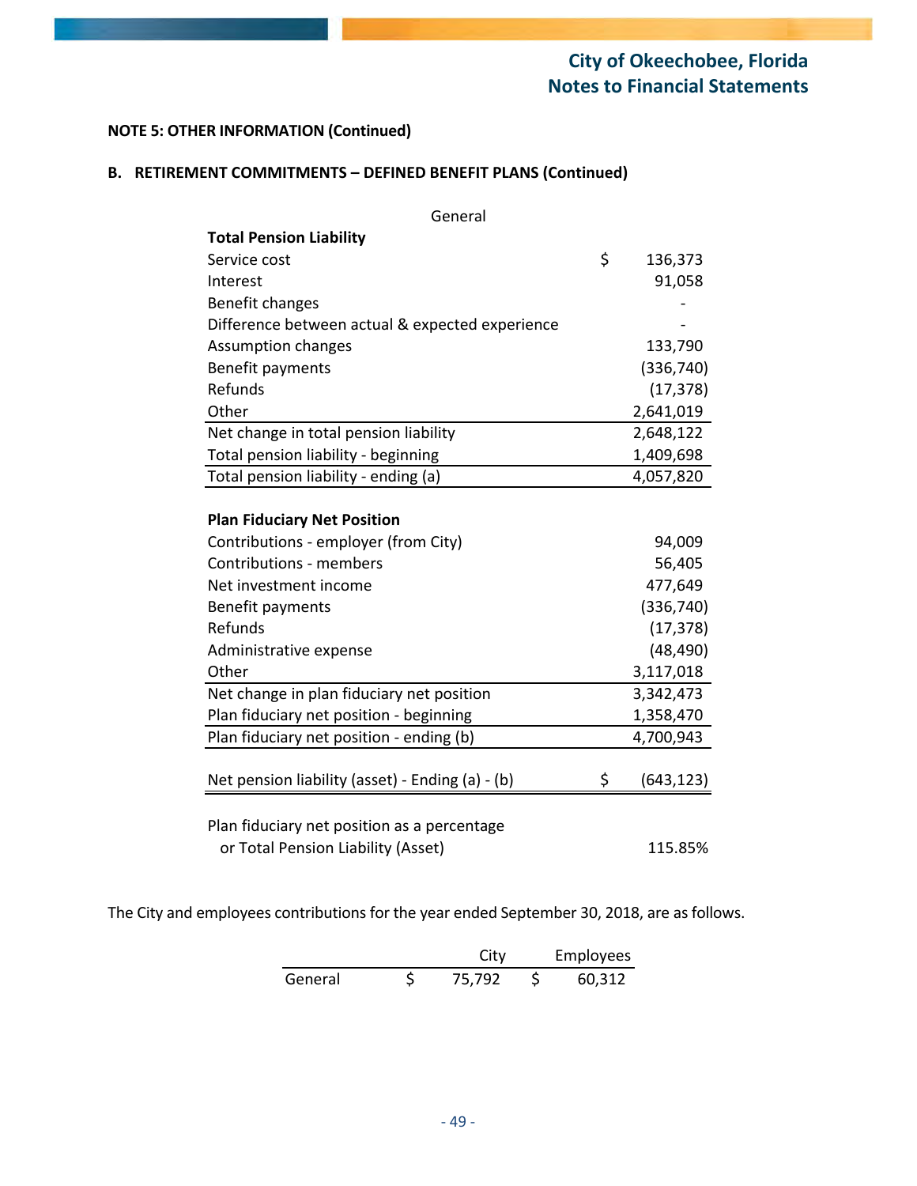**NOTE 5: OTHER INFORMATION (Continued)**

**B. RETIREMENT COMMITMENTS – DEFINED BENEFIT PLANS (Continued)**

| | General |
|---|---|
| **Total Pension Liability** | |
| Service cost | $ 136,373 |
| Interest | 91,058 |
| Benefit changes | - |
| Difference between actual & expected experience | - |
| Assumption changes | 133,790 |
| Benefit payments | (336,740) |
| Refunds | (17,378) |
| Other | 2,641,019 |
| Net change in total pension liability | 2,648,122 |
| Total pension liability - beginning | 1,409,698 |
| Total pension liability - ending (a) | 4,057,820 |
| | |
| **Plan Fiduciary Net Position** | |
| Contributions - employer (from City) | 94,009 |
| Contributions - members | 56,405 |
| Net investment income | 477,649 |
| Benefit payments | (336,740) |
| Refunds | (17,378) |
| Administrative expense | (48,490) |
| Other | 3,117,018 |
| Net change in plan fiduciary net position | 3,342,473 |
| Plan fiduciary net position - beginning | 1,358,470 |
| Plan fiduciary net position - ending (b) | 4,700,943 |
| | |
| Net pension liability (asset) - Ending (a) - (b) | $ (643,123) |
| | |
| Plan fiduciary net position as a percentage or Total Pension Liability (Asset) | 115.85% |

The City and employees contributions for the year ended September 30, 2018, are as follows.

| | City | Employees |
|---|---|---|
| General | $ 75,792 | $ 60,312 |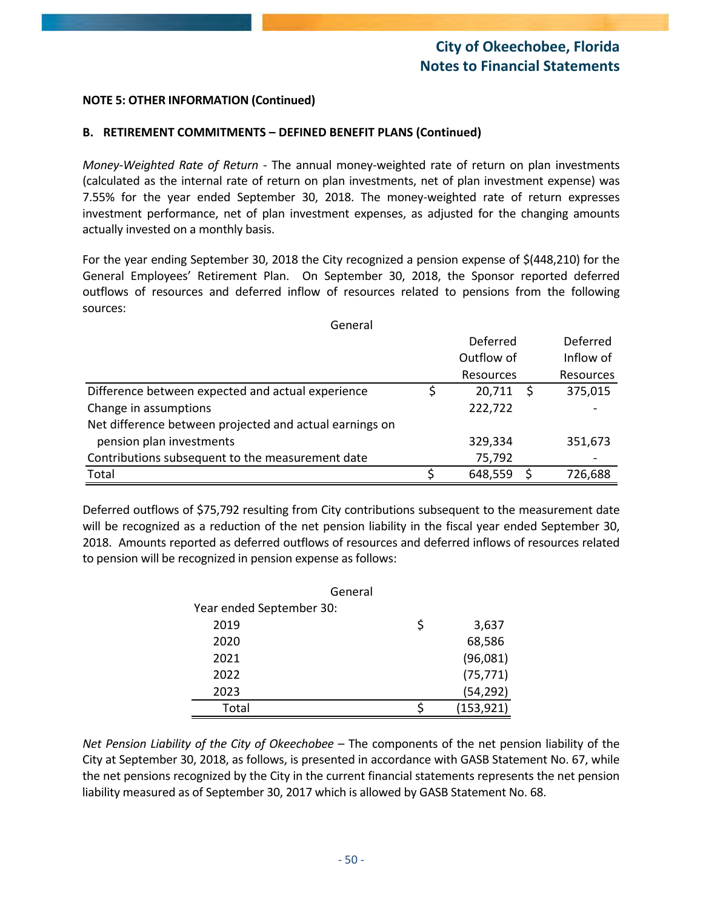**NOTE 5: OTHER INFORMATION (Continued)**

**B. RETIREMENT COMMITMENTS – DEFINED BENEFIT PLANS (Continued)**

*Money-Weighted Rate of Return* - The annual money-weighted rate of return on plan investments (calculated as the internal rate of return on plan investments, net of plan investment expense) was 7.55% for the year ended September 30, 2018. The money-weighted rate of return expresses investment performance, net of plan investment expenses, as adjusted for the changing amounts actually invested on a monthly basis.

For the year ending September 30, 2018 the City recognized a pension expense of $(448,210) for the General Employees' Retirement Plan. On September 30, 2018, the Sponsor reported deferred outflows of resources and deferred inflow of resources related to pensions from the following sources:

| General | Deferred Outflow of Resources | Deferred Inflow of Resources |
|---|---|---|
| Difference between expected and actual experience | $ 20,711 | $ 375,015 |
| Change in assumptions | 222,722 | - |
| Net difference between projected and actual earnings on pension plan investments | 329,334 | 351,673 |
| Contributions subsequent to the measurement date | 75,792 | - |
| Total | $ 648,559 | $ 726,688 |

Deferred outflows of $75,792 resulting from City contributions subsequent to the measurement date will be recognized as a reduction of the net pension liability in the fiscal year ended September 30, 2018. Amounts reported as deferred outflows of resources and deferred inflows of resources related to pension will be recognized in pension expense as follows:

| General | |
|---|---|
| Year ended September 30: | |
| 2019 | $ 3,637 |
| 2020 | 68,586 |
| 2021 | (96,081) |
| 2022 | (75,771) |
| 2023 | (54,292) |
| Total | $ (153,921) |

*Net Pension Liability of the City of Okeechobee* – The components of the net pension liability of the City at September 30, 2018, as follows, is presented in accordance with GASB Statement No. 67, while the net pensions recognized by the City in the current financial statements represents the net pension liability measured as of September 30, 2017 which is allowed by GASB Statement No. 68.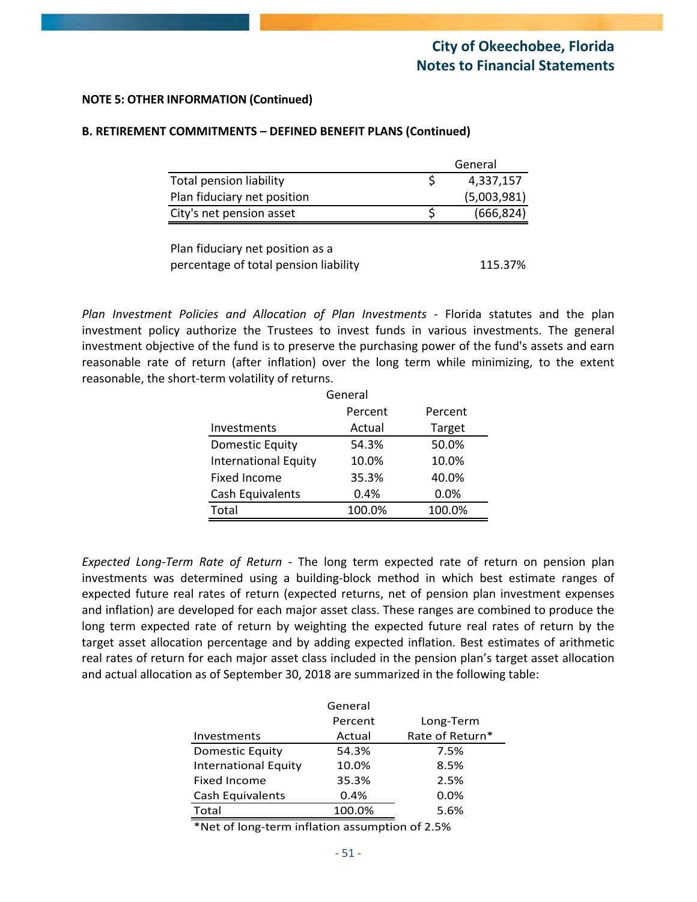**NOTE 5: OTHER INFORMATION (Continued)**

**B. RETIREMENT COMMITMENTS – DEFINED BENEFIT PLANS (Continued)**

| | | General |
|---|---|---|
| Total pension liability | $ | 4,337,157 |
| Plan fiduciary net position | | (5,003,981) |
| City's net pension asset | $ | (666,824) |
| | | |
| Plan fiduciary net position as a percentage of total pension liability | | 115.37% |

*Plan Investment Policies and Allocation of Plan Investments* - Florida statutes and the plan investment policy authorize the Trustees to invest funds in various investments. The general investment objective of the fund is to preserve the purchasing power of the fund's assets and earn reasonable rate of return (after inflation) over the long term while minimizing, to the extent reasonable, the short-term volatility of returns.

| | General | |
|---|---|---|
| Investments | Percent Actual | Percent Target |
| Domestic Equity | 54.3% | 50.0% |
| International Equity | 10.0% | 10.0% |
| Fixed Income | 35.3% | 40.0% |
| Cash Equivalents | 0.4% | 0.0% |
| Total | 100.0% | 100.0% |

*Expected Long-Term Rate of Return* - The long term expected rate of return on pension plan investments was determined using a building-block method in which best estimate ranges of expected future real rates of return (expected returns, net of pension plan investment expenses and inflation) are developed for each major asset class. These ranges are combined to produce the long term expected rate of return by weighting the expected future real rates of return by the target asset allocation percentage and by adding expected inflation. Best estimates of arithmetic real rates of return for each major asset class included in the pension plan's target asset allocation and actual allocation as of September 30, 2018 are summarized in the following table:

| | General | |
|---|---|---|
| Investments | Percent Actual | Long-Term Rate of Return* |
| Domestic Equity | 54.3% | 7.5% |
| International Equity | 10.0% | 8.5% |
| Fixed Income | 35.3% | 2.5% |
| Cash Equivalents | 0.4% | 0.0% |
| Total | 100.0% | 5.6% |

*Net of long-term inflation assumption of 2.5%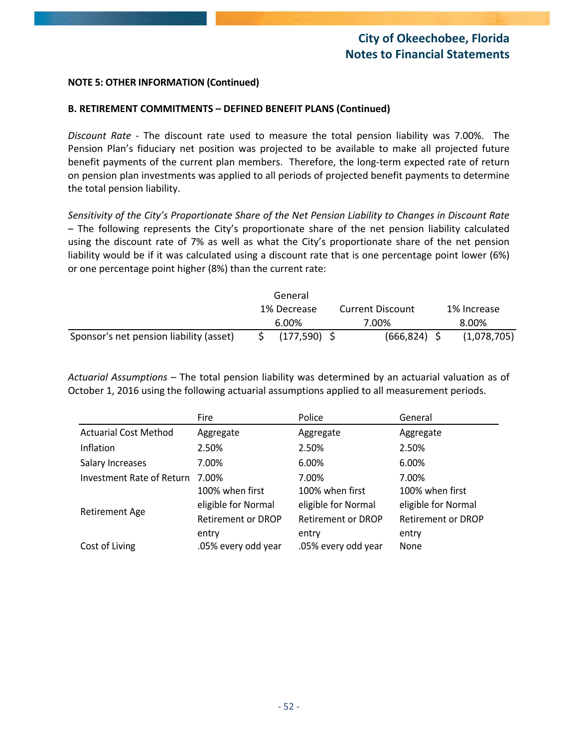**NOTE 5: OTHER INFORMATION (Continued)**

**B. RETIREMENT COMMITMENTS – DEFINED BENEFIT PLANS (Continued)**

*Discount Rate* - The discount rate used to measure the total pension liability was 7.00%. The Pension Plan's fiduciary net position was projected to be available to make all projected future benefit payments of the current plan members. Therefore, the long-term expected rate of return on pension plan investments was applied to all periods of projected benefit payments to determine the total pension liability.

*Sensitivity of the City's Proportionate Share of the Net Pension Liability to Changes in Discount Rate* – The following represents the City's proportionate share of the net pension liability calculated using the discount rate of 7% as well as what the City's proportionate share of the net pension liability would be if it was calculated using a discount rate that is one percentage point lower (6%) or one percentage point higher (8%) than the current rate:

| | General<br>1% Decrease<br>6.00% | Current Discount<br>7.00% | 1% Increase<br>8.00% |
|---|---|---|---|
| Sponsor's net pension liability (asset) | $ (177,590) | $ (666,824) | $ (1,078,705) |

*Actuarial Assumptions* – The total pension liability was determined by an actuarial valuation as of October 1, 2016 using the following actuarial assumptions applied to all measurement periods.

| | Fire | Police | General |
|---|---|---|---|
| Actuarial Cost Method | Aggregate | Aggregate | Aggregate |
| Inflation | 2.50% | 2.50% | 2.50% |
| Salary Increases | 7.00% | 6.00% | 6.00% |
| Investment Rate of Return | 7.00% | 7.00% | 7.00% |
| Retirement Age | 100% when first eligible for Normal Retirement or DROP entry | 100% when first eligible for Normal Retirement or DROP entry | 100% when first eligible for Normal Retirement or DROP entry |
| Cost of Living | .05% every odd year | .05% every odd year | None |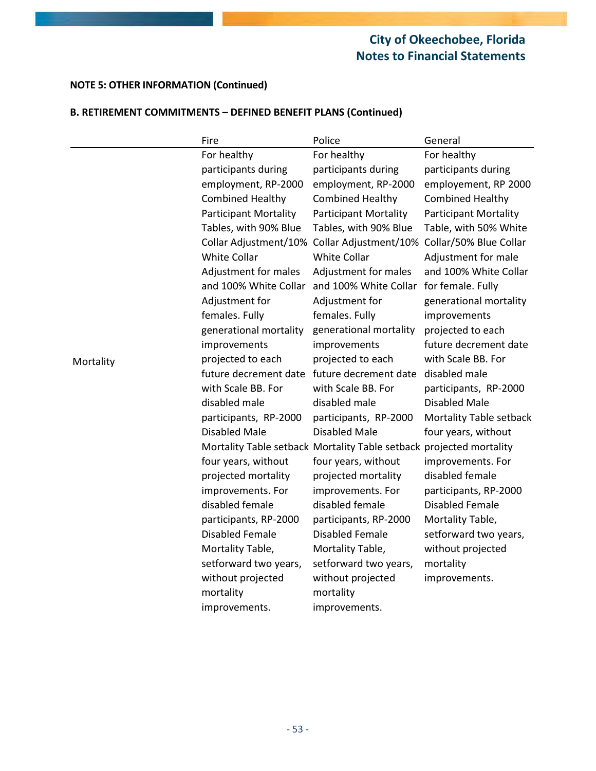**NOTE 5: OTHER INFORMATION (Continued)**

**B. RETIREMENT COMMITMENTS – DEFINED BENEFIT PLANS (Continued)**

| | Fire | Police | General |
|---|---|---|---|
| Mortality | For healthy participants during employment, RP-2000 Combined Healthy Participant Mortality Tables, with 90% Blue Collar Adjustment/10% White Collar Adjustment for males and 100% White Collar Adjustment for females. Fully generational mortality improvements projected to each future decrement date with Scale BB. For disabled male participants, RP-2000 Disabled Male Mortality Table setback four years, without projected mortality improvements. For disabled female participants, RP-2000 Disabled Female Mortality Table, setforward two years, without projected mortality improvements. | For healthy participants during employment, RP-2000 Combined Healthy Participant Mortality Tables, with 90% Blue Collar Adjustment/10% White Collar Adjustment for males and 100% White Collar Adjustment for females. Fully generational mortality improvements projected to each future decrement date with Scale BB. For disabled male participants, RP-2000 Disabled Male Mortality Table setback four years, without projected mortality improvements. For disabled female participants, RP-2000 Disabled Female Mortality Table, setforward two years, without projected mortality improvements. | For healthy participants during employement, RP 2000 Combined Healthy Participant Mortality Table, with 50% White Collar/50% Blue Collar Adjustment for male and 100% White Collar for female. Fully generational mortality improvements projected to each future decrement date with Scale BB. For disabled male participants, RP-2000 Disabled Male Mortality Table setback four years, without projected mortality improvements. For disabled female participants, RP-2000 Disabled Female Mortality Table, setforward two years, without projected mortality improvements. |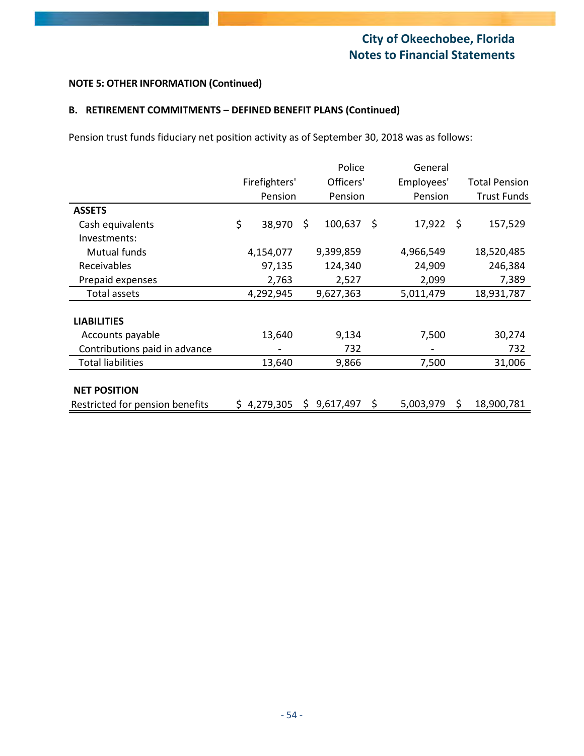#### NOTE 5: OTHER INFORMATION (Continued)

#### B. RETIREMENT COMMITMENTS – DEFINED BENEFIT PLANS (Continued)

Pension trust funds fiduciary net position activity as of September 30, 2018 was as follows:

| | Firefighters' Pension | Police Officers' Pension | General Employees' Pension | Total Pension Trust Funds |
|---|---|---|---|---|
| **ASSETS** | | | | |
| Cash equivalents | $ 38,970 | $ 100,637 | $ 17,922 | $ 157,529 |
| Investments: | | | | |
| Mutual funds | 4,154,077 | 9,399,859 | 4,966,549 | 18,520,485 |
| Receivables | 97,135 | 124,340 | 24,909 | 246,384 |
| Prepaid expenses | 2,763 | 2,527 | 2,099 | 7,389 |
| Total assets | 4,292,945 | 9,627,363 | 5,011,479 | 18,931,787 |
| **LIABILITIES** | | | | |
| Accounts payable | 13,640 | 9,134 | 7,500 | 30,274 |
| Contributions paid in advance | - | 732 | - | 732 |
| Total liabilities | 13,640 | 9,866 | 7,500 | 31,006 |
| **NET POSITION** | | | | |
| Restricted for pension benefits | $ 4,279,305 | $ 9,617,497 | $ 5,003,979 | $ 18,900,781 |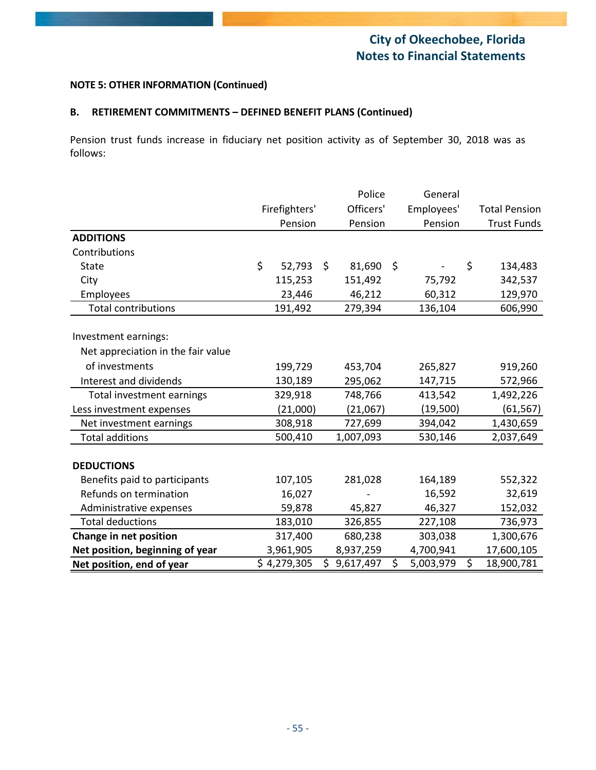**NOTE 5: OTHER INFORMATION (Continued)**

**B. RETIREMENT COMMITMENTS – DEFINED BENEFIT PLANS (Continued)**

Pension trust funds increase in fiduciary net position activity as of September 30, 2018 was as follows:

| | Firefighters' Pension | Police Officers' Pension | General Employees' Pension | Total Pension Trust Funds |
|---|---|---|---|---|
| **ADDITIONS** | | | | |
| Contributions | | | | |
| State | $ 52,793 | $ 81,690 | $ - | $ 134,483 |
| City | 115,253 | 151,492 | 75,792 | 342,537 |
| Employees | 23,446 | 46,212 | 60,312 | 129,970 |
| Total contributions | 191,492 | 279,394 | 136,104 | 606,990 |
| Investment earnings: | | | | |
| Net appreciation in the fair value of investments | 199,729 | 453,704 | 265,827 | 919,260 |
| Interest and dividends | 130,189 | 295,062 | 147,715 | 572,966 |
| Total investment earnings | 329,918 | 748,766 | 413,542 | 1,492,226 |
| Less investment expenses | (21,000) | (21,067) | (19,500) | (61,567) |
| Net investment earnings | 308,918 | 727,699 | 394,042 | 1,430,659 |
| Total additions | 500,410 | 1,007,093 | 530,146 | 2,037,649 |
| **DEDUCTIONS** | | | | |
| Benefits paid to participants | 107,105 | 281,028 | 164,189 | 552,322 |
| Refunds on termination | 16,027 | - | 16,592 | 32,619 |
| Administrative expenses | 59,878 | 45,827 | 46,327 | 152,032 |
| Total deductions | 183,010 | 326,855 | 227,108 | 736,973 |
| **Change in net position** | 317,400 | 680,238 | 303,038 | 1,300,676 |
| **Net position, beginning of year** | 3,961,905 | 8,937,259 | 4,700,941 | 17,600,105 |
| **Net position, end of year** | $ 4,279,305 | $ 9,617,497 | $ 5,003,979 | $ 18,900,781 |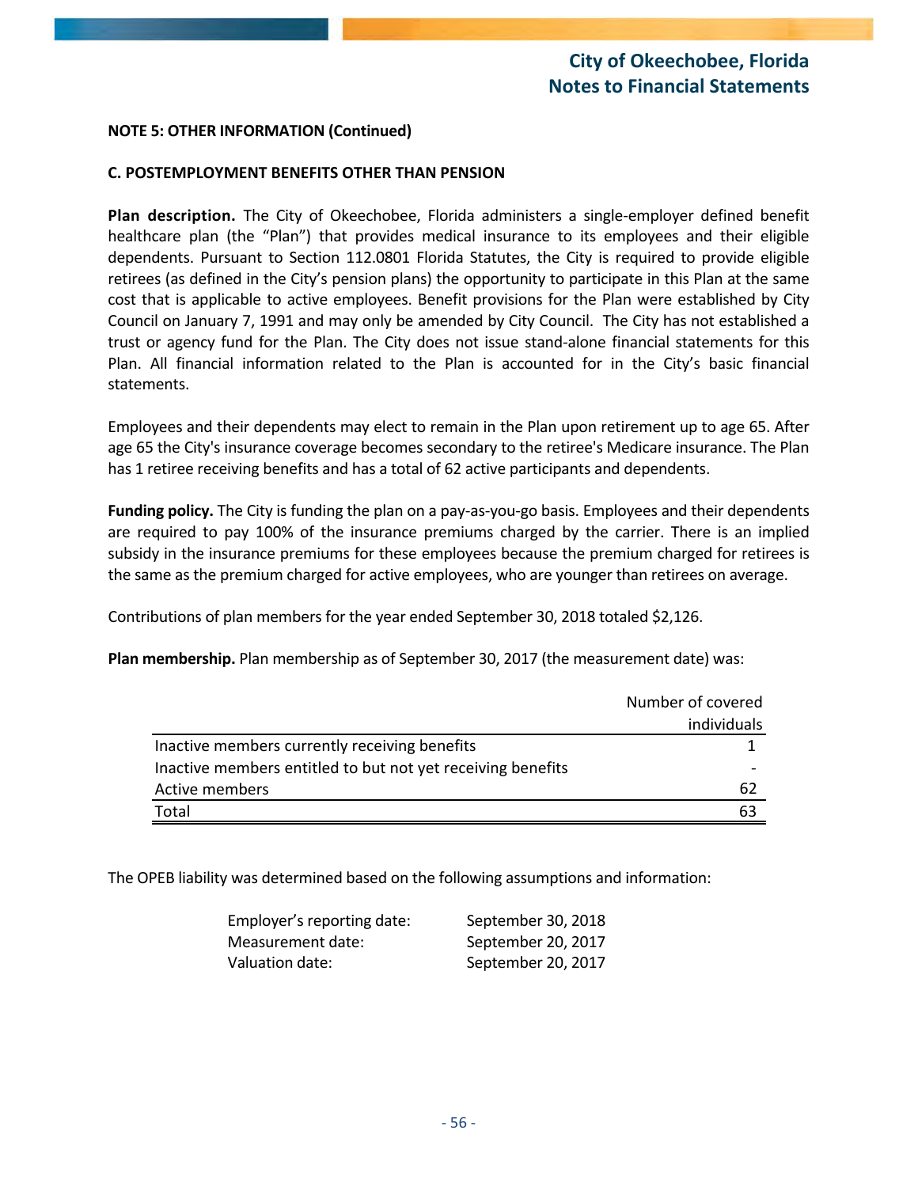**NOTE 5: OTHER INFORMATION (Continued)**

**C. POSTEMPLOYMENT BENEFITS OTHER THAN PENSION**

**Plan description.** The City of Okeechobee, Florida administers a single-employer defined benefit healthcare plan (the "Plan") that provides medical insurance to its employees and their eligible dependents. Pursuant to Section 112.0801 Florida Statutes, the City is required to provide eligible retirees (as defined in the City's pension plans) the opportunity to participate in this Plan at the same cost that is applicable to active employees. Benefit provisions for the Plan were established by City Council on January 7, 1991 and may only be amended by City Council. The City has not established a trust or agency fund for the Plan. The City does not issue stand-alone financial statements for this Plan. All financial information related to the Plan is accounted for in the City's basic financial statements.

Employees and their dependents may elect to remain in the Plan upon retirement up to age 65. After age 65 the City's insurance coverage becomes secondary to the retiree's Medicare insurance. The Plan has 1 retiree receiving benefits and has a total of 62 active participants and dependents.

**Funding policy.** The City is funding the plan on a pay-as-you-go basis. Employees and their dependents are required to pay 100% of the insurance premiums charged by the carrier. There is an implied subsidy in the insurance premiums for these employees because the premium charged for retirees is the same as the premium charged for active employees, who are younger than retirees on average.

Contributions of plan members for the year ended September 30, 2018 totaled $2,126.

**Plan membership.** Plan membership as of September 30, 2017 (the measurement date) was:

| | Number of covered individuals |
|---|---|
| Inactive members currently receiving benefits | 1 |
| Inactive members entitled to but not yet receiving benefits | - |
| Active members | 62 |
| Total | 63 |

The OPEB liability was determined based on the following assumptions and information:

| | |
|---|---|
| Employer's reporting date: | September 30, 2018 |
| Measurement date: | September 20, 2017 |
| Valuation date: | September 20, 2017 |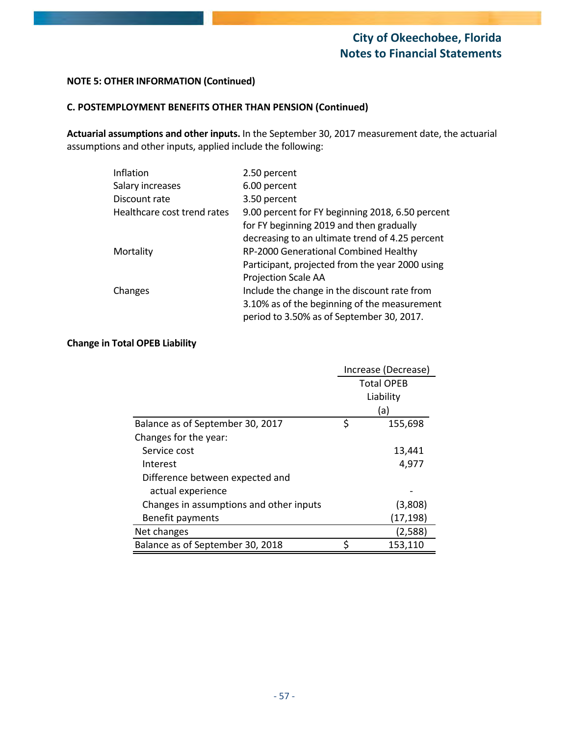**NOTE 5: OTHER INFORMATION (Continued)**

**C. POSTEMPLOYMENT BENEFITS OTHER THAN PENSION (Continued)**

**Actuarial assumptions and other inputs.** In the September 30, 2017 measurement date, the actuarial assumptions and other inputs, applied include the following:

| | |
|---|---|
| Inflation | 2.50 percent |
| Salary increases | 6.00 percent |
| Discount rate | 3.50 percent |
| Healthcare cost trend rates | 9.00 percent for FY beginning 2018, 6.50 percent for FY beginning 2019 and then gradually decreasing to an ultimate trend of 4.25 percent |
| Mortality | RP-2000 Generational Combined Healthy Participant, projected from the year 2000 using Projection Scale AA |
| Changes | Include the change in the discount rate from 3.10% as of the beginning of the measurement period to 3.50% as of September 30, 2017. |

**Change in Total OPEB Liability**

| | Increase (Decrease) Total OPEB Liability (a) |
|---|---|
| Balance as of September 30, 2017 | $ 155,698 |
| Changes for the year: | |
| Service cost | 13,441 |
| Interest | 4,977 |
| Difference between expected and actual experience | - |
| Changes in assumptions and other inputs | (3,808) |
| Benefit payments | (17,198) |
| Net changes | (2,588) |
| Balance as of September 30, 2018 | $ 153,110 |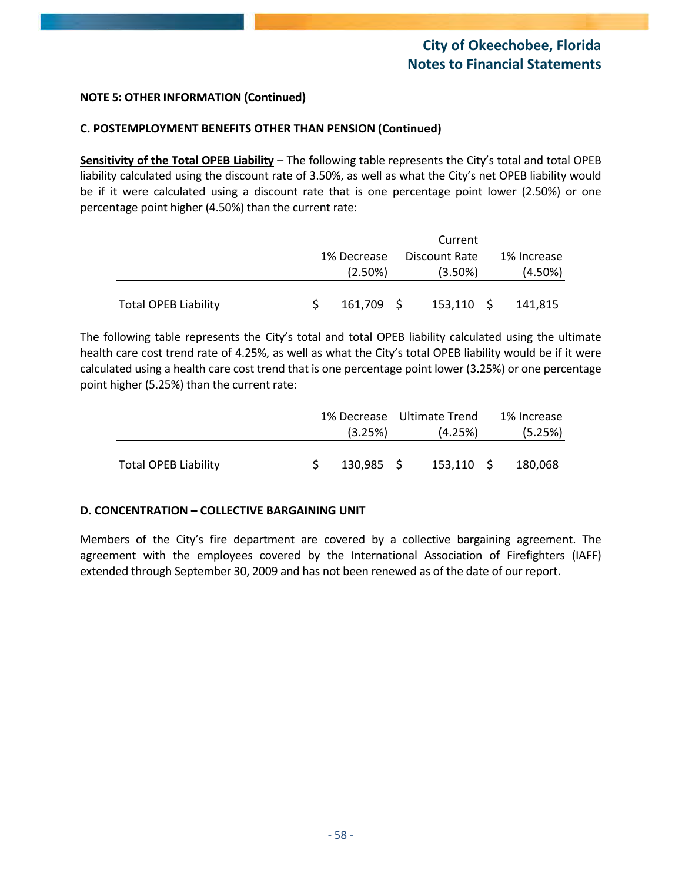**NOTE 5: OTHER INFORMATION (Continued)**

**C. POSTEMPLOYMENT BENEFITS OTHER THAN PENSION (Continued)**

**Sensitivity of the Total OPEB Liability** – The following table represents the City's total and total OPEB liability calculated using the discount rate of 3.50%, as well as what the City's net OPEB liability would be if it were calculated using a discount rate that is one percentage point lower (2.50%) or one percentage point higher (4.50%) than the current rate:

| | 1% Decrease (2.50%) | Current Discount Rate (3.50%) | 1% Increase (4.50%) |
|---|---|---|---|
| Total OPEB Liability | $ 161,709 | $ 153,110 | $ 141,815 |

The following table represents the City's total and total OPEB liability calculated using the ultimate health care cost trend rate of 4.25%, as well as what the City's total OPEB liability would be if it were calculated using a health care cost trend that is one percentage point lower (3.25%) or one percentage point higher (5.25%) than the current rate:

| | 1% Decrease (3.25%) | Ultimate Trend (4.25%) | 1% Increase (5.25%) |
|---|---|---|---|
| Total OPEB Liability | $ 130,985 | $ 153,110 | $ 180,068 |

**D. CONCENTRATION – COLLECTIVE BARGAINING UNIT**

Members of the City's fire department are covered by a collective bargaining agreement. The agreement with the employees covered by the International Association of Firefighters (IAFF) extended through September 30, 2009 and has not been renewed as of the date of our report.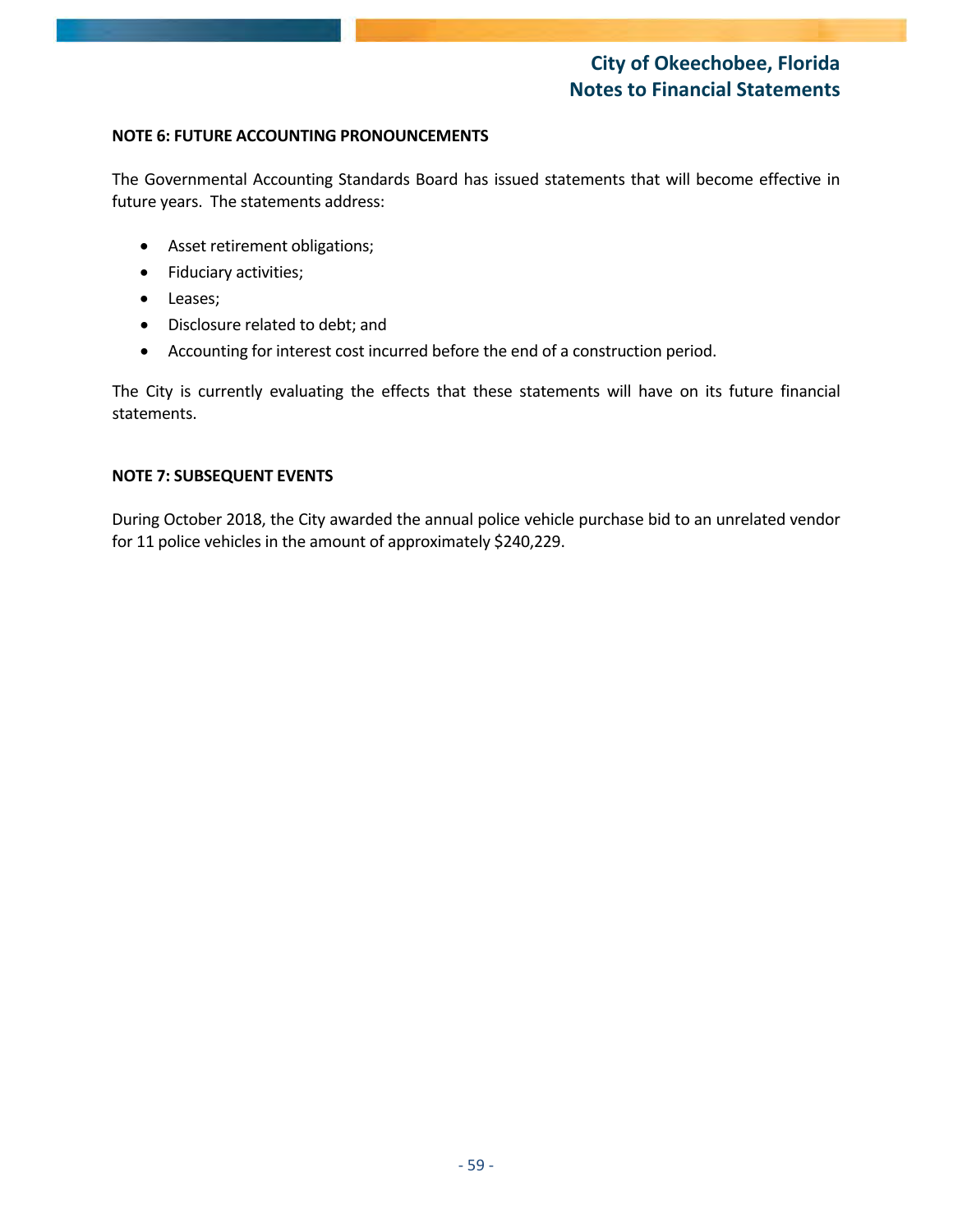## NOTE 6: FUTURE ACCOUNTING PRONOUNCEMENTS

The Governmental Accounting Standards Board has issued statements that will become effective in future years. The statements address:

- Asset retirement obligations;
- Fiduciary activities;
- Leases;
- Disclosure related to debt; and
- Accounting for interest cost incurred before the end of a construction period.

The City is currently evaluating the effects that these statements will have on its future financial statements.

## NOTE 7: SUBSEQUENT EVENTS

During October 2018, the City awarded the annual police vehicle purchase bid to an unrelated vendor for 11 police vehicles in the amount of approximately $240,229.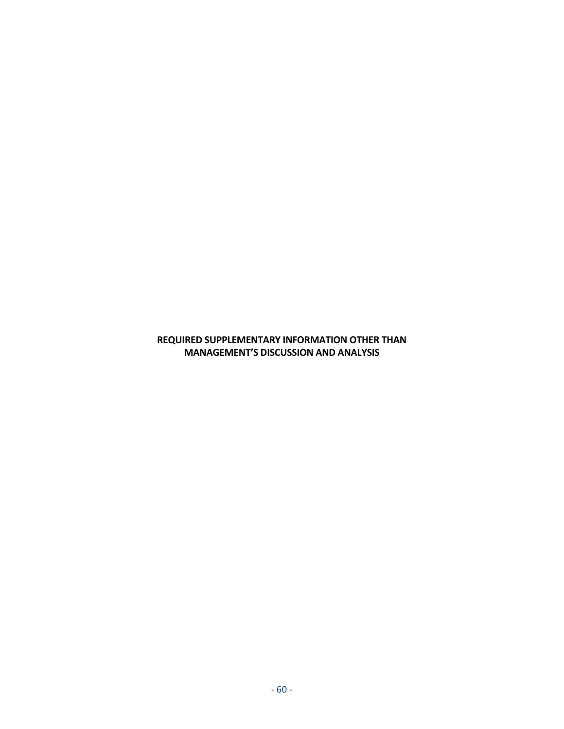**REQUIRED SUPPLEMENTARY INFORMATION OTHER THAN MANAGEMENT'S DISCUSSION AND ANALYSIS**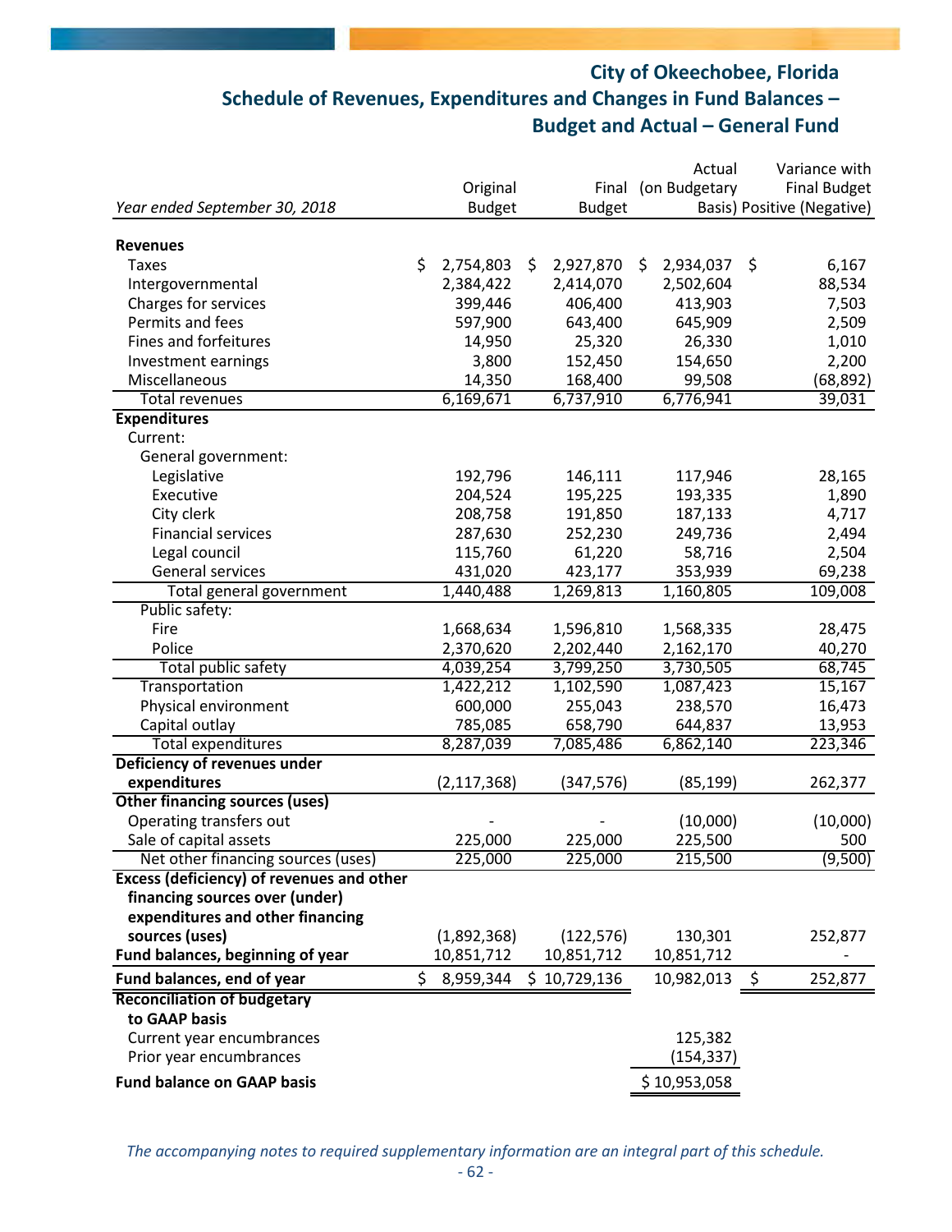# City of Okeechobee, Florida

## Schedule of Revenues, Expenditures and Changes in Fund Balances – Budget and Actual – General Fund

| *Year ended September 30, 2018* | Original Budget | Final Budget | Actual (on Budgetary Basis) | Variance with Final Budget Positive (Negative) |
|---|---|---|---|---|
| **Revenues** | | | | |
| Taxes | $ 2,754,803 | $ 2,927,870 | $ 2,934,037 | $ 6,167 |
| Intergovernmental | 2,384,422 | 2,414,070 | 2,502,604 | 88,534 |
| Charges for services | 399,446 | 406,400 | 413,903 | 7,503 |
| Permits and fees | 597,900 | 643,400 | 645,909 | 2,509 |
| Fines and forfeitures | 14,950 | 25,320 | 26,330 | 1,010 |
| Investment earnings | 3,800 | 152,450 | 154,650 | 2,200 |
| Miscellaneous | 14,350 | 168,400 | 99,508 | (68,892) |
| Total revenues | 6,169,671 | 6,737,910 | 6,776,941 | 39,031 |
| **Expenditures** | | | | |
| Current: | | | | |
| General government: | | | | |
| Legislative | 192,796 | 146,111 | 117,946 | 28,165 |
| Executive | 204,524 | 195,225 | 193,335 | 1,890 |
| City clerk | 208,758 | 191,850 | 187,133 | 4,717 |
| Financial services | 287,630 | 252,230 | 249,736 | 2,494 |
| Legal council | 115,760 | 61,220 | 58,716 | 2,504 |
| General services | 431,020 | 423,177 | 353,939 | 69,238 |
| Total general government | 1,440,488 | 1,269,813 | 1,160,805 | 109,008 |
| Public safety: | | | | |
| Fire | 1,668,634 | 1,596,810 | 1,568,335 | 28,475 |
| Police | 2,370,620 | 2,202,440 | 2,162,170 | 40,270 |
| Total public safety | 4,039,254 | 3,799,250 | 3,730,505 | 68,745 |
| Transportation | 1,422,212 | 1,102,590 | 1,087,423 | 15,167 |
| Physical environment | 600,000 | 255,043 | 238,570 | 16,473 |
| Capital outlay | 785,085 | 658,790 | 644,837 | 13,953 |
| Total expenditures | 8,287,039 | 7,085,486 | 6,862,140 | 223,346 |
| **Deficiency of revenues under expenditures** | (2,117,368) | (347,576) | (85,199) | 262,377 |
| **Other financing sources (uses)** | | | | |
| Operating transfers out | - | - | (10,000) | (10,000) |
| Sale of capital assets | 225,000 | 225,000 | 225,500 | 500 |
| Net other financing sources (uses) | 225,000 | 225,000 | 215,500 | (9,500) |
| **Excess (deficiency) of revenues and other financing sources over (under) expenditures and other financing sources (uses)** | (1,892,368) | (122,576) | 130,301 | 252,877 |
| **Fund balances, beginning of year** | 10,851,712 | 10,851,712 | 10,851,712 | - |
| **Fund balances, end of year** | $ 8,959,344 | $ 10,729,136 | 10,982,013 | $ 252,877 |
| **Reconciliation of budgetary to GAAP basis** | | | | |
| Current year encumbrances | | | 125,382 | |
| Prior year encumbrances | | | (154,337) | |
| **Fund balance on GAAP basis** | | | $ 10,953,058 | |

*The accompanying notes to required supplementary information are an integral part of this schedule.*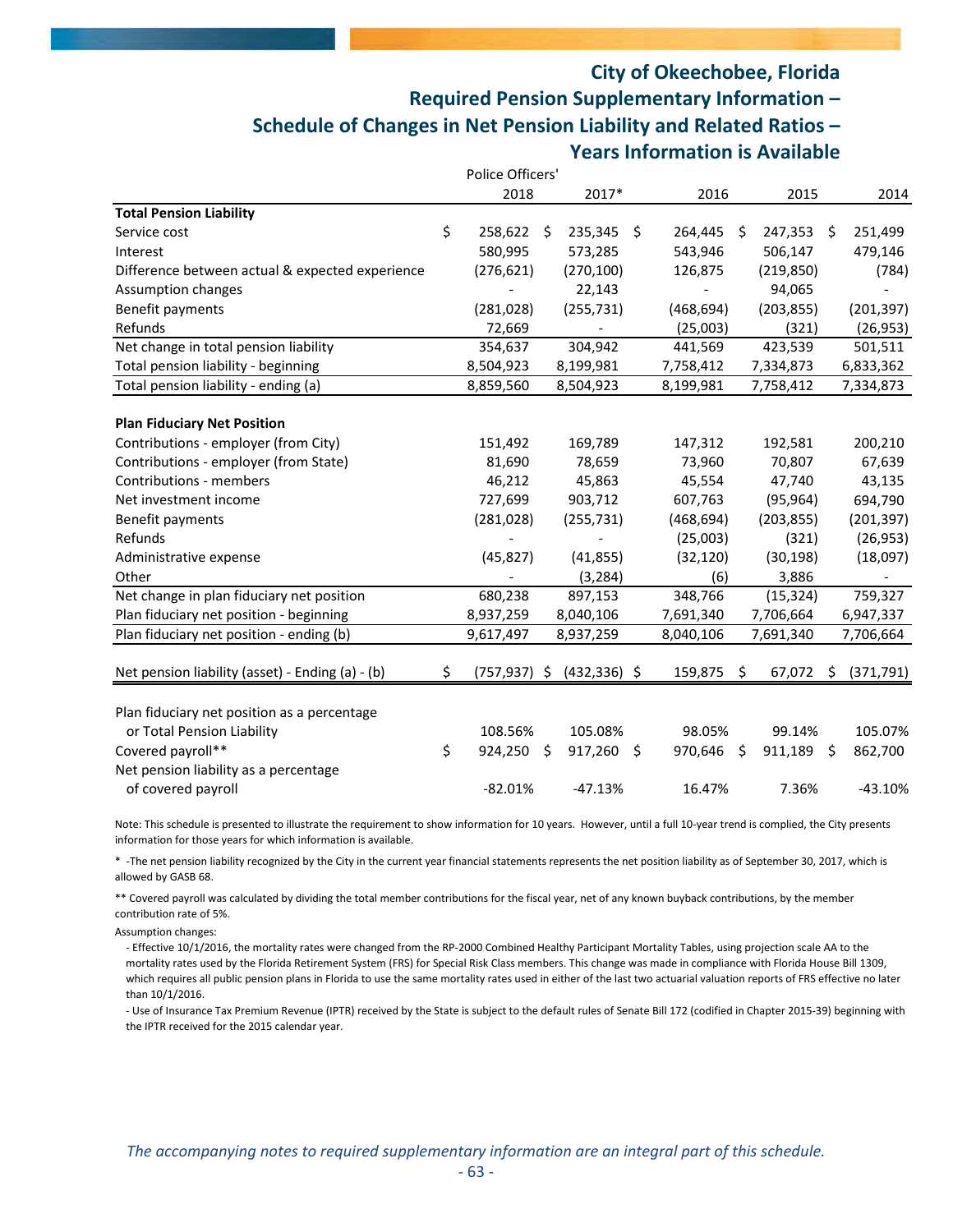# City of Okeechobee, Florida
## Required Pension Supplementary Information –
## Schedule of Changes in Net Pension Liability and Related Ratios –
## Years Information is Available

| | Police Officers' | | | | |
|---|---|---|---|---|---|
| | 2018 | 2017* | 2016 | 2015 | 2014 |
| **Total Pension Liability** | | | | | |
| Service cost | $ 258,622 | $ 235,345 | $ 264,445 | $ 247,353 | $ 251,499 |
| Interest | 580,995 | 573,285 | 543,946 | 506,147 | 479,146 |
| Difference between actual & expected experience | (276,621) | (270,100) | 126,875 | (219,850) | (784) |
| Assumption changes | - | 22,143 | - | 94,065 | - |
| Benefit payments | (281,028) | (255,731) | (468,694) | (203,855) | (201,397) |
| Refunds | 72,669 | - | (25,003) | (321) | (26,953) |
| Net change in total pension liability | 354,637 | 304,942 | 441,569 | 423,539 | 501,511 |
| Total pension liability - beginning | 8,504,923 | 8,199,981 | 7,758,412 | 7,334,873 | 6,833,362 |
| Total pension liability - ending (a) | 8,859,560 | 8,504,923 | 8,199,981 | 7,758,412 | 7,334,873 |
| | | | | | |
| **Plan Fiduciary Net Position** | | | | | |
| Contributions - employer (from City) | 151,492 | 169,789 | 147,312 | 192,581 | 200,210 |
| Contributions - employer (from State) | 81,690 | 78,659 | 73,960 | 70,807 | 67,639 |
| Contributions - members | 46,212 | 45,863 | 45,554 | 47,740 | 43,135 |
| Net investment income | 727,699 | 903,712 | 607,763 | (95,964) | 694,790 |
| Benefit payments | (281,028) | (255,731) | (468,694) | (203,855) | (201,397) |
| Refunds | - | - | (25,003) | (321) | (26,953) |
| Administrative expense | (45,827) | (41,855) | (32,120) | (30,198) | (18,097) |
| Other | - | (3,284) | (6) | 3,886 | - |
| Net change in plan fiduciary net position | 680,238 | 897,153 | 348,766 | (15,324) | 759,327 |
| Plan fiduciary net position - beginning | 8,937,259 | 8,040,106 | 7,691,340 | 7,706,664 | 6,947,337 |
| Plan fiduciary net position - ending (b) | 9,617,497 | 8,937,259 | 8,040,106 | 7,691,340 | 7,706,664 |
| | | | | | |
| Net pension liability (asset) - Ending (a) - (b) | $ (757,937) | $ (432,336) | $ 159,875 | $ 67,072 | $ (371,791) |
| | | | | | |
| Plan fiduciary net position as a percentage or Total Pension Liability | 108.56% | 105.08% | 98.05% | 99.14% | 105.07% |
| Covered payroll** | $ 924,250 | $ 917,260 | $ 970,646 | $ 911,189 | $ 862,700 |
| Net pension liability as a percentage of covered payroll | -82.01% | -47.13% | 16.47% | 7.36% | -43.10% |

Note: This schedule is presented to illustrate the requirement to show information for 10 years. However, until a full 10-year trend is complied, the City presents information for those years for which information is available.

* -The net pension liability recognized by the City in the current year financial statements represents the net position liability as of September 30, 2017, which is allowed by GASB 68.

** Covered payroll was calculated by dividing the total member contributions for the fiscal year, net of any known buyback contributions, by the member contribution rate of 5%.

Assumption changes:

- Effective 10/1/2016, the mortality rates were changed from the RP-2000 Combined Healthy Participant Mortality Tables, using projection scale AA to the mortality rates used by the Florida Retirement System (FRS) for Special Risk Class members. This change was made in compliance with Florida House Bill 1309, which requires all public pension plans in Florida to use the same mortality rates used in either of the last two actuarial valuation reports of FRS effective no later than 10/1/2016.
- Use of Insurance Tax Premium Revenue (IPTR) received by the State is subject to the default rules of Senate Bill 172 (codified in Chapter 2015-39) beginning with the IPTR received for the 2015 calendar year.

*The accompanying notes to required supplementary information are an integral part of this schedule.*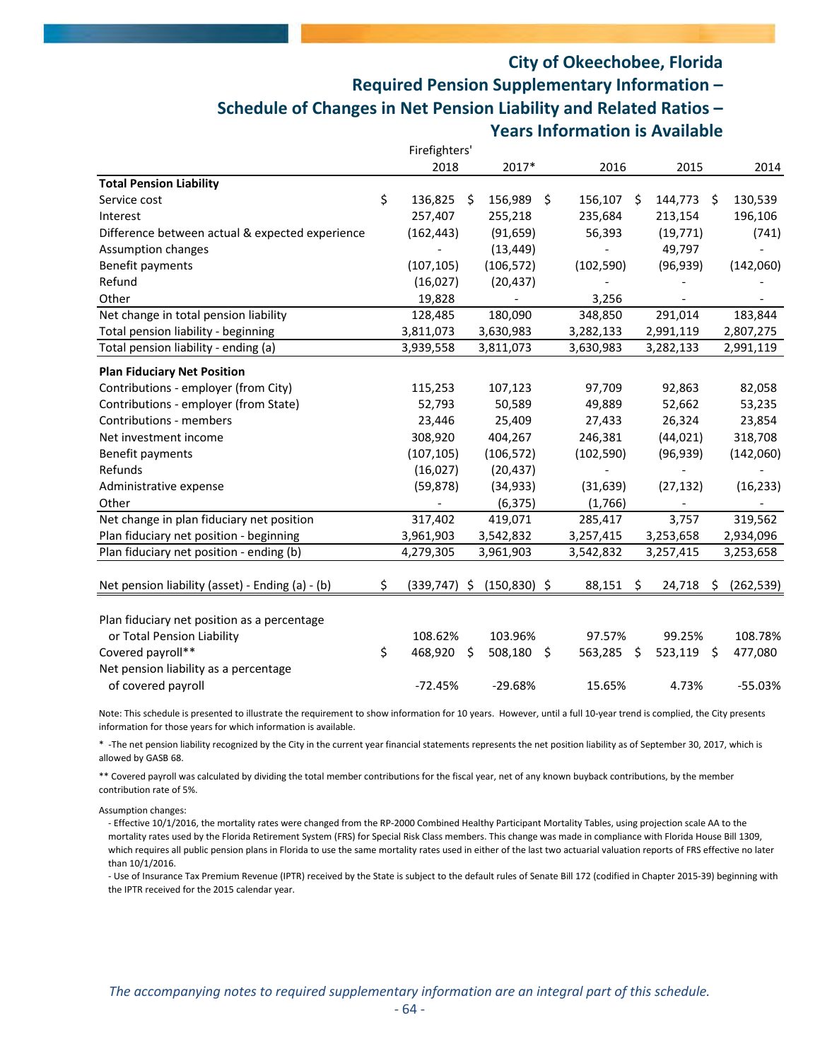# City of Okeechobee, Florida
## Required Pension Supplementary Information – Schedule of Changes in Net Pension Liability and Related Ratios – Years Information is Available

| | Firefighters' 2018 | 2017* | 2016 | 2015 | 2014 |
|---|---|---|---|---|---|
| **Total Pension Liability** | | | | | |
| Service cost | $ 136,825 | $ 156,989 | $ 156,107 | $ 144,773 | $ 130,539 |
| Interest | 257,407 | 255,218 | 235,684 | 213,154 | 196,106 |
| Difference between actual & expected experience | (162,443) | (91,659) | 56,393 | (19,771) | (741) |
| Assumption changes | - | (13,449) | - | 49,797 | - |
| Benefit payments | (107,105) | (106,572) | (102,590) | (96,939) | (142,060) |
| Refund | (16,027) | (20,437) | - | - | - |
| Other | 19,828 | - | 3,256 | - | - |
| Net change in total pension liability | 128,485 | 180,090 | 348,850 | 291,014 | 183,844 |
| Total pension liability - beginning | 3,811,073 | 3,630,983 | 3,282,133 | 2,991,119 | 2,807,275 |
| Total pension liability - ending (a) | 3,939,558 | 3,811,073 | 3,630,983 | 3,282,133 | 2,991,119 |
| **Plan Fiduciary Net Position** | | | | | |
| Contributions - employer (from City) | 115,253 | 107,123 | 97,709 | 92,863 | 82,058 |
| Contributions - employer (from State) | 52,793 | 50,589 | 49,889 | 52,662 | 53,235 |
| Contributions - members | 23,446 | 25,409 | 27,433 | 26,324 | 23,854 |
| Net investment income | 308,920 | 404,267 | 246,381 | (44,021) | 318,708 |
| Benefit payments | (107,105) | (106,572) | (102,590) | (96,939) | (142,060) |
| Refunds | (16,027) | (20,437) | - | - | - |
| Administrative expense | (59,878) | (34,933) | (31,639) | (27,132) | (16,233) |
| Other | - | (6,375) | (1,766) | - | - |
| Net change in plan fiduciary net position | 317,402 | 419,071 | 285,417 | 3,757 | 319,562 |
| Plan fiduciary net position - beginning | 3,961,903 | 3,542,832 | 3,257,415 | 3,253,658 | 2,934,096 |
| Plan fiduciary net position - ending (b) | 4,279,305 | 3,961,903 | 3,542,832 | 3,257,415 | 3,253,658 |
| Net pension liability (asset) - Ending (a) - (b) | $ (339,747) | $ (150,830) | $ 88,151 | $ 24,718 | $ (262,539) |
| Plan fiduciary net position as a percentage or Total Pension Liability | 108.62% | 103.96% | 97.57% | 99.25% | 108.78% |
| Covered payroll** | $ 468,920 | $ 508,180 | $ 563,285 | $ 523,119 | $ 477,080 |
| Net pension liability as a percentage of covered payroll | -72.45% | -29.68% | 15.65% | 4.73% | -55.03% |

Note: This schedule is presented to illustrate the requirement to show information for 10 years. However, until a full 10-year trend is complied, the City presents information for those years for which information is available.

* -The net pension liability recognized by the City in the current year financial statements represents the net position liability as of September 30, 2017, which is allowed by GASB 68.

** Covered payroll was calculated by dividing the total member contributions for the fiscal year, net of any known buyback contributions, by the member contribution rate of 5%.

Assumption changes:

- Effective 10/1/2016, the mortality rates were changed from the RP-2000 Combined Healthy Participant Mortality Tables, using projection scale AA to the mortality rates used by the Florida Retirement System (FRS) for Special Risk Class members. This change was made in compliance with Florida House Bill 1309, which requires all public pension plans in Florida to use the same mortality rates used in either of the last two actuarial valuation reports of FRS effective no later than 10/1/2016.
- Use of Insurance Tax Premium Revenue (IPTR) received by the State is subject to the default rules of Senate Bill 172 (codified in Chapter 2015-39) beginning with the IPTR received for the 2015 calendar year.

*The accompanying notes to required supplementary information are an integral part of this schedule.*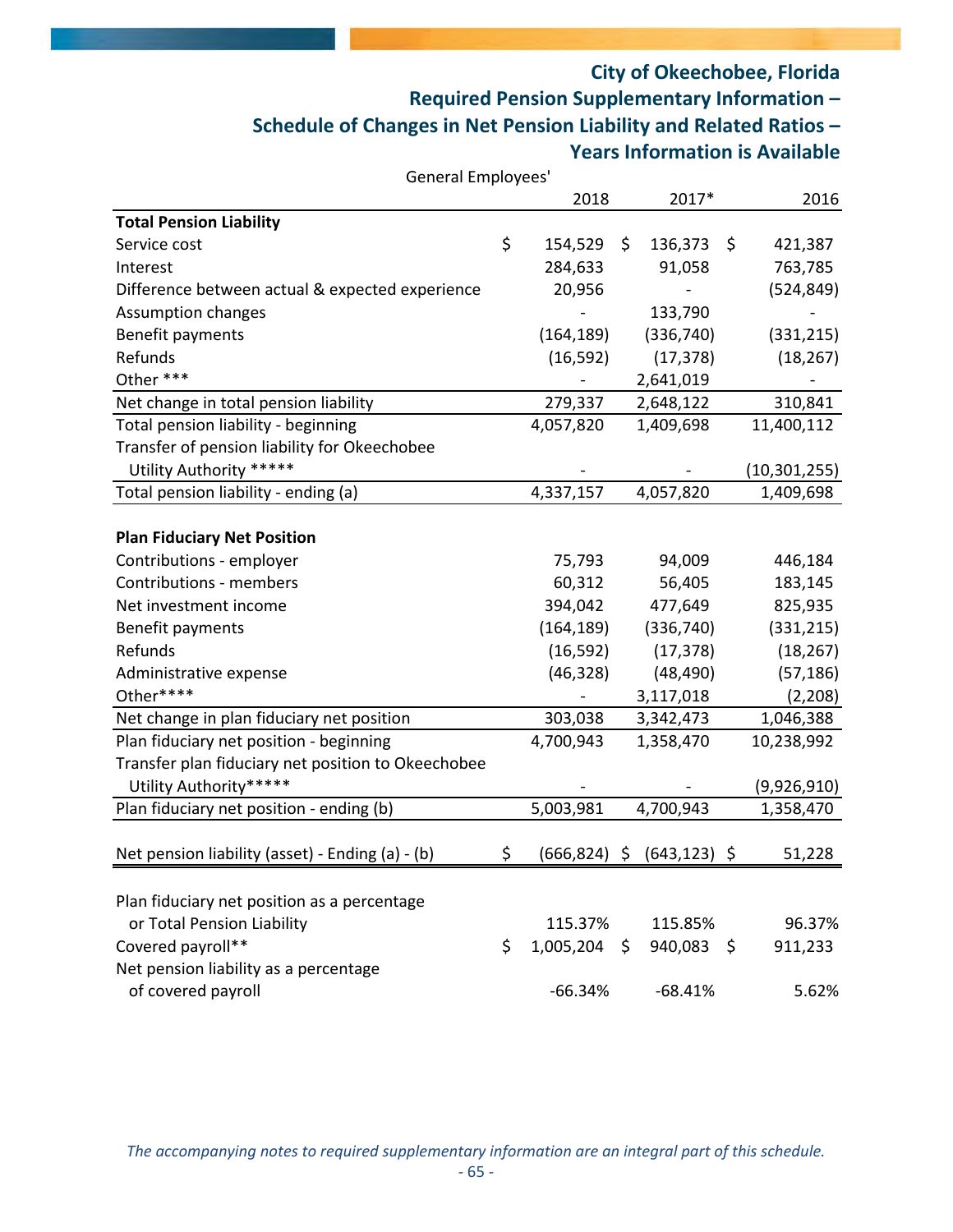# City of Okeechobee, Florida

## Required Pension Supplementary Information – Schedule of Changes in Net Pension Liability and Related Ratios – Years Information is Available

General Employees'

| | 2018 | 2017* | 2016 |
|---|---|---|---|
| **Total Pension Liability** | | | |
| Service cost | $ 154,529 | $ 136,373 | $ 421,387 |
| Interest | 284,633 | 91,058 | 763,785 |
| Difference between actual & expected experience | 20,956 | - | (524,849) |
| Assumption changes | - | 133,790 | - |
| Benefit payments | (164,189) | (336,740) | (331,215) |
| Refunds | (16,592) | (17,378) | (18,267) |
| Other *** | - | 2,641,019 | - |
| Net change in total pension liability | 279,337 | 2,648,122 | 310,841 |
| Total pension liability - beginning | 4,057,820 | 1,409,698 | 11,400,112 |
| Transfer of pension liability for Okeechobee Utility Authority ***** | - | - | (10,301,255) |
| Total pension liability - ending (a) | 4,337,157 | 4,057,820 | 1,409,698 |
| | | | |
| **Plan Fiduciary Net Position** | | | |
| Contributions - employer | 75,793 | 94,009 | 446,184 |
| Contributions - members | 60,312 | 56,405 | 183,145 |
| Net investment income | 394,042 | 477,649 | 825,935 |
| Benefit payments | (164,189) | (336,740) | (331,215) |
| Refunds | (16,592) | (17,378) | (18,267) |
| Administrative expense | (46,328) | (48,490) | (57,186) |
| Other**** | - | 3,117,018 | (2,208) |
| Net change in plan fiduciary net position | 303,038 | 3,342,473 | 1,046,388 |
| Plan fiduciary net position - beginning | 4,700,943 | 1,358,470 | 10,238,992 |
| Transfer plan fiduciary net position to Okeechobee Utility Authority***** | - | - | (9,926,910) |
| Plan fiduciary net position - ending (b) | 5,003,981 | 4,700,943 | 1,358,470 |
| | | | |
| Net pension liability (asset) - Ending (a) - (b) | $ (666,824) | $ (643,123) | $ 51,228 |
| | | | |
| Plan fiduciary net position as a percentage or Total Pension Liability | 115.37% | 115.85% | 96.37% |
| Covered payroll** | $ 1,005,204 | $ 940,083 | $ 911,233 |
| Net pension liability as a percentage of covered payroll | -66.34% | -68.41% | 5.62% |

*The accompanying notes to required supplementary information are an integral part of this schedule.*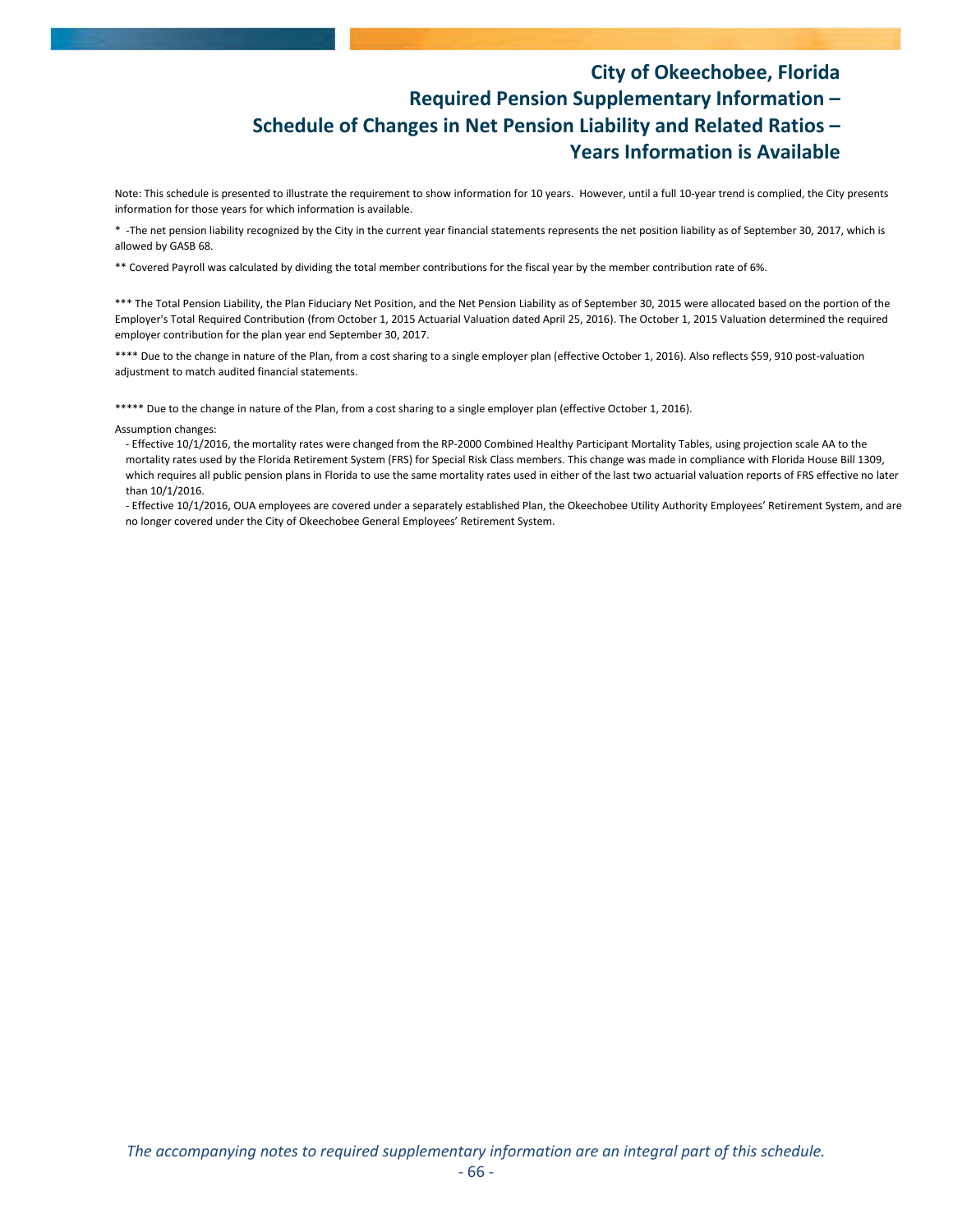# City of Okeechobee, Florida
## Required Pension Supplementary Information – Schedule of Changes in Net Pension Liability and Related Ratios – Years Information is Available

Note: This schedule is presented to illustrate the requirement to show information for 10 years. However, until a full 10-year trend is complied, the City presents information for those years for which information is available.

* -The net pension liability recognized by the City in the current year financial statements represents the net position liability as of September 30, 2017, which is allowed by GASB 68.

** Covered Payroll was calculated by dividing the total member contributions for the fiscal year by the member contribution rate of 6%.

*** The Total Pension Liability, the Plan Fiduciary Net Position, and the Net Pension Liability as of September 30, 2015 were allocated based on the portion of the Employer's Total Required Contribution (from October 1, 2015 Actuarial Valuation dated April 25, 2016). The October 1, 2015 Valuation determined the required employer contribution for the plan year end September 30, 2017.

**** Due to the change in nature of the Plan, from a cost sharing to a single employer plan (effective October 1, 2016). Also reflects $59, 910 post-valuation adjustment to match audited financial statements.

***** Due to the change in nature of the Plan, from a cost sharing to a single employer plan (effective October 1, 2016).

Assumption changes:

- Effective 10/1/2016, the mortality rates were changed from the RP-2000 Combined Healthy Participant Mortality Tables, using projection scale AA to the mortality rates used by the Florida Retirement System (FRS) for Special Risk Class members. This change was made in compliance with Florida House Bill 1309, which requires all public pension plans in Florida to use the same mortality rates used in either of the last two actuarial valuation reports of FRS effective no later than 10/1/2016.
- Effective 10/1/2016, OUA employees are covered under a separately established Plan, the Okeechobee Utility Authority Employees' Retirement System, and are no longer covered under the City of Okeechobee General Employees' Retirement System.

*The accompanying notes to required supplementary information are an integral part of this schedule.*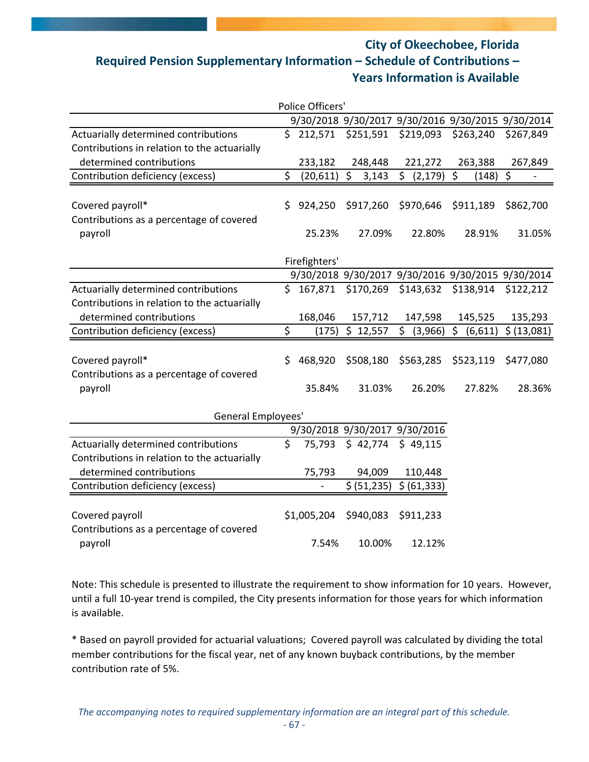# City of Okeechobee, Florida

## Required Pension Supplementary Information – Schedule of Contributions – Years Information is Available

**Police Officers'**

| | 9/30/2018 | 9/30/2017 | 9/30/2016 | 9/30/2015 | 9/30/2014 |
|---|---|---|---|---|---|
| Actuarially determined contributions | $ 212,571 | $251,591 | $219,093 | $263,240 | $267,849 |
| Contributions in relation to the actuarially determined contributions | 233,182 | 248,448 | 221,272 | 263,388 | 267,849 |
| Contribution deficiency (excess) | $ (20,611) | $ 3,143 | $ (2,179) | $ (148) | $ - |
| Covered payroll* | $ 924,250 | $917,260 | $970,646 | $911,189 | $862,700 |
| Contributions as a percentage of covered payroll | 25.23% | 27.09% | 22.80% | 28.91% | 31.05% |

**Firefighters'**

| | 9/30/2018 | 9/30/2017 | 9/30/2016 | 9/30/2015 | 9/30/2014 |
|---|---|---|---|---|---|
| Actuarially determined contributions | $ 167,871 | $170,269 | $143,632 | $138,914 | $122,212 |
| Contributions in relation to the actuarially determined contributions | 168,046 | 157,712 | 147,598 | 145,525 | 135,293 |
| Contribution deficiency (excess) | $ (175) | $ 12,557 | $ (3,966) | $ (6,611) | $ (13,081) |
| Covered payroll* | $ 468,920 | $508,180 | $563,285 | $523,119 | $477,080 |
| Contributions as a percentage of covered payroll | 35.84% | 31.03% | 26.20% | 27.82% | 28.36% |

**General Employees'**

| | 9/30/2018 | 9/30/2017 | 9/30/2016 |
|---|---|---|---|
| Actuarially determined contributions | $ 75,793 | $ 42,774 | $ 49,115 |
| Contributions in relation to the actuarially determined contributions | 75,793 | 94,009 | 110,448 |
| Contribution deficiency (excess) | - | $ (51,235) | $ (61,333) |
| Covered payroll | $1,005,204 | $940,083 | $911,233 |
| Contributions as a percentage of covered payroll | 7.54% | 10.00% | 12.12% |

Note: This schedule is presented to illustrate the requirement to show information for 10 years. However, until a full 10-year trend is compiled, the City presents information for those years for which information is available.

* Based on payroll provided for actuarial valuations; Covered payroll was calculated by dividing the total member contributions for the fiscal year, net of any known buyback contributions, by the member contribution rate of 5%.

*The accompanying notes to required supplementary information are an integral part of this schedule.*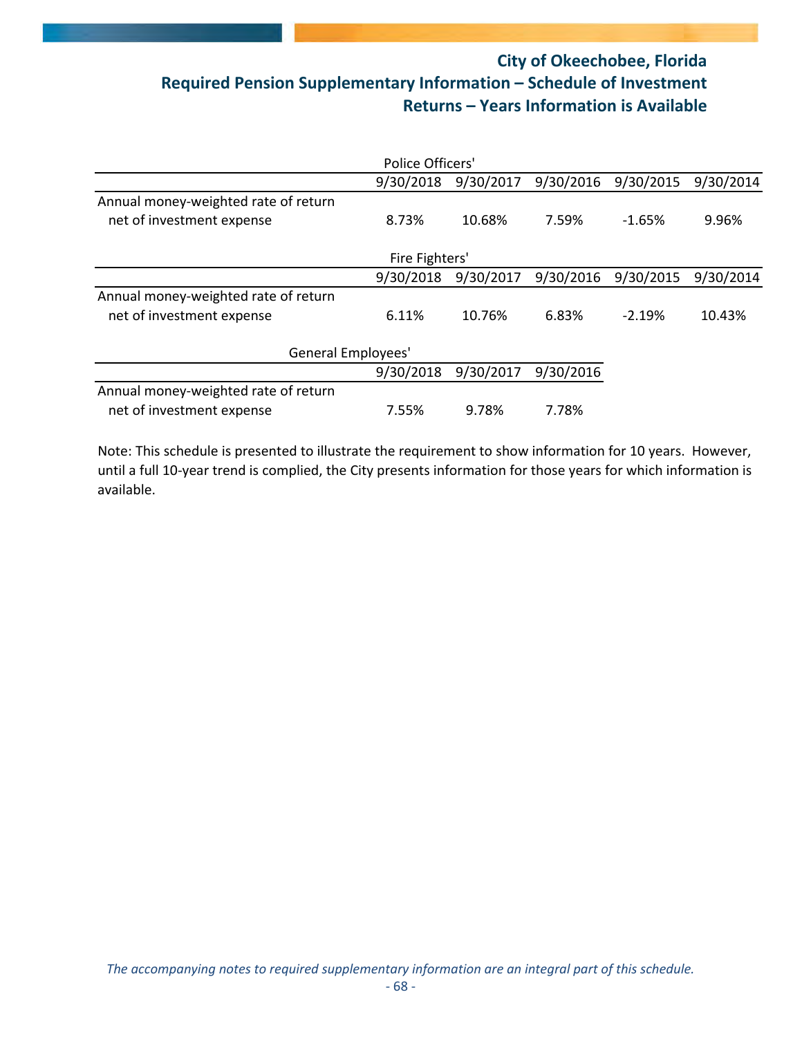# City of Okeechobee, Florida

## Required Pension Supplementary Information – Schedule of Investment Returns – Years Information is Available

**Police Officers'**

| | 9/30/2018 | 9/30/2017 | 9/30/2016 | 9/30/2015 | 9/30/2014 |
|---|---|---|---|---|---|
| Annual money-weighted rate of return net of investment expense | 8.73% | 10.68% | 7.59% | -1.65% | 9.96% |

**Fire Fighters'**

| | 9/30/2018 | 9/30/2017 | 9/30/2016 | 9/30/2015 | 9/30/2014 |
|---|---|---|---|---|---|
| Annual money-weighted rate of return net of investment expense | 6.11% | 10.76% | 6.83% | -2.19% | 10.43% |

**General Employees'**

| | 9/30/2018 | 9/30/2017 | 9/30/2016 |
|---|---|---|---|
| Annual money-weighted rate of return net of investment expense | 7.55% | 9.78% | 7.78% |

Note: This schedule is presented to illustrate the requirement to show information for 10 years. However, until a full 10-year trend is complied, the City presents information for those years for which information is available.

*The accompanying notes to required supplementary information are an integral part of this schedule.*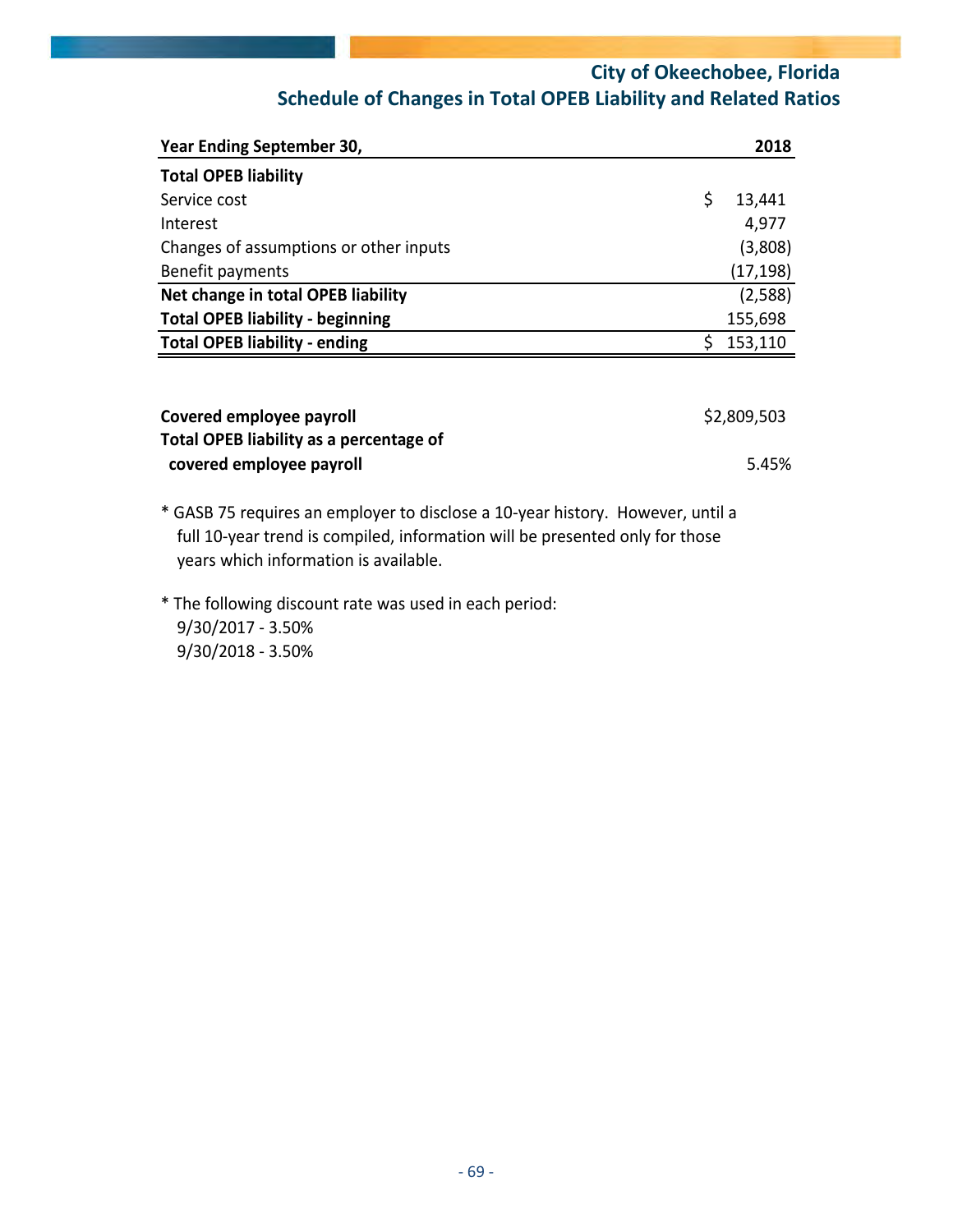# City of Okeechobee, Florida

## Schedule of Changes in Total OPEB Liability and Related Ratios

| Year Ending September 30, | 2018 |
|---|---|
| **Total OPEB liability** | |
| Service cost | $ 13,441 |
| Interest | 4,977 |
| Changes of assumptions or other inputs | (3,808) |
| Benefit payments | (17,198) |
| **Net change in total OPEB liability** | (2,588) |
| **Total OPEB liability - beginning** | 155,698 |
| **Total OPEB liability - ending** | $ 153,110 |

| | |
|---|---|
| **Covered employee payroll** | $2,809,503 |
| **Total OPEB liability as a percentage of covered employee payroll** | 5.45% |

* GASB 75 requires an employer to disclose a 10-year history. However, until a full 10-year trend is compiled, information will be presented only for those years which information is available.

* The following discount rate was used in each period:
  9/30/2017 - 3.50%
  9/30/2018 - 3.50%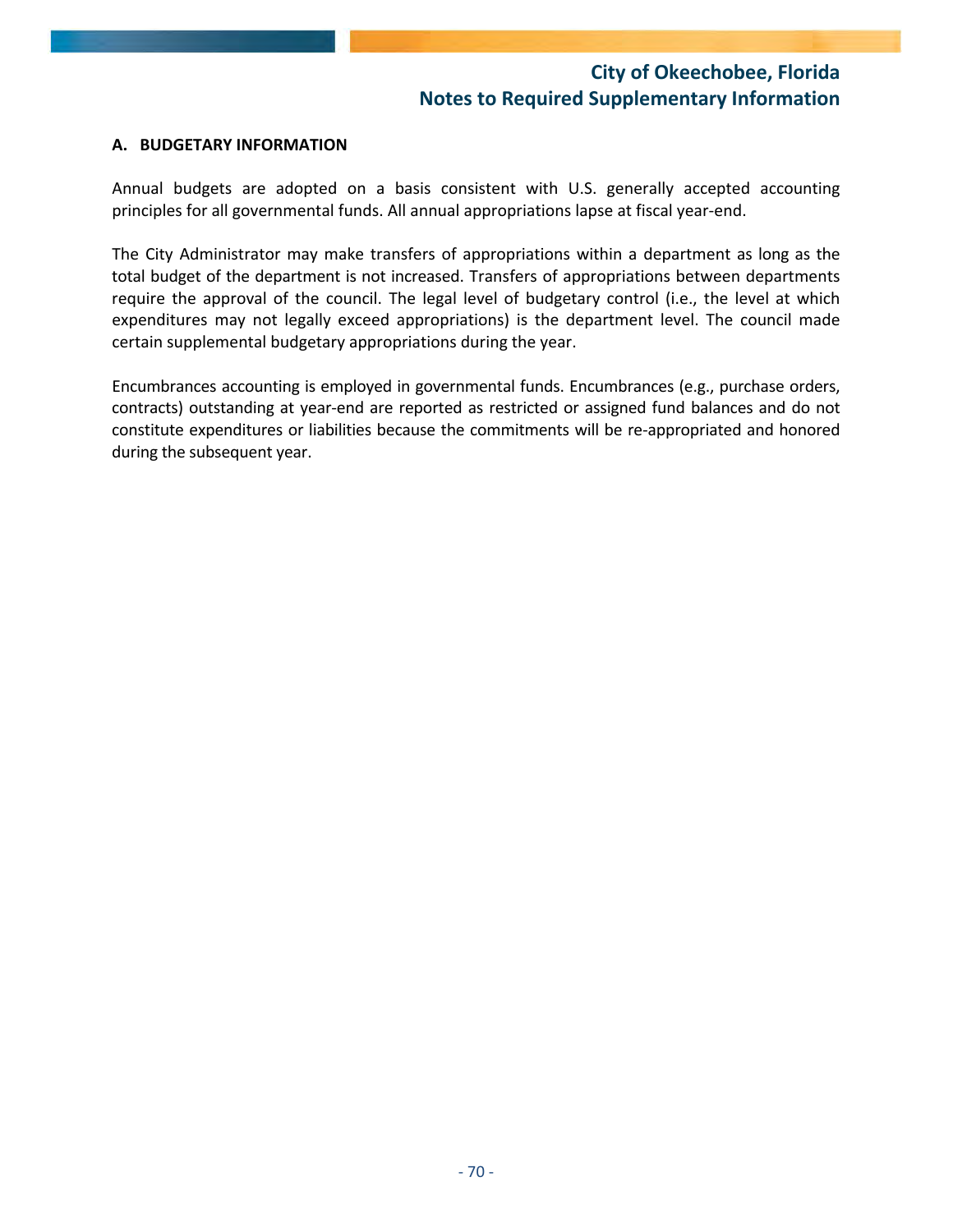# City of Okeechobee, Florida
## Notes to Required Supplementary Information

**A. BUDGETARY INFORMATION**

Annual budgets are adopted on a basis consistent with U.S. generally accepted accounting principles for all governmental funds. All annual appropriations lapse at fiscal year-end.

The City Administrator may make transfers of appropriations within a department as long as the total budget of the department is not increased. Transfers of appropriations between departments require the approval of the council. The legal level of budgetary control (i.e., the level at which expenditures may not legally exceed appropriations) is the department level. The council made certain supplemental budgetary appropriations during the year.

Encumbrances accounting is employed in governmental funds. Encumbrances (e.g., purchase orders, contracts) outstanding at year-end are reported as restricted or assigned fund balances and do not constitute expenditures or liabilities because the commitments will be re-appropriated and honored during the subsequent year.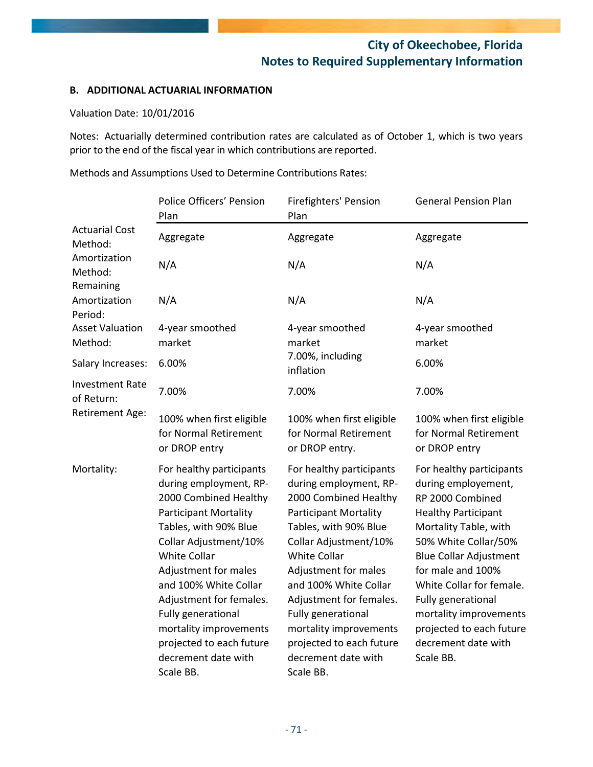**B. ADDITIONAL ACTUARIAL INFORMATION**

Valuation Date: 10/01/2016

Notes: Actuarially determined contribution rates are calculated as of October 1, which is two years prior to the end of the fiscal year in which contributions are reported.

Methods and Assumptions Used to Determine Contributions Rates:

| | Police Officers' Pension Plan | Firefighters' Pension Plan | General Pension Plan |
|---|---|---|---|
| Actuarial Cost Method: | Aggregate | Aggregate | Aggregate |
| Amortization Method: | N/A | N/A | N/A |
| Remaining Amortization Period: | N/A | N/A | N/A |
| Asset Valuation Method: | 4-year smoothed market | 4-year smoothed market | 4-year smoothed market |
| Salary Increases: | 6.00% | 7.00%, including inflation | 6.00% |
| Investment Rate of Return: | 7.00% | 7.00% | 7.00% |
| Retirement Age: | 100% when first eligible for Normal Retirement or DROP entry | 100% when first eligible for Normal Retirement or DROP entry. | 100% when first eligible for Normal Retirement or DROP entry |
| Mortality: | For healthy participants during employment, RP-2000 Combined Healthy Participant Mortality Tables, with 90% Blue Collar Adjustment/10% White Collar Adjustment for males and 100% White Collar Adjustment for females. Fully generational mortality improvements projected to each future decrement date with Scale BB. | For healthy participants during employment, RP-2000 Combined Healthy Participant Mortality Tables, with 90% Blue Collar Adjustment/10% White Collar Adjustment for males and 100% White Collar Adjustment for females. Fully generational mortality improvements projected to each future decrement date with Scale BB. | For healthy participants during employement, RP 2000 Combined Healthy Participant Mortality Table, with 50% White Collar/50% Blue Collar Adjustment for male and 100% White Collar for female. Fully generational mortality improvements projected to each future decrement date with Scale BB. |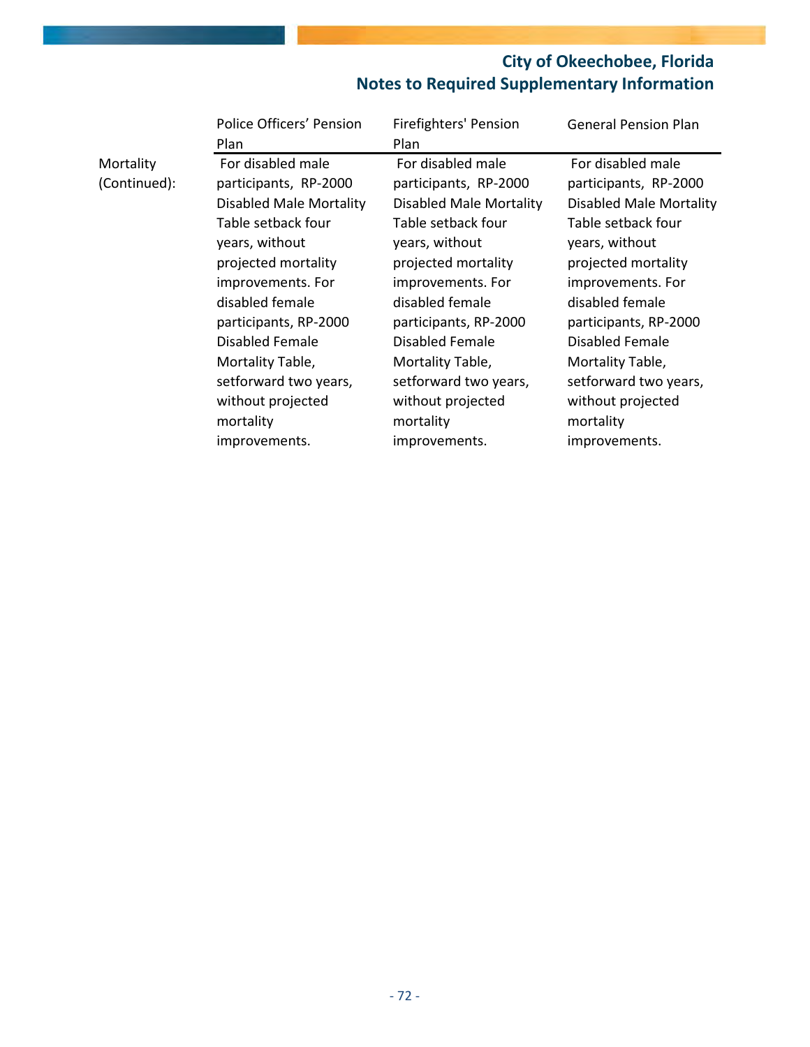# City of Okeechobee, Florida
## Notes to Required Supplementary Information

| | Police Officers' Pension Plan | Firefighters' Pension Plan | General Pension Plan |
|---|---|---|---|
| Mortality (Continued): | For disabled male participants, RP-2000 Disabled Male Mortality Table setback four years, without projected mortality improvements. For disabled female participants, RP-2000 Disabled Female Mortality Table, setforward two years, without projected mortality improvements. | For disabled male participants, RP-2000 Disabled Male Mortality Table setback four years, without projected mortality improvements. For disabled female participants, RP-2000 Disabled Female Mortality Table, setforward two years, without projected mortality improvements. | For disabled male participants, RP-2000 Disabled Male Mortality Table setback four years, without projected mortality improvements. For disabled female participants, RP-2000 Disabled Female Mortality Table, setforward two years, without projected mortality improvements. |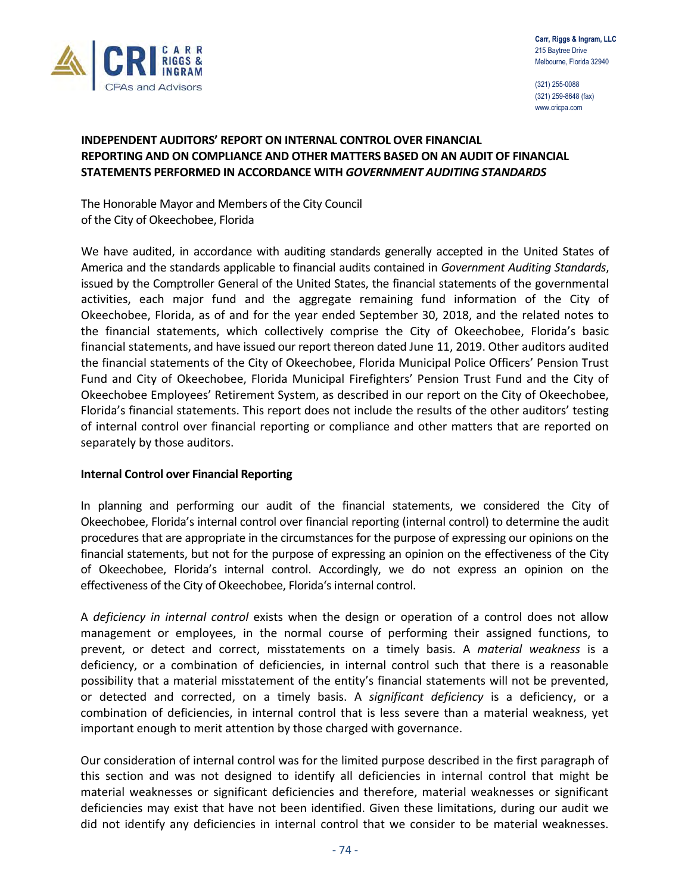Carr, Riggs & Ingram, LLC
215 Baytree Drive
Melbourne, Florida 32940

(321) 255-0088
(321) 259-8648 (fax)
www.cricpa.com

## INDEPENDENT AUDITORS' REPORT ON INTERNAL CONTROL OVER FINANCIAL REPORTING AND ON COMPLIANCE AND OTHER MATTERS BASED ON AN AUDIT OF FINANCIAL STATEMENTS PERFORMED IN ACCORDANCE WITH *GOVERNMENT AUDITING STANDARDS*

The Honorable Mayor and Members of the City Council
of the City of Okeechobee, Florida

We have audited, in accordance with auditing standards generally accepted in the United States of America and the standards applicable to financial audits contained in *Government Auditing Standards*, issued by the Comptroller General of the United States, the financial statements of the governmental activities, each major fund and the aggregate remaining fund information of the City of Okeechobee, Florida, as of and for the year ended September 30, 2018, and the related notes to the financial statements, which collectively comprise the City of Okeechobee, Florida's basic financial statements, and have issued our report thereon dated June 11, 2019. Other auditors audited the financial statements of the City of Okeechobee, Florida Municipal Police Officers' Pension Trust Fund and City of Okeechobee, Florida Municipal Firefighters' Pension Trust Fund and the City of Okeechobee Employees' Retirement System, as described in our report on the City of Okeechobee, Florida's financial statements. This report does not include the results of the other auditors' testing of internal control over financial reporting or compliance and other matters that are reported on separately by those auditors.

### Internal Control over Financial Reporting

In planning and performing our audit of the financial statements, we considered the City of Okeechobee, Florida's internal control over financial reporting (internal control) to determine the audit procedures that are appropriate in the circumstances for the purpose of expressing our opinions on the financial statements, but not for the purpose of expressing an opinion on the effectiveness of the City of Okeechobee, Florida's internal control. Accordingly, we do not express an opinion on the effectiveness of the City of Okeechobee, Florida's internal control.

A *deficiency in internal control* exists when the design or operation of a control does not allow management or employees, in the normal course of performing their assigned functions, to prevent, or detect and correct, misstatements on a timely basis. A *material weakness* is a deficiency, or a combination of deficiencies, in internal control such that there is a reasonable possibility that a material misstatement of the entity's financial statements will not be prevented, or detected and corrected, on a timely basis. A *significant deficiency* is a deficiency, or a combination of deficiencies, in internal control that is less severe than a material weakness, yet important enough to merit attention by those charged with governance.

Our consideration of internal control was for the limited purpose described in the first paragraph of this section and was not designed to identify all deficiencies in internal control that might be material weaknesses or significant deficiencies and therefore, material weaknesses or significant deficiencies may exist that have not been identified. Given these limitations, during our audit we did not identify any deficiencies in internal control that we consider to be material weaknesses.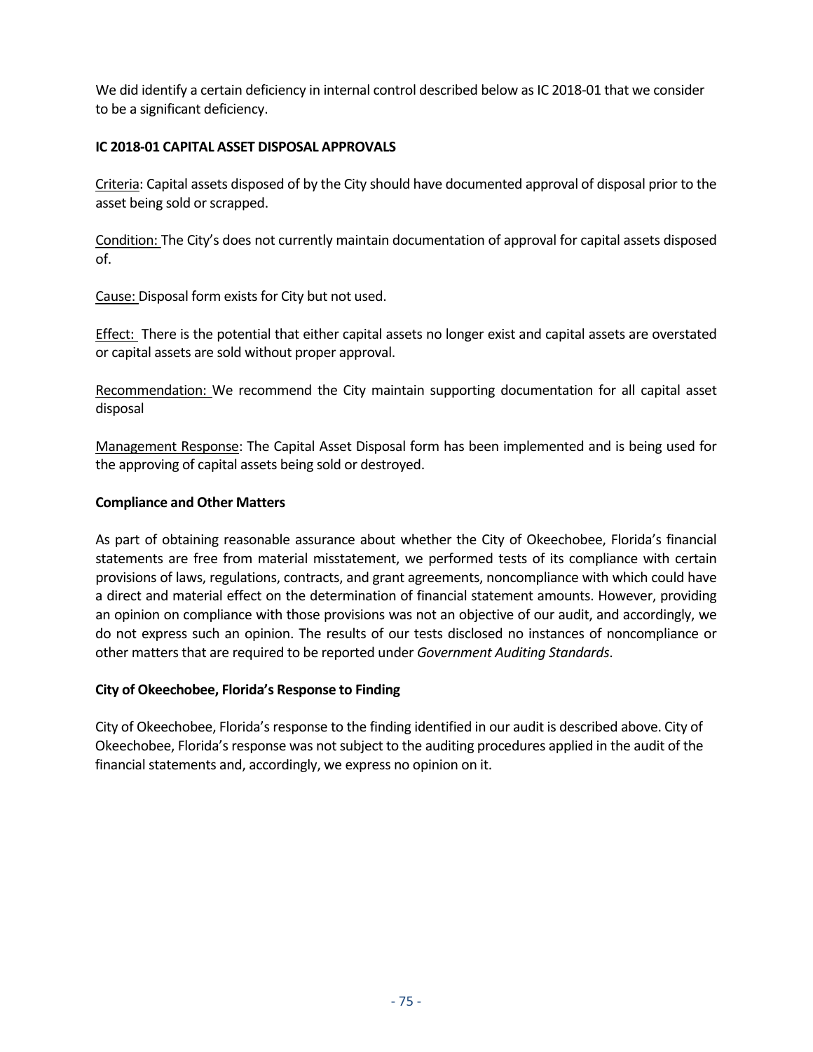We did identify a certain deficiency in internal control described below as IC 2018-01 that we consider to be a significant deficiency.

**IC 2018-01 CAPITAL ASSET DISPOSAL APPROVALS**

Criteria: Capital assets disposed of by the City should have documented approval of disposal prior to the asset being sold or scrapped.

Condition: The City's does not currently maintain documentation of approval for capital assets disposed of.

Cause: Disposal form exists for City but not used.

Effect: There is the potential that either capital assets no longer exist and capital assets are overstated or capital assets are sold without proper approval.

Recommendation: We recommend the City maintain supporting documentation for all capital asset disposal

Management Response: The Capital Asset Disposal form has been implemented and is being used for the approving of capital assets being sold or destroyed.

**Compliance and Other Matters**

As part of obtaining reasonable assurance about whether the City of Okeechobee, Florida's financial statements are free from material misstatement, we performed tests of its compliance with certain provisions of laws, regulations, contracts, and grant agreements, noncompliance with which could have a direct and material effect on the determination of financial statement amounts. However, providing an opinion on compliance with those provisions was not an objective of our audit, and accordingly, we do not express such an opinion. The results of our tests disclosed no instances of noncompliance or other matters that are required to be reported under *Government Auditing Standards*.

**City of Okeechobee, Florida's Response to Finding**

City of Okeechobee, Florida's response to the finding identified in our audit is described above. City of Okeechobee, Florida's response was not subject to the auditing procedures applied in the audit of the financial statements and, accordingly, we express no opinion on it.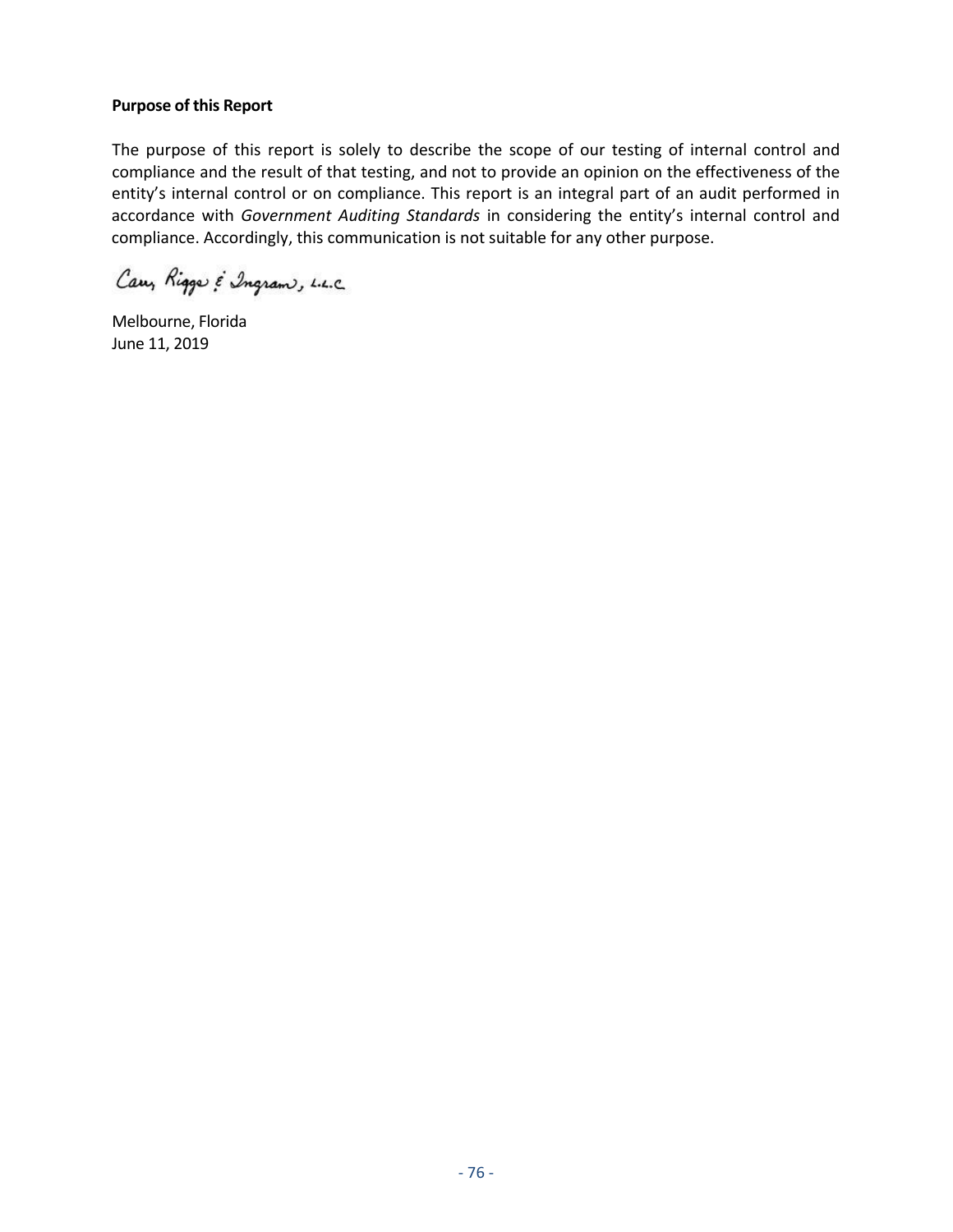**Purpose of this Report**

The purpose of this report is solely to describe the scope of our testing of internal control and compliance and the result of that testing, and not to provide an opinion on the effectiveness of the entity's internal control or on compliance. This report is an integral part of an audit performed in accordance with *Government Auditing Standards* in considering the entity's internal control and compliance. Accordingly, this communication is not suitable for any other purpose.

Carr, Riggs & Ingram, L.L.C.

Melbourne, Florida
June 11, 2019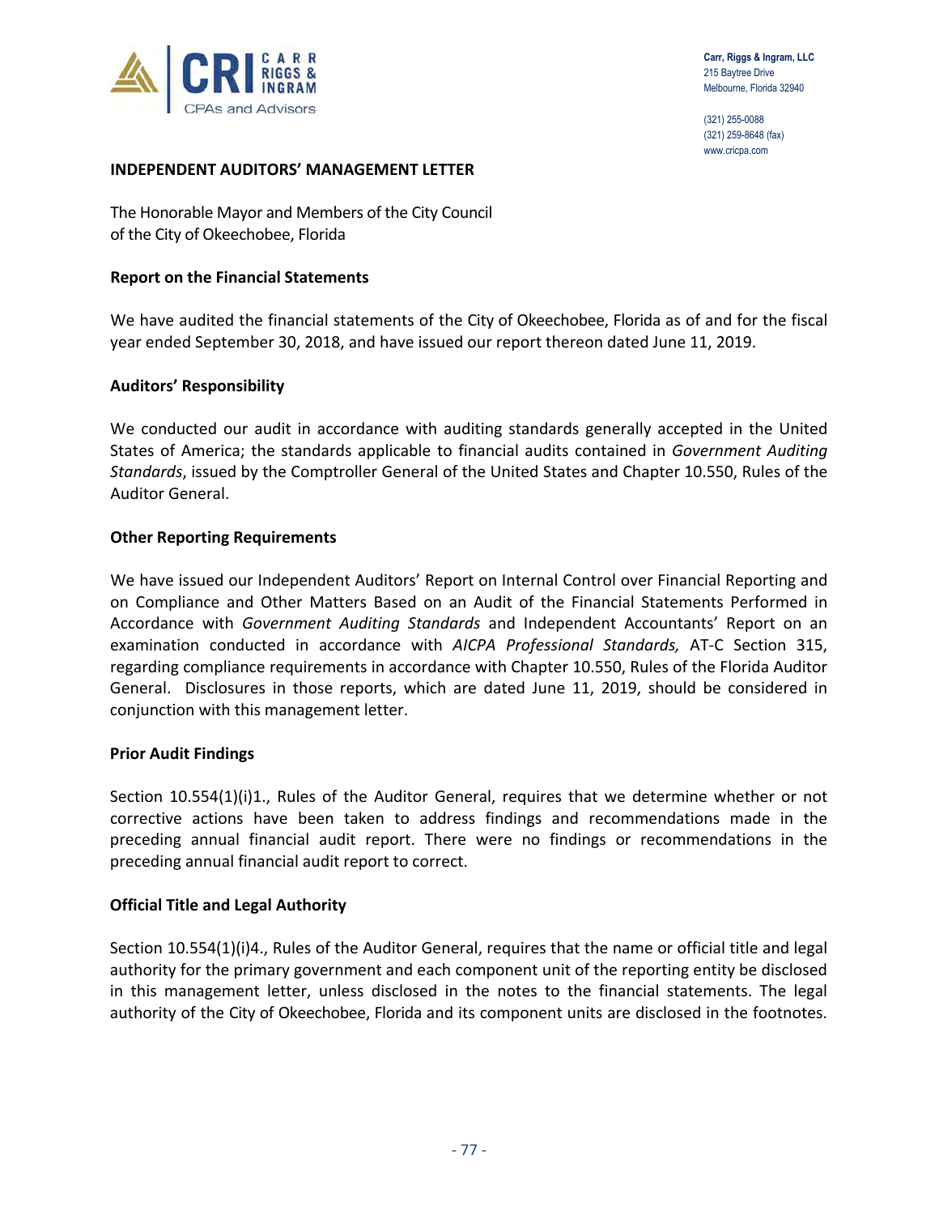Carr, Riggs & Ingram, LLC
215 Baytree Drive
Melbourne, Florida 32940

(321) 255-0088
(321) 259-8648 (fax)
www.cricpa.com

## INDEPENDENT AUDITORS' MANAGEMENT LETTER

The Honorable Mayor and Members of the City Council
of the City of Okeechobee, Florida

### Report on the Financial Statements

We have audited the financial statements of the City of Okeechobee, Florida as of and for the fiscal year ended September 30, 2018, and have issued our report thereon dated June 11, 2019.

### Auditors' Responsibility

We conducted our audit in accordance with auditing standards generally accepted in the United States of America; the standards applicable to financial audits contained in *Government Auditing Standards*, issued by the Comptroller General of the United States and Chapter 10.550, Rules of the Auditor General.

### Other Reporting Requirements

We have issued our Independent Auditors' Report on Internal Control over Financial Reporting and on Compliance and Other Matters Based on an Audit of the Financial Statements Performed in Accordance with *Government Auditing Standards* and Independent Accountants' Report on an examination conducted in accordance with *AICPA Professional Standards,* AT-C Section 315, regarding compliance requirements in accordance with Chapter 10.550, Rules of the Florida Auditor General. Disclosures in those reports, which are dated June 11, 2019, should be considered in conjunction with this management letter.

### Prior Audit Findings

Section 10.554(1)(i)1., Rules of the Auditor General, requires that we determine whether or not corrective actions have been taken to address findings and recommendations made in the preceding annual financial audit report. There were no findings or recommendations in the preceding annual financial audit report to correct.

### Official Title and Legal Authority

Section 10.554(1)(i)4., Rules of the Auditor General, requires that the name or official title and legal authority for the primary government and each component unit of the reporting entity be disclosed in this management letter, unless disclosed in the notes to the financial statements. The legal authority of the City of Okeechobee, Florida and its component units are disclosed in the footnotes.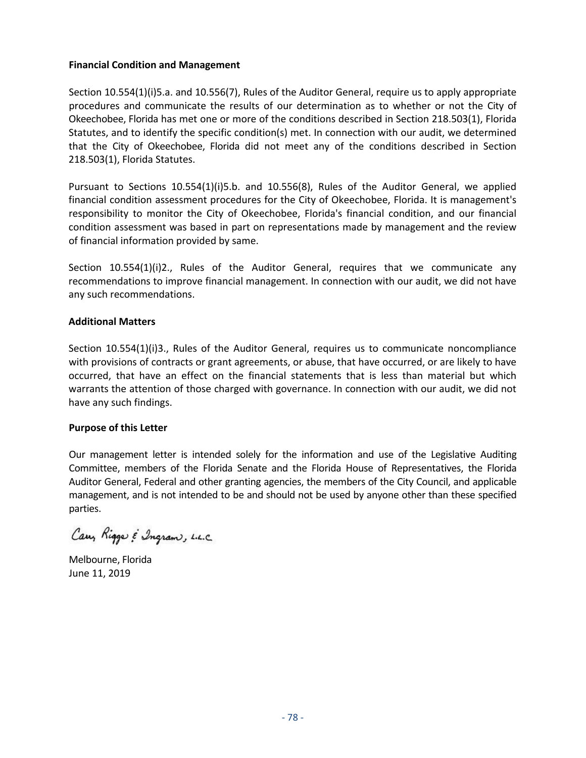**Financial Condition and Management**

Section 10.554(1)(i)5.a. and 10.556(7), Rules of the Auditor General, require us to apply appropriate procedures and communicate the results of our determination as to whether or not the City of Okeechobee, Florida has met one or more of the conditions described in Section 218.503(1), Florida Statutes, and to identify the specific condition(s) met. In connection with our audit, we determined that the City of Okeechobee, Florida did not meet any of the conditions described in Section 218.503(1), Florida Statutes.

Pursuant to Sections 10.554(1)(i)5.b. and 10.556(8), Rules of the Auditor General, we applied financial condition assessment procedures for the City of Okeechobee, Florida. It is management's responsibility to monitor the City of Okeechobee, Florida's financial condition, and our financial condition assessment was based in part on representations made by management and the review of financial information provided by same.

Section 10.554(1)(i)2., Rules of the Auditor General, requires that we communicate any recommendations to improve financial management. In connection with our audit, we did not have any such recommendations.

**Additional Matters**

Section 10.554(1)(i)3., Rules of the Auditor General, requires us to communicate noncompliance with provisions of contracts or grant agreements, or abuse, that have occurred, or are likely to have occurred, that have an effect on the financial statements that is less than material but which warrants the attention of those charged with governance. In connection with our audit, we did not have any such findings.

**Purpose of this Letter**

Our management letter is intended solely for the information and use of the Legislative Auditing Committee, members of the Florida Senate and the Florida House of Representatives, the Florida Auditor General, Federal and other granting agencies, the members of the City Council, and applicable management, and is not intended to be and should not be used by anyone other than these specified parties.

Carr, Riggs & Ingram, L.L.C.

Melbourne, Florida
June 11, 2019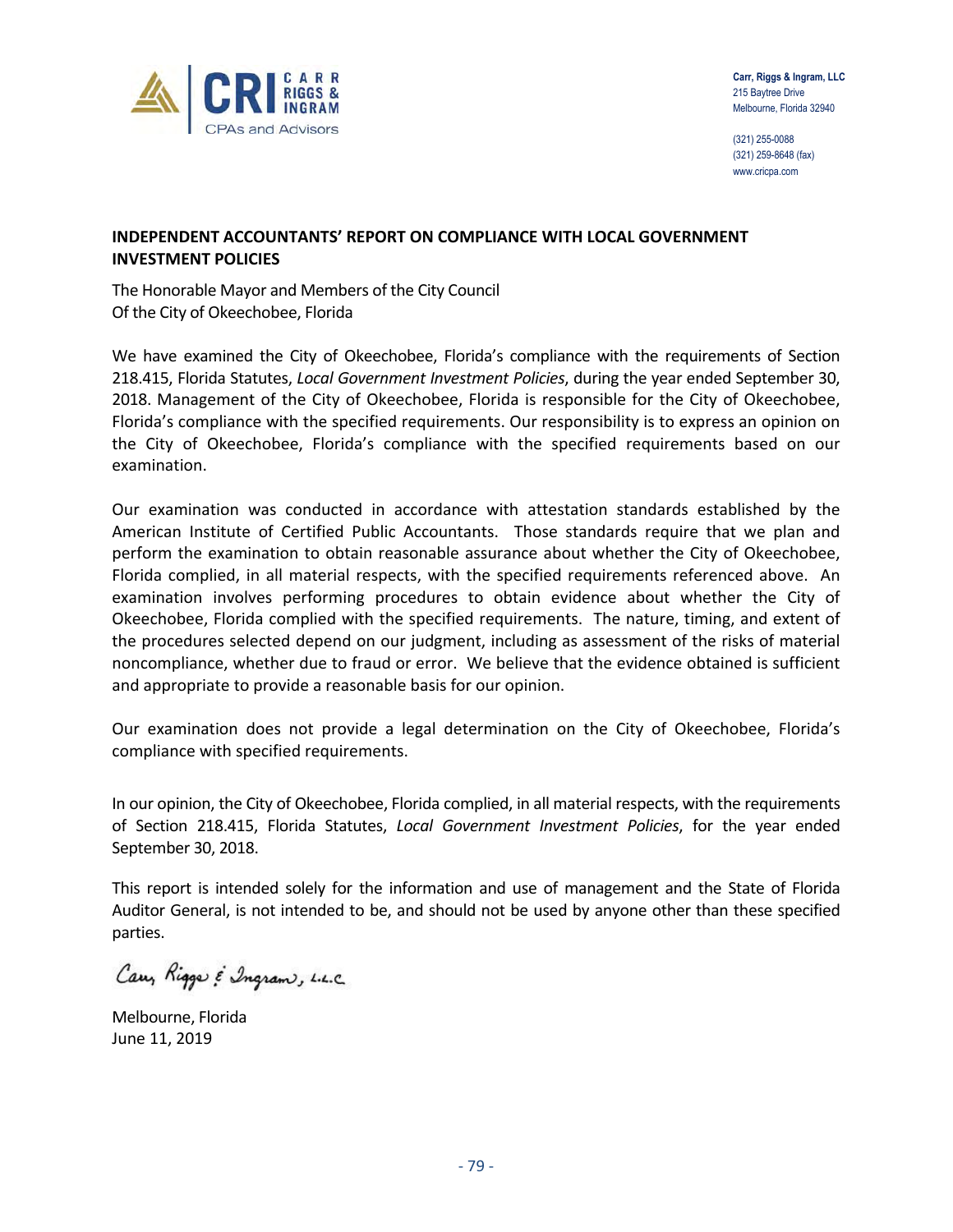Carr, Riggs & Ingram, LLC
215 Baytree Drive
Melbourne, Florida 32940

(321) 255-0088
(321) 259-8648 (fax)
www.cricpa.com

## INDEPENDENT ACCOUNTANTS' REPORT ON COMPLIANCE WITH LOCAL GOVERNMENT INVESTMENT POLICIES

The Honorable Mayor and Members of the City Council
Of the City of Okeechobee, Florida

We have examined the City of Okeechobee, Florida's compliance with the requirements of Section 218.415, Florida Statutes, *Local Government Investment Policies*, during the year ended September 30, 2018. Management of the City of Okeechobee, Florida is responsible for the City of Okeechobee, Florida's compliance with the specified requirements. Our responsibility is to express an opinion on the City of Okeechobee, Florida's compliance with the specified requirements based on our examination.

Our examination was conducted in accordance with attestation standards established by the American Institute of Certified Public Accountants. Those standards require that we plan and perform the examination to obtain reasonable assurance about whether the City of Okeechobee, Florida complied, in all material respects, with the specified requirements referenced above. An examination involves performing procedures to obtain evidence about whether the City of Okeechobee, Florida complied with the specified requirements. The nature, timing, and extent of the procedures selected depend on our judgment, including as assessment of the risks of material noncompliance, whether due to fraud or error. We believe that the evidence obtained is sufficient and appropriate to provide a reasonable basis for our opinion.

Our examination does not provide a legal determination on the City of Okeechobee, Florida's compliance with specified requirements.

In our opinion, the City of Okeechobee, Florida complied, in all material respects, with the requirements of Section 218.415, Florida Statutes, *Local Government Investment Policies*, for the year ended September 30, 2018.

This report is intended solely for the information and use of management and the State of Florida Auditor General, is not intended to be, and should not be used by anyone other than these specified parties.

Carr, Riggs & Ingram, L.L.C.

Melbourne, Florida
June 11, 2019